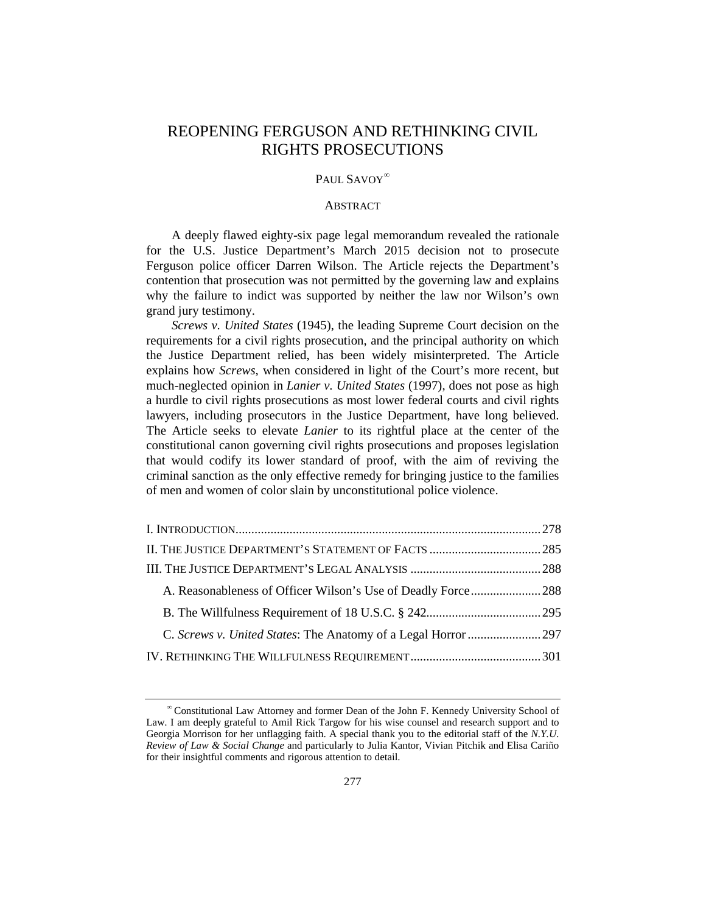# REOPENING FERGUSON AND RETHINKING CIVIL RIGHTS PROSECUTIONS

PAUL SAVOY[∞]

## ABSTRACT

A deeply flawed eighty-six page legal memorandum revealed the rationale for the U.S. Justice Department's March 2015 decision not to prosecute Ferguson police officer Darren Wilson. The Article rejects the Department's contention that prosecution was not permitted by the governing law and explains why the failure to indict was supported by neither the law nor Wilson's own grand jury testimony.

*Screws v. United States* (1945), the leading Supreme Court decision on the requirements for a civil rights prosecution, and the principal authority on which the Justice Department relied, has been widely misinterpreted. The Article explains how *Screws*, when considered in light of the Court's more recent, but much-neglected opinion in *Lanier v. United States* (1997), does not pose as high a hurdle to civil rights prosecutions as most lower federal courts and civil rights lawyers, including prosecutors in the Justice Department, have long believed. The Article seeks to elevate *Lanier* to its rightful place at the center of the constitutional canon governing civil rights prosecutions and proposes legislation that would codify its lower standard of proof, with the aim of reviving the criminal sanction as the only effective remedy for bringing justice to the families of men and women of color slain by unconstitutional police violence.

I. INTRODUCTION .............................................................................................. 278
II. THE JUSTICE DEPARTMENT'S STATEMENT OF FACTS ................................... 285
III. THE JUSTICE DEPARTMENT'S LEGAL ANALYSIS ......................................... 288
  A. Reasonableness of Officer Wilson's Use of Deadly Force ...................... 288
  B. The Willfulness Requirement of 18 U.S.C. § 242 .................................... 295
  C. *Screws v. United States*: The Anatomy of a Legal Horror ........................ 297
IV. RETHINKING THE WILLFULNESS REQUIREMENT ......................................... 301

---

[∞] Constitutional Law Attorney and former Dean of the John F. Kennedy University School of Law. I am deeply grateful to Amil Rick Targow for his wise counsel and research support and to Georgia Morrison for her unflagging faith. A special thank you to the editorial staff of the *N.Y.U. Review of Law & Social Change* and particularly to Julia Kantor, Vivian Pitchik and Elisa Cariño for their insightful comments and rigorous attention to detail.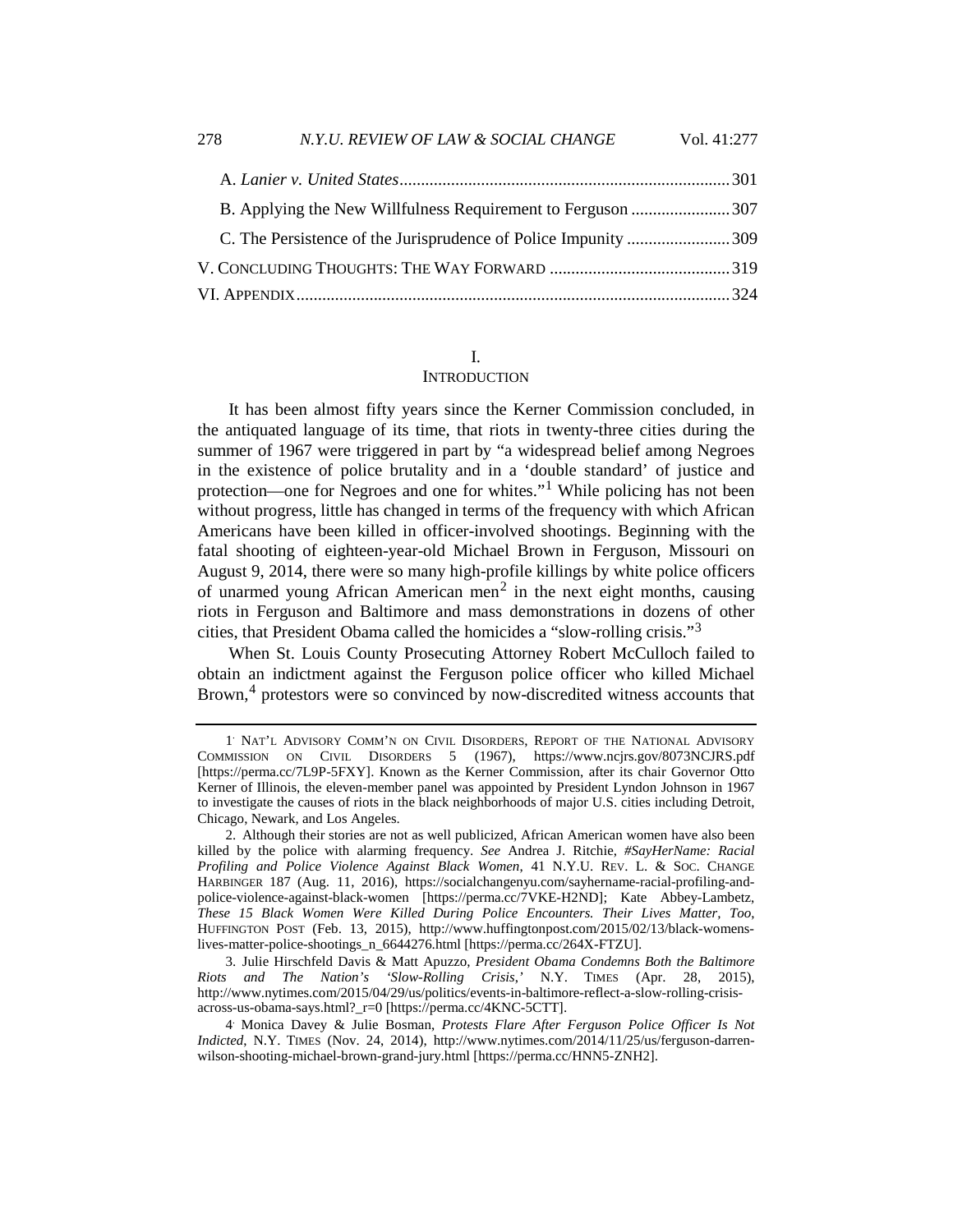A. *Lanier v. United States* ........................................................................... 301

B. Applying the New Willfulness Requirement to Ferguson ....................... 307

C. The Persistence of the Jurisprudence of Police Impunity ........................ 309

V. CONCLUDING THOUGHTS: THE WAY FORWARD .......................................... 319

VI. APPENDIX .................................................................................................... 324

## I.
## INTRODUCTION

It has been almost fifty years since the Kerner Commission concluded, in the antiquated language of its time, that riots in twenty-three cities during the summer of 1967 were triggered in part by "a widespread belief among Negroes in the existence of police brutality and in a 'double standard' of justice and protection—one for Negroes and one for whites."[1] While policing has not been without progress, little has changed in terms of the frequency with which African Americans have been killed in officer-involved shootings. Beginning with the fatal shooting of eighteen-year-old Michael Brown in Ferguson, Missouri on August 9, 2014, there were so many high-profile killings by white police officers of unarmed young African American men[2] in the next eight months, causing riots in Ferguson and Baltimore and mass demonstrations in dozens of other cities, that President Obama called the homicides a "slow-rolling crisis."[3]

When St. Louis County Prosecuting Attorney Robert McCulloch failed to obtain an indictment against the Ferguson police officer who killed Michael Brown,[4] protestors were so convinced by now-discredited witness accounts that

---

1. NAT'L ADVISORY COMM'N ON CIVIL DISORDERS, REPORT OF THE NATIONAL ADVISORY COMMISSION ON CIVIL DISORDERS 5 (1967), https://www.ncjrs.gov/8073NCJRS.pdf [https://perma.cc/7L9P-5FXY]. Known as the Kerner Commission, after its chair Governor Otto Kerner of Illinois, the eleven-member panel was appointed by President Lyndon Johnson in 1967 to investigate the causes of riots in the black neighborhoods of major U.S. cities including Detroit, Chicago, Newark, and Los Angeles.

2. Although their stories are not as well publicized, African American women have also been killed by the police with alarming frequency. *See* Andrea J. Ritchie, *#SayHerName: Racial Profiling and Police Violence Against Black Women*, 41 N.Y.U. REV. L. & SOC. CHANGE HARBINGER 187 (Aug. 11, 2016), https://socialchangenyu.com/sayhername-racial-profiling-and-police-violence-against-black-women [https://perma.cc/7VKE-H2ND]; Kate Abbey-Lambetz, *These 15 Black Women Were Killed During Police Encounters. Their Lives Matter, Too*, HUFFINGTON POST (Feb. 13, 2015), http://www.huffingtonpost.com/2015/02/13/black-womens-lives-matter-police-shootings_n_6644276.html [https://perma.cc/264X-FTZU].

3. Julie Hirschfeld Davis & Matt Apuzzo, *President Obama Condemns Both the Baltimore Riots and The Nation's 'Slow-Rolling Crisis,'* N.Y. TIMES (Apr. 28, 2015), http://www.nytimes.com/2015/04/29/us/politics/events-in-baltimore-reflect-a-slow-rolling-crisis-across-us-obama-says.html?_r=0 [https://perma.cc/4KNC-5CTT].

4. Monica Davey & Julie Bosman, *Protests Flare After Ferguson Police Officer Is Not Indicted*, N.Y. TIMES (Nov. 24, 2014), http://www.nytimes.com/2014/11/25/us/ferguson-darren-wilson-shooting-michael-brown-grand-jury.html [https://perma.cc/HNN5-ZNH2].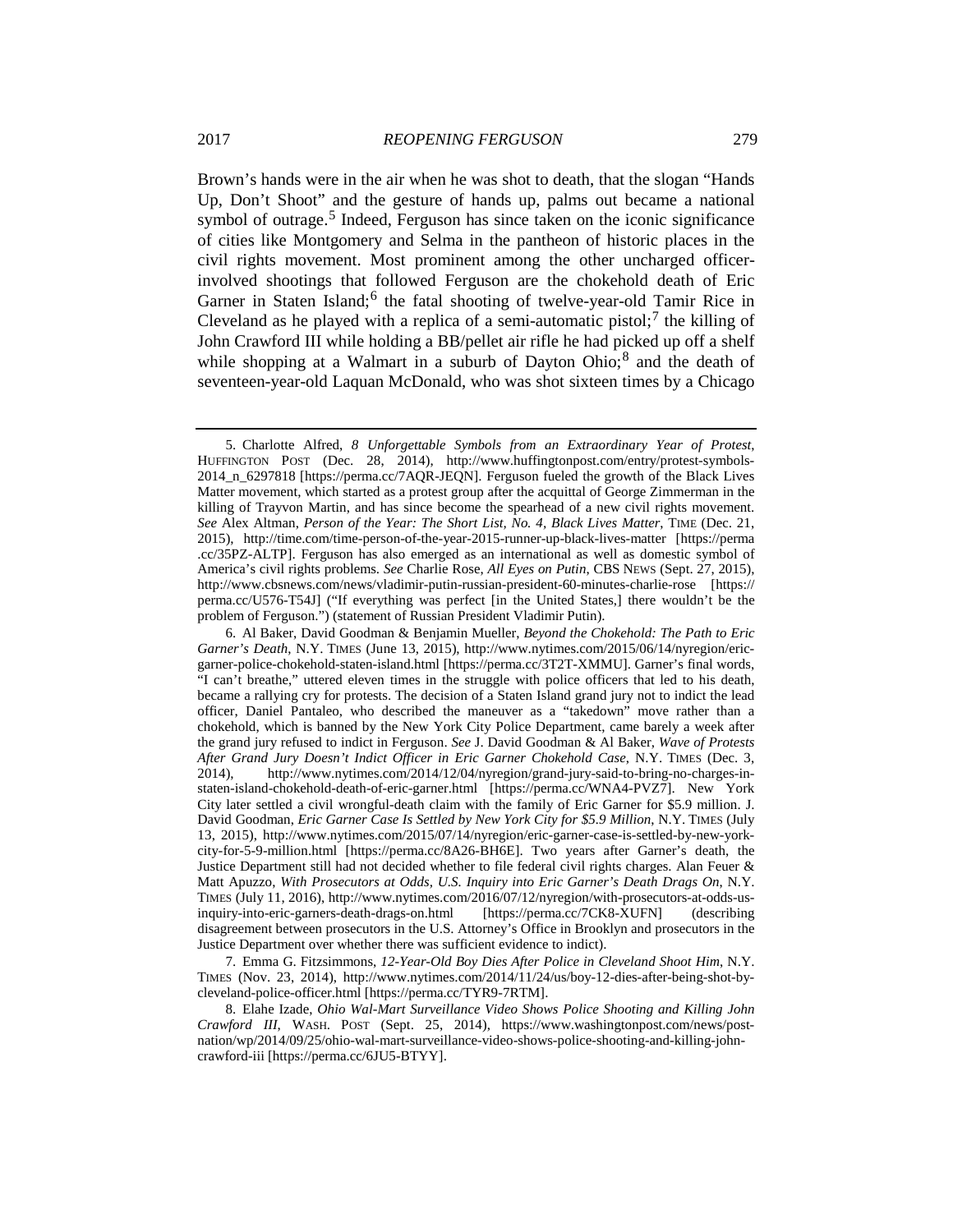Brown's hands were in the air when he was shot to death, that the slogan "Hands Up, Don't Shoot" and the gesture of hands up, palms out became a national symbol of outrage.[5] Indeed, Ferguson has since taken on the iconic significance of cities like Montgomery and Selma in the pantheon of historic places in the civil rights movement. Most prominent among the other uncharged officer-involved shootings that followed Ferguson are the chokehold death of Eric Garner in Staten Island;[6] the fatal shooting of twelve-year-old Tamir Rice in Cleveland as he played with a replica of a semi-automatic pistol;[7] the killing of John Crawford III while holding a BB/pellet air rifle he had picked up off a shelf while shopping at a Walmart in a suburb of Dayton Ohio;[8] and the death of seventeen-year-old Laquan McDonald, who was shot sixteen times by a Chicago

---

5. Charlotte Alfred, *8 Unforgettable Symbols from an Extraordinary Year of Protest*, HUFFINGTON POST (Dec. 28, 2014), http://www.huffingtonpost.com/entry/protest-symbols-2014_n_6297818 [https://perma.cc/7AQR-JEQN]. Ferguson fueled the growth of the Black Lives Matter movement, which started as a protest group after the acquittal of George Zimmerman in the killing of Trayvon Martin, and has since become the spearhead of a new civil rights movement. *See* Alex Altman, *Person of the Year: The Short List, No. 4, Black Lives Matter*, TIME (Dec. 21, 2015), http://time.com/time-person-of-the-year-2015-runner-up-black-lives-matter [https://perma.cc/35PZ-ALTP]. Ferguson has also emerged as an international as well as domestic symbol of America's civil rights problems. *See* Charlie Rose, *All Eyes on Putin*, CBS NEWS (Sept. 27, 2015), http://www.cbsnews.com/news/vladimir-putin-russian-president-60-minutes-charlie-rose [https://perma.cc/U576-T54J] ("If everything was perfect [in the United States,] there wouldn't be the problem of Ferguson.") (statement of Russian President Vladimir Putin).

6. Al Baker, David Goodman & Benjamin Mueller, *Beyond the Chokehold: The Path to Eric Garner's Death*, N.Y. TIMES (June 13, 2015), http://www.nytimes.com/2015/06/14/nyregion/eric-garner-police-chokehold-staten-island.html [https://perma.cc/3T2T-XMMU]. Garner's final words, "I can't breathe," uttered eleven times in the struggle with police officers that led to his death, became a rallying cry for protests. The decision of a Staten Island grand jury not to indict the lead officer, Daniel Pantaleo, who described the maneuver as a "takedown" move rather than a chokehold, which is banned by the New York City Police Department, came barely a week after the grand jury refused to indict in Ferguson. *See* J. David Goodman & Al Baker, *Wave of Protests After Grand Jury Doesn't Indict Officer in Eric Garner Chokehold Case*, N.Y. TIMES (Dec. 3, 2014), http://www.nytimes.com/2014/12/04/nyregion/grand-jury-said-to-bring-no-charges-in-staten-island-chokehold-death-of-eric-garner.html [https://perma.cc/WNA4-PVZ7]. New York City later settled a civil wrongful-death claim with the family of Eric Garner for $5.9 million. J. David Goodman, *Eric Garner Case Is Settled by New York City for $5.9 Million*, N.Y. TIMES (July 13, 2015), http://www.nytimes.com/2015/07/14/nyregion/eric-garner-case-is-settled-by-new-york-city-for-5-9-million.html [https://perma.cc/8A26-BH6E]. Two years after Garner's death, the Justice Department still had not decided whether to file federal civil rights charges. Alan Feuer & Matt Apuzzo, *With Prosecutors at Odds, U.S. Inquiry into Eric Garner's Death Drags On*, N.Y. TIMES (July 11, 2016), http://www.nytimes.com/2016/07/12/nyregion/with-prosecutors-at-odds-us-inquiry-into-eric-garners-death-drags-on.html [https://perma.cc/7CK8-XUFN] (describing disagreement between prosecutors in the U.S. Attorney's Office in Brooklyn and prosecutors in the Justice Department over whether there was sufficient evidence to indict).

7. Emma G. Fitzsimmons, *12-Year-Old Boy Dies After Police in Cleveland Shoot Him*, N.Y. TIMES (Nov. 23, 2014), http://www.nytimes.com/2014/11/24/us/boy-12-dies-after-being-shot-by-cleveland-police-officer.html [https://perma.cc/TYR9-7RTM].

8. Elahe Izade, *Ohio Wal-Mart Surveillance Video Shows Police Shooting and Killing John Crawford III*, WASH. POST (Sept. 25, 2014), https://www.washingtonpost.com/news/post-nation/wp/2014/09/25/ohio-wal-mart-surveillance-video-shows-police-shooting-and-killing-john-crawford-iii [https://perma.cc/6JU5-BTYY].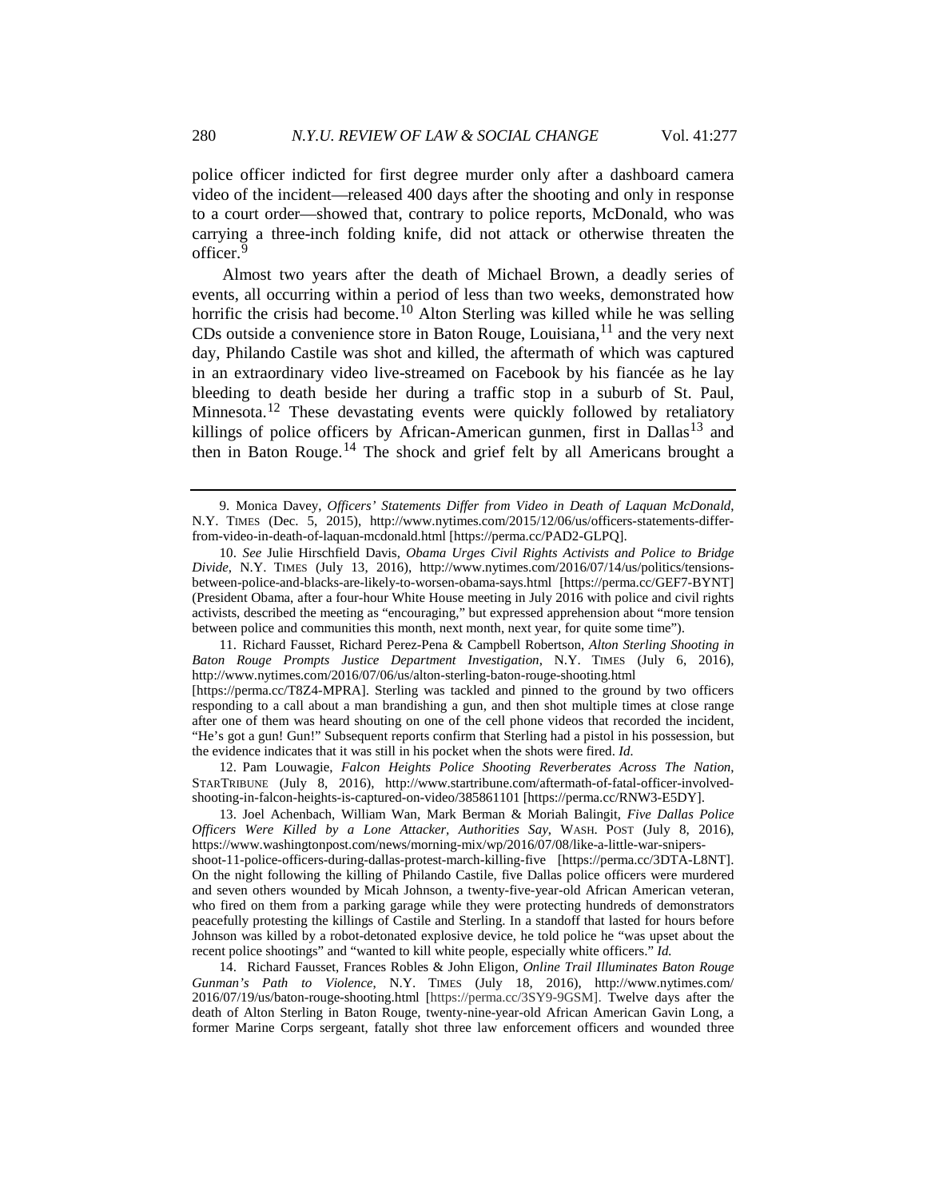police officer indicted for first degree murder only after a dashboard camera video of the incident—released 400 days after the shooting and only in response to a court order—showed that, contrary to police reports, McDonald, who was carrying a three-inch folding knife, did not attack or otherwise threaten the officer.[9]

Almost two years after the death of Michael Brown, a deadly series of events, all occurring within a period of less than two weeks, demonstrated how horrific the crisis had become.[10] Alton Sterling was killed while he was selling CDs outside a convenience store in Baton Rouge, Louisiana,[11] and the very next day, Philando Castile was shot and killed, the aftermath of which was captured in an extraordinary video live-streamed on Facebook by his fiancée as he lay bleeding to death beside her during a traffic stop in a suburb of St. Paul, Minnesota.[12] These devastating events were quickly followed by retaliatory killings of police officers by African-American gunmen, first in Dallas[13] and then in Baton Rouge.[14] The shock and grief felt by all Americans brought a

---

9. Monica Davey, *Officers' Statements Differ from Video in Death of Laquan McDonald*, N.Y. TIMES (Dec. 5, 2015), http://www.nytimes.com/2015/12/06/us/officers-statements-differ-from-video-in-death-of-laquan-mcdonald.html [https://perma.cc/PAD2-GLPQ].

10. *See* Julie Hirschfield Davis, *Obama Urges Civil Rights Activists and Police to Bridge Divide*, N.Y. TIMES (July 13, 2016), http://www.nytimes.com/2016/07/14/us/politics/tensions-between-police-and-blacks-are-likely-to-worsen-obama-says.html [https://perma.cc/GEF7-BYNT] (President Obama, after a four-hour White House meeting in July 2016 with police and civil rights activists, described the meeting as "encouraging," but expressed apprehension about "more tension between police and communities this month, next month, next year, for quite some time").

11. Richard Fausset, Richard Perez-Pena & Campbell Robertson, *Alton Sterling Shooting in Baton Rouge Prompts Justice Department Investigation*, N.Y. TIMES (July 6, 2016), http://www.nytimes.com/2016/07/06/us/alton-sterling-baton-rouge-shooting.html [https://perma.cc/T8Z4-MPRA]. Sterling was tackled and pinned to the ground by two officers responding to a call about a man brandishing a gun, and then shot multiple times at close range after one of them was heard shouting on one of the cell phone videos that recorded the incident, "He's got a gun! Gun!" Subsequent reports confirm that Sterling had a pistol in his possession, but the evidence indicates that it was still in his pocket when the shots were fired. *Id.*

12. Pam Louwagie, *Falcon Heights Police Shooting Reverberates Across The Nation*, STARTRIBUNE (July 8, 2016), http://www.startribune.com/aftermath-of-fatal-officer-involved-shooting-in-falcon-heights-is-captured-on-video/385861101 [https://perma.cc/RNW3-E5DY].

13. Joel Achenbach, William Wan, Mark Berman & Moriah Balingit, *Five Dallas Police Officers Were Killed by a Lone Attacker, Authorities Say*, WASH. POST (July 8, 2016), https://www.washingtonpost.com/news/morning-mix/wp/2016/07/08/like-a-little-war-snipers-shoot-11-police-officers-during-dallas-protest-march-killing-five [https://perma.cc/3DTA-L8NT]. On the night following the killing of Philando Castile, five Dallas police officers were murdered and seven others wounded by Micah Johnson, a twenty-five-year-old African American veteran, who fired on them from a parking garage while they were protecting hundreds of demonstrators peacefully protesting the killings of Castile and Sterling. In a standoff that lasted for hours before Johnson was killed by a robot-detonated explosive device, he told police he "was upset about the recent police shootings" and "wanted to kill white people, especially white officers." *Id.*

14. Richard Fausset, Frances Robles & John Eligon, *Online Trail Illuminates Baton Rouge Gunman's Path to Violence*, N.Y. TIMES (July 18, 2016), http://www.nytimes.com/2016/07/19/us/baton-rouge-shooting.html [https://perma.cc/3SY9-9GSM]. Twelve days after the death of Alton Sterling in Baton Rouge, twenty-nine-year-old African American Gavin Long, a former Marine Corps sergeant, fatally shot three law enforcement officers and wounded three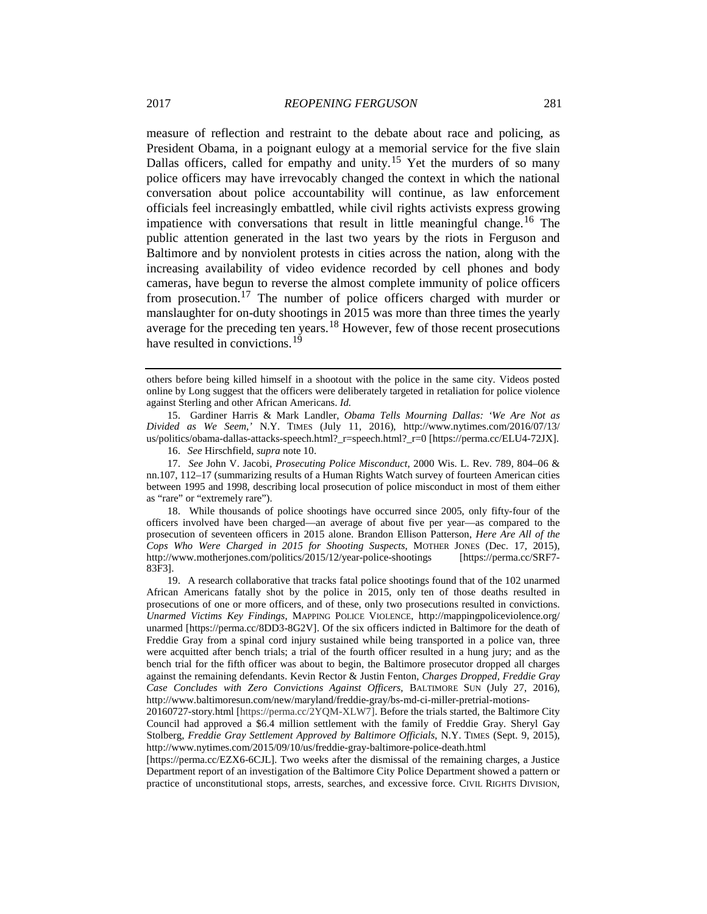measure of reflection and restraint to the debate about race and policing, as President Obama, in a poignant eulogy at a memorial service for the five slain Dallas officers, called for empathy and unity.[15] Yet the murders of so many police officers may have irrevocably changed the context in which the national conversation about police accountability will continue, as law enforcement officials feel increasingly embattled, while civil rights activists express growing impatience with conversations that result in little meaningful change.[16] The public attention generated in the last two years by the riots in Ferguson and Baltimore and by nonviolent protests in cities across the nation, along with the increasing availability of video evidence recorded by cell phones and body cameras, have begun to reverse the almost complete immunity of police officers from prosecution.[17] The number of police officers charged with murder or manslaughter for on-duty shootings in 2015 was more than three times the yearly average for the preceding ten years.[18] However, few of those recent prosecutions have resulted in convictions.[19]

---

others before being killed himself in a shootout with the police in the same city. Videos posted online by Long suggest that the officers were deliberately targeted in retaliation for police violence against Sterling and other African Americans. *Id.*

15. Gardiner Harris & Mark Landler, *Obama Tells Mourning Dallas: 'We Are Not as Divided as We Seem,'* N.Y. TIMES (July 11, 2016), http://www.nytimes.com/2016/07/13/us/politics/obama-dallas-attacks-speech.html?_r=speech.html?_r=0 [https://perma.cc/ELU4-72JX].

16. *See* Hirschfield, *supra* note 10.

17. *See* John V. Jacobi, *Prosecuting Police Misconduct*, 2000 Wis. L. Rev. 789, 804–06 & nn.107, 112–17 (summarizing results of a Human Rights Watch survey of fourteen American cities between 1995 and 1998, describing local prosecution of police misconduct in most of them either as "rare" or "extremely rare").

18. While thousands of police shootings have occurred since 2005, only fifty-four of the officers involved have been charged—an average of about five per year—as compared to the prosecution of seventeen officers in 2015 alone. Brandon Ellison Patterson, *Here Are All of the Cops Who Were Charged in 2015 for Shooting Suspects*, MOTHER JONES (Dec. 17, 2015), http://www.motherjones.com/politics/2015/12/year-police-shootings [https://perma.cc/SRF7-83F3].

19. A research collaborative that tracks fatal police shootings found that of the 102 unarmed African Americans fatally shot by the police in 2015, only ten of those deaths resulted in prosecutions of one or more officers, and of these, only two prosecutions resulted in convictions. *Unarmed Victims Key Findings*, MAPPING POLICE VIOLENCE, http://mappingpoliceviolence.org/unarmed [https://perma.cc/8DD3-8G2V]. Of the six officers indicted in Baltimore for the death of Freddie Gray from a spinal cord injury sustained while being transported in a police van, three were acquitted after bench trials; a trial of the fourth officer resulted in a hung jury; and as the bench trial for the fifth officer was about to begin, the Baltimore prosecutor dropped all charges against the remaining defendants. Kevin Rector & Justin Fenton, *Charges Dropped, Freddie Gray Case Concludes with Zero Convictions Against Officers*, BALTIMORE SUN (July 27, 2016), http://www.baltimoresun.com/new/maryland/freddie-gray/bs-md-ci-miller-pretrial-motions-20160727-story.html [https://perma.cc/2YQM-XLW7]. Before the trials started, the Baltimore City Council had approved a $6.4 million settlement with the family of Freddie Gray. Sheryl Gay Stolberg, *Freddie Gray Settlement Approved by Baltimore Officials*, N.Y. TIMES (Sept. 9, 2015), http://www.nytimes.com/2015/09/10/us/freddie-gray-baltimore-police-death.html [https://perma.cc/EZX6-6CJL]. Two weeks after the dismissal of the remaining charges, a Justice Department report of an investigation of the Baltimore City Police Department showed a pattern or practice of unconstitutional stops, arrests, searches, and excessive force. CIVIL RIGHTS DIVISION,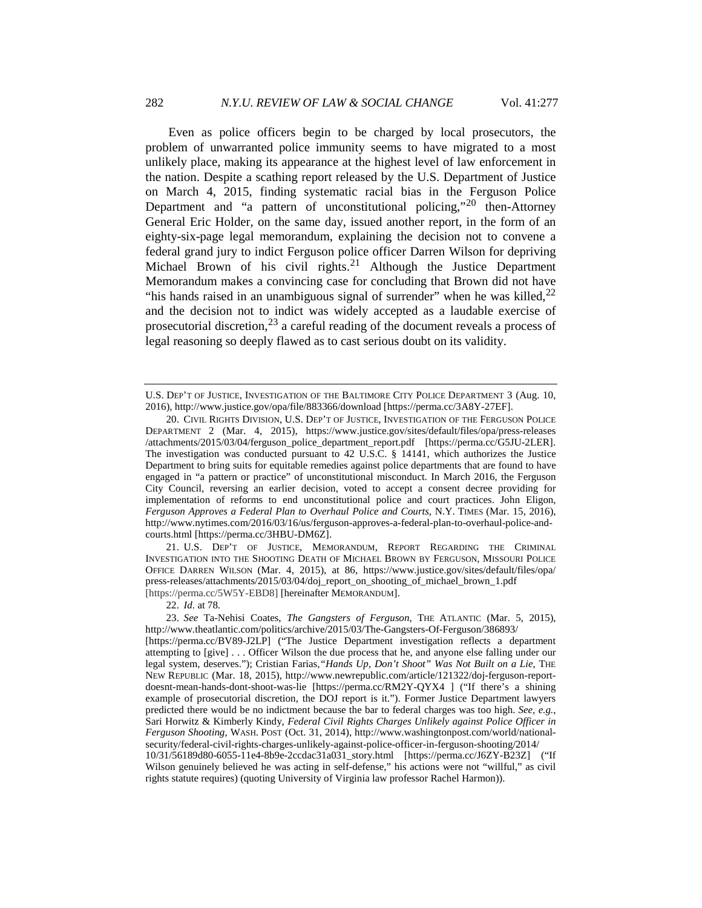Even as police officers begin to be charged by local prosecutors, the problem of unwarranted police immunity seems to have migrated to a most unlikely place, making its appearance at the highest level of law enforcement in the nation. Despite a scathing report released by the U.S. Department of Justice on March 4, 2015, finding systematic racial bias in the Ferguson Police Department and "a pattern of unconstitutional policing,"[20] then-Attorney General Eric Holder, on the same day, issued another report, in the form of an eighty-six-page legal memorandum, explaining the decision not to convene a federal grand jury to indict Ferguson police officer Darren Wilson for depriving Michael Brown of his civil rights.[21] Although the Justice Department Memorandum makes a convincing case for concluding that Brown did not have "his hands raised in an unambiguous signal of surrender" when he was killed,[22] and the decision not to indict was widely accepted as a laudable exercise of prosecutorial discretion,[23] a careful reading of the document reveals a process of legal reasoning so deeply flawed as to cast serious doubt on its validity.

---

U.S. DEP'T OF JUSTICE, INVESTIGATION OF THE BALTIMORE CITY POLICE DEPARTMENT 3 (Aug. 10, 2016), http://www.justice.gov/opa/file/883366/download [https://perma.cc/3A8Y-27EF].

20. CIVIL RIGHTS DIVISION, U.S. DEP'T OF JUSTICE, INVESTIGATION OF THE FERGUSON POLICE DEPARTMENT 2 (Mar. 4, 2015), https://www.justice.gov/sites/default/files/opa/press-releases/attachments/2015/03/04/ferguson_police_department_report.pdf [https://perma.cc/G5JU-2LER]. The investigation was conducted pursuant to 42 U.S.C. § 14141, which authorizes the Justice Department to bring suits for equitable remedies against police departments that are found to have engaged in "a pattern or practice" of unconstitutional misconduct. In March 2016, the Ferguson City Council, reversing an earlier decision, voted to accept a consent decree providing for implementation of reforms to end unconstitutional police and court practices. John Eligon, *Ferguson Approves a Federal Plan to Overhaul Police and Courts*, N.Y. TIMES (Mar. 15, 2016), http://www.nytimes.com/2016/03/16/us/ferguson-approves-a-federal-plan-to-overhaul-police-and-courts.html [https://perma.cc/3HBU-DM6Z].

21. U.S. DEP'T OF JUSTICE, MEMORANDUM, REPORT REGARDING THE CRIMINAL INVESTIGATION INTO THE SHOOTING DEATH OF MICHAEL BROWN BY FERGUSON, MISSOURI POLICE OFFICE DARREN WILSON (Mar. 4, 2015), at 86, https://www.justice.gov/sites/default/files/opa/press-releases/attachments/2015/03/04/doj_report_on_shooting_of_michael_brown_1.pdf [https://perma.cc/5W5Y-EBD8] [hereinafter MEMORANDUM].

22. *Id*. at 78.

23. *See* Ta-Nehisi Coates, *The Gangsters of Ferguson*, THE ATLANTIC (Mar. 5, 2015), http://www.theatlantic.com/politics/archive/2015/03/The-Gangsters-Of-Ferguson/386893/ [https://perma.cc/BV89-J2LP] ("The Justice Department investigation reflects a department attempting to [give] . . . Officer Wilson the due process that he, and anyone else falling under our legal system, deserves."); Cristian Farias, *"Hands Up, Don't Shoot" Was Not Built on a Lie*, THE NEW REPUBLIC (Mar. 18, 2015), http://www.newrepublic.com/article/121322/doj-ferguson-report-doesnt-mean-hands-dont-shoot-was-lie [https://perma.cc/RM2Y-QYX4 ] ("If there's a shining example of prosecutorial discretion, the DOJ report is it."). Former Justice Department lawyers predicted there would be no indictment because the bar to federal charges was too high. *See, e.g.*, Sari Horwitz & Kimberly Kindy, *Federal Civil Rights Charges Unlikely against Police Officer in Ferguson Shooting*, WASH. POST (Oct. 31, 2014), http://www.washingtonpost.com/world/national-security/federal-civil-rights-charges-unlikely-against-police-officer-in-ferguson-shooting/2014/10/31/56189d80-6055-11e4-8b9e-2ccdac31a031_story.html [https://perma.cc/J6ZY-B23Z] ("If Wilson genuinely believed he was acting in self-defense," his actions were not "willful," as civil rights statute requires) (quoting University of Virginia law professor Rachel Harmon)).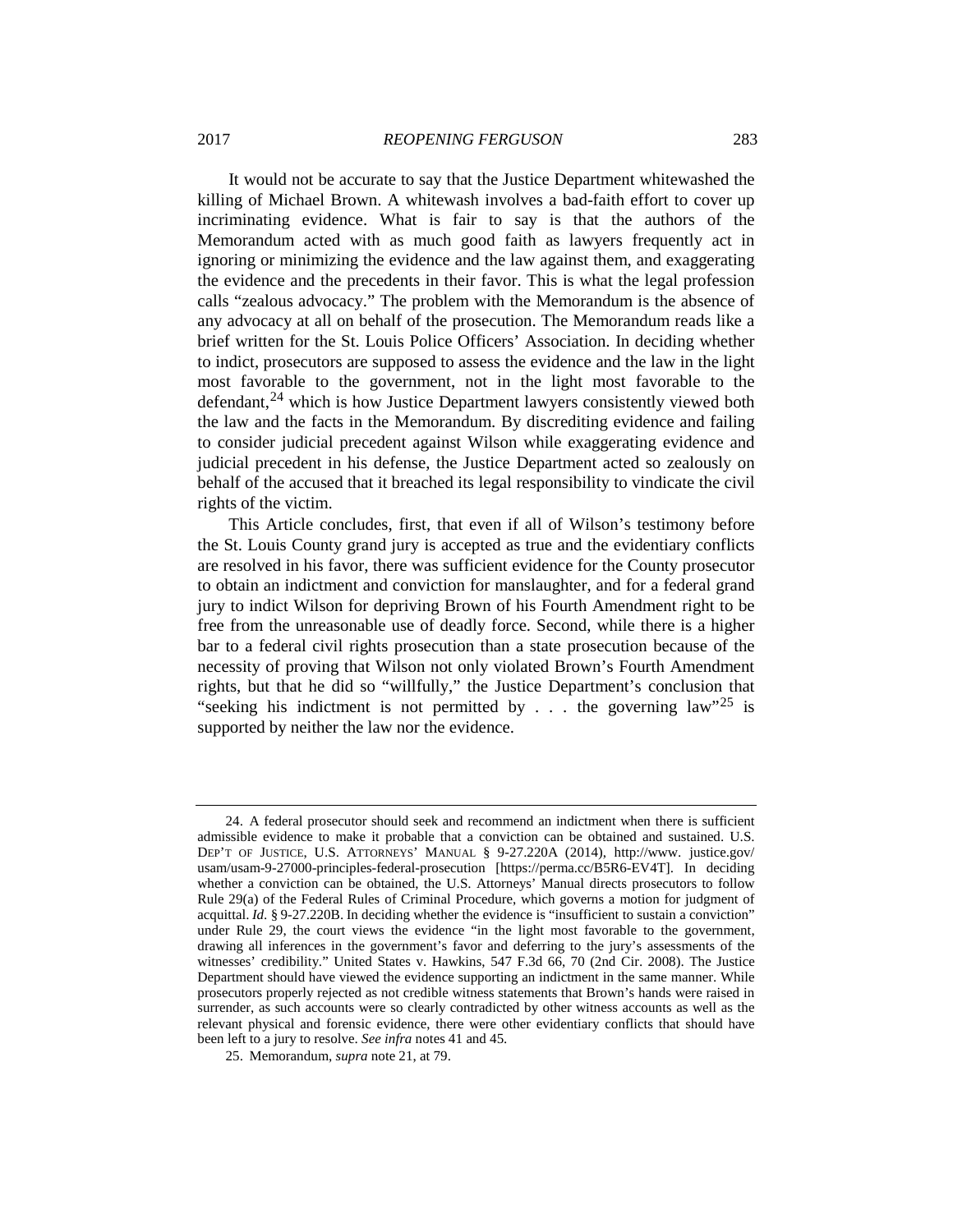It would not be accurate to say that the Justice Department whitewashed the killing of Michael Brown. A whitewash involves a bad-faith effort to cover up incriminating evidence. What is fair to say is that the authors of the Memorandum acted with as much good faith as lawyers frequently act in ignoring or minimizing the evidence and the law against them, and exaggerating the evidence and the precedents in their favor. This is what the legal profession calls "zealous advocacy." The problem with the Memorandum is the absence of any advocacy at all on behalf of the prosecution. The Memorandum reads like a brief written for the St. Louis Police Officers' Association. In deciding whether to indict, prosecutors are supposed to assess the evidence and the law in the light most favorable to the government, not in the light most favorable to the defendant,[24] which is how Justice Department lawyers consistently viewed both the law and the facts in the Memorandum. By discrediting evidence and failing to consider judicial precedent against Wilson while exaggerating evidence and judicial precedent in his defense, the Justice Department acted so zealously on behalf of the accused that it breached its legal responsibility to vindicate the civil rights of the victim.

This Article concludes, first, that even if all of Wilson's testimony before the St. Louis County grand jury is accepted as true and the evidentiary conflicts are resolved in his favor, there was sufficient evidence for the County prosecutor to obtain an indictment and conviction for manslaughter, and for a federal grand jury to indict Wilson for depriving Brown of his Fourth Amendment right to be free from the unreasonable use of deadly force. Second, while there is a higher bar to a federal civil rights prosecution than a state prosecution because of the necessity of proving that Wilson not only violated Brown's Fourth Amendment rights, but that he did so "willfully," the Justice Department's conclusion that "seeking his indictment is not permitted by . . . the governing law"[25] is supported by neither the law nor the evidence.

---

24. A federal prosecutor should seek and recommend an indictment when there is sufficient admissible evidence to make it probable that a conviction can be obtained and sustained. U.S. DEP'T OF JUSTICE, U.S. ATTORNEYS' MANUAL § 9-27.220A (2014), http://www. justice.gov/usam/usam-9-27000-principles-federal-prosecution [https://perma.cc/B5R6-EV4T]. In deciding whether a conviction can be obtained, the U.S. Attorneys' Manual directs prosecutors to follow Rule 29(a) of the Federal Rules of Criminal Procedure, which governs a motion for judgment of acquittal. *Id*. § 9-27.220B. In deciding whether the evidence is "insufficient to sustain a conviction" under Rule 29, the court views the evidence "in the light most favorable to the government, drawing all inferences in the government's favor and deferring to the jury's assessments of the witnesses' credibility." United States v. Hawkins, 547 F.3d 66, 70 (2nd Cir. 2008). The Justice Department should have viewed the evidence supporting an indictment in the same manner. While prosecutors properly rejected as not credible witness statements that Brown's hands were raised in surrender, as such accounts were so clearly contradicted by other witness accounts as well as the relevant physical and forensic evidence, there were other evidentiary conflicts that should have been left to a jury to resolve. *See infra* notes 41 and 45.

25. Memorandum, *supra* note 21, at 79.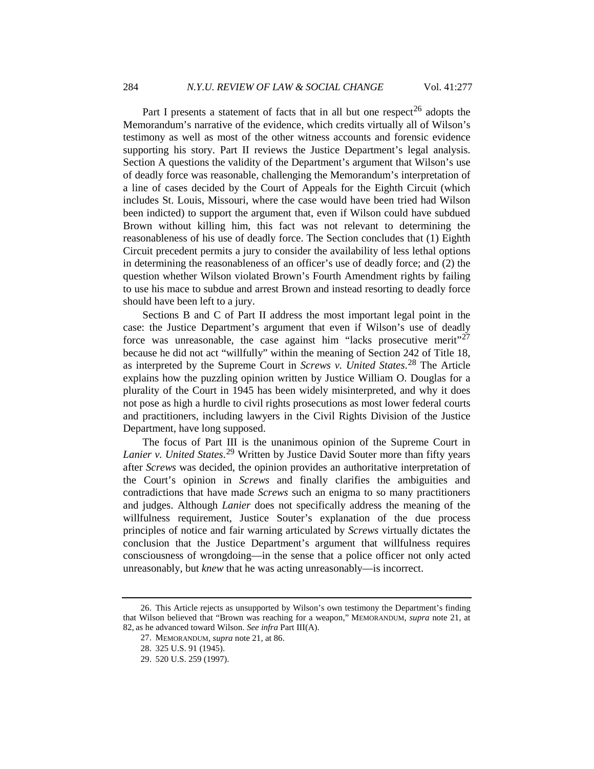Part I presents a statement of facts that in all but one respect[26] adopts the Memorandum's narrative of the evidence, which credits virtually all of Wilson's testimony as well as most of the other witness accounts and forensic evidence supporting his story. Part II reviews the Justice Department's legal analysis. Section A questions the validity of the Department's argument that Wilson's use of deadly force was reasonable, challenging the Memorandum's interpretation of a line of cases decided by the Court of Appeals for the Eighth Circuit (which includes St. Louis, Missouri, where the case would have been tried had Wilson been indicted) to support the argument that, even if Wilson could have subdued Brown without killing him, this fact was not relevant to determining the reasonableness of his use of deadly force. The Section concludes that (1) Eighth Circuit precedent permits a jury to consider the availability of less lethal options in determining the reasonableness of an officer's use of deadly force; and (2) the question whether Wilson violated Brown's Fourth Amendment rights by failing to use his mace to subdue and arrest Brown and instead resorting to deadly force should have been left to a jury.

Sections B and C of Part II address the most important legal point in the case: the Justice Department's argument that even if Wilson's use of deadly force was unreasonable, the case against him "lacks prosecutive merit"[27] because he did not act "willfully" within the meaning of Section 242 of Title 18, as interpreted by the Supreme Court in *Screws v. United States*.[28] The Article explains how the puzzling opinion written by Justice William O. Douglas for a plurality of the Court in 1945 has been widely misinterpreted, and why it does not pose as high a hurdle to civil rights prosecutions as most lower federal courts and practitioners, including lawyers in the Civil Rights Division of the Justice Department, have long supposed.

The focus of Part III is the unanimous opinion of the Supreme Court in *Lanier v. United States*.[29] Written by Justice David Souter more than fifty years after *Screws* was decided, the opinion provides an authoritative interpretation of the Court's opinion in *Screws* and finally clarifies the ambiguities and contradictions that have made *Screws* such an enigma to so many practitioners and judges. Although *Lanier* does not specifically address the meaning of the willfulness requirement, Justice Souter's explanation of the due process principles of notice and fair warning articulated by *Screws* virtually dictates the conclusion that the Justice Department's argument that willfulness requires consciousness of wrongdoing—in the sense that a police officer not only acted unreasonably, but *knew* that he was acting unreasonably—is incorrect.

---

26. This Article rejects as unsupported by Wilson's own testimony the Department's finding that Wilson believed that "Brown was reaching for a weapon," MEMORANDUM, *supra* note 21, at 82, as he advanced toward Wilson. *See infra* Part III(A).

27. MEMORANDUM, *supra* note 21, at 86.

28. 325 U.S. 91 (1945).

29. 520 U.S. 259 (1997).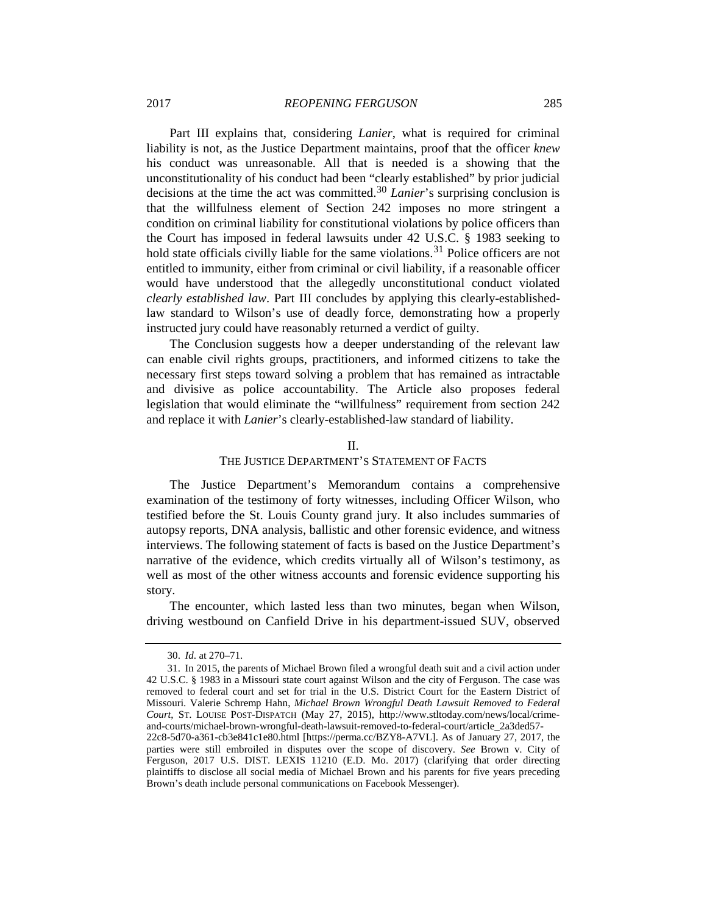Part III explains that, considering *Lanier*, what is required for criminal liability is not, as the Justice Department maintains, proof that the officer *knew* his conduct was unreasonable. All that is needed is a showing that the unconstitutionality of his conduct had been "clearly established" by prior judicial decisions at the time the act was committed.[30] *Lanier*'s surprising conclusion is that the willfulness element of Section 242 imposes no more stringent a condition on criminal liability for constitutional violations by police officers than the Court has imposed in federal lawsuits under 42 U.S.C. § 1983 seeking to hold state officials civilly liable for the same violations.[31] Police officers are not entitled to immunity, either from criminal or civil liability, if a reasonable officer would have understood that the allegedly unconstitutional conduct violated *clearly established law*. Part III concludes by applying this clearly-established-law standard to Wilson's use of deadly force, demonstrating how a properly instructed jury could have reasonably returned a verdict of guilty.

The Conclusion suggests how a deeper understanding of the relevant law can enable civil rights groups, practitioners, and informed citizens to take the necessary first steps toward solving a problem that has remained as intractable and divisive as police accountability. The Article also proposes federal legislation that would eliminate the "willfulness" requirement from section 242 and replace it with *Lanier*'s clearly-established-law standard of liability.

## II.
## THE JUSTICE DEPARTMENT'S STATEMENT OF FACTS

The Justice Department's Memorandum contains a comprehensive examination of the testimony of forty witnesses, including Officer Wilson, who testified before the St. Louis County grand jury. It also includes summaries of autopsy reports, DNA analysis, ballistic and other forensic evidence, and witness interviews. The following statement of facts is based on the Justice Department's narrative of the evidence, which credits virtually all of Wilson's testimony, as well as most of the other witness accounts and forensic evidence supporting his story.

The encounter, which lasted less than two minutes, began when Wilson, driving westbound on Canfield Drive in his department-issued SUV, observed

---

30. *Id.* at 270–71.

31. In 2015, the parents of Michael Brown filed a wrongful death suit and a civil action under 42 U.S.C. § 1983 in a Missouri state court against Wilson and the city of Ferguson. The case was removed to federal court and set for trial in the U.S. District Court for the Eastern District of Missouri. Valerie Schremp Hahn, *Michael Brown Wrongful Death Lawsuit Removed to Federal Court*, ST. LOUISE POST-DISPATCH (May 27, 2015), http://www.stltoday.com/news/local/crime-and-courts/michael-brown-wrongful-death-lawsuit-removed-to-federal-court/article_2a3ded57-22c8-5d70-a361-cb3e841c1e80.html [https://perma.cc/BZY8-A7VL]. As of January 27, 2017, the parties were still embroiled in disputes over the scope of discovery. *See* Brown v. City of Ferguson, 2017 U.S. DIST. LEXIS 11210 (E.D. Mo. 2017) (clarifying that order directing plaintiffs to disclose all social media of Michael Brown and his parents for five years preceding Brown's death include personal communications on Facebook Messenger).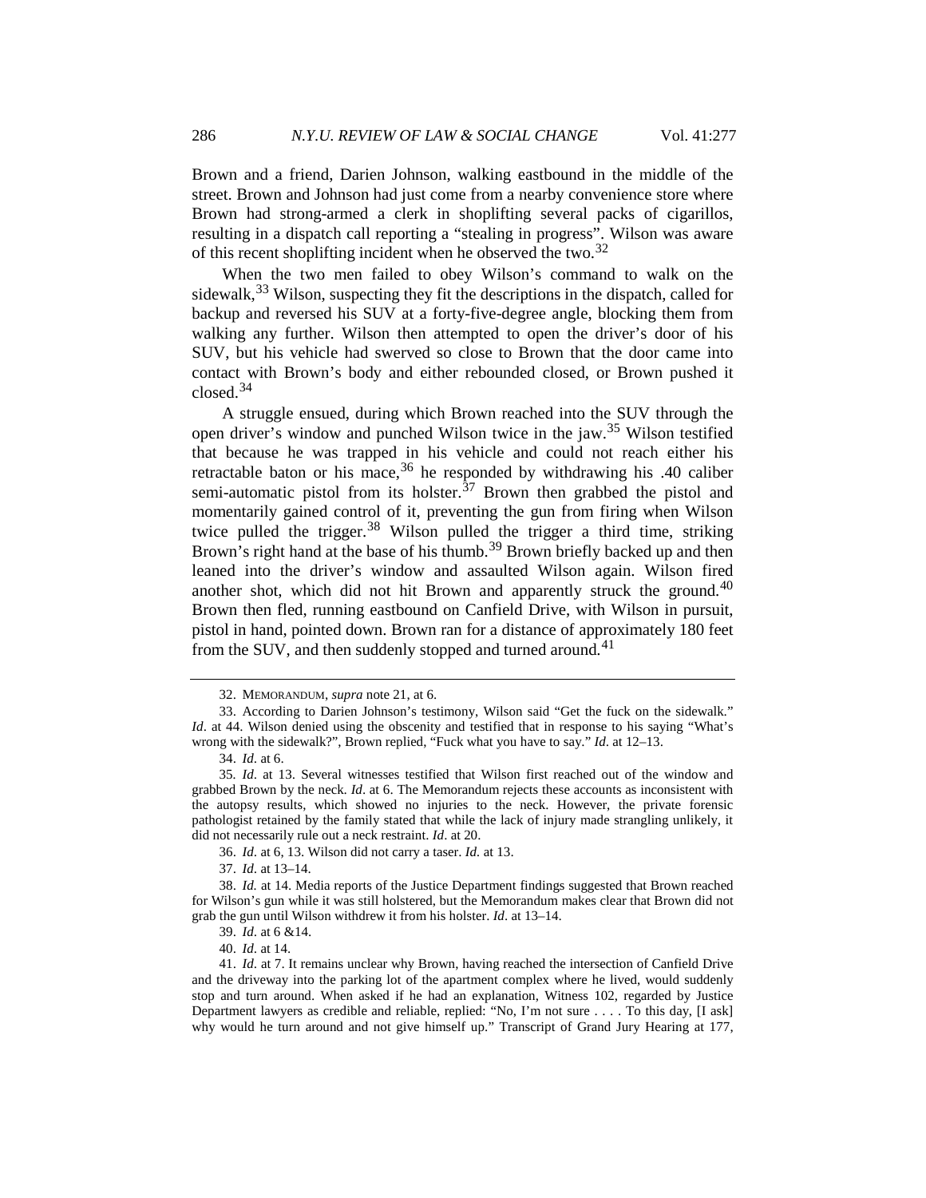Brown and a friend, Darien Johnson, walking eastbound in the middle of the street. Brown and Johnson had just come from a nearby convenience store where Brown had strong-armed a clerk in shoplifting several packs of cigarillos, resulting in a dispatch call reporting a "stealing in progress". Wilson was aware of this recent shoplifting incident when he observed the two.[32]

When the two men failed to obey Wilson's command to walk on the sidewalk,[33] Wilson, suspecting they fit the descriptions in the dispatch, called for backup and reversed his SUV at a forty-five-degree angle, blocking them from walking any further. Wilson then attempted to open the driver's door of his SUV, but his vehicle had swerved so close to Brown that the door came into contact with Brown's body and either rebounded closed, or Brown pushed it closed.[34]

A struggle ensued, during which Brown reached into the SUV through the open driver's window and punched Wilson twice in the jaw.[35] Wilson testified that because he was trapped in his vehicle and could not reach either his retractable baton or his mace,[36] he responded by withdrawing his .40 caliber semi-automatic pistol from its holster.[37] Brown then grabbed the pistol and momentarily gained control of it, preventing the gun from firing when Wilson twice pulled the trigger.[38] Wilson pulled the trigger a third time, striking Brown's right hand at the base of his thumb.[39] Brown briefly backed up and then leaned into the driver's window and assaulted Wilson again. Wilson fired another shot, which did not hit Brown and apparently struck the ground.[40] Brown then fled, running eastbound on Canfield Drive, with Wilson in pursuit, pistol in hand, pointed down. Brown ran for a distance of approximately 180 feet from the SUV, and then suddenly stopped and turned around.[41]

---

32. MEMORANDUM, *supra* note 21, at 6.

33. According to Darien Johnson's testimony, Wilson said "Get the fuck on the sidewalk." *Id*. at 44. Wilson denied using the obscenity and testified that in response to his saying "What's wrong with the sidewalk?", Brown replied, "Fuck what you have to say." *Id*. at 12–13.

34. *Id*. at 6.

35. *Id*. at 13. Several witnesses testified that Wilson first reached out of the window and grabbed Brown by the neck. *Id*. at 6. The Memorandum rejects these accounts as inconsistent with the autopsy results, which showed no injuries to the neck. However, the private forensic pathologist retained by the family stated that while the lack of injury made strangling unlikely, it did not necessarily rule out a neck restraint. *Id*. at 20.

36. *Id*. at 6, 13. Wilson did not carry a taser. *Id*. at 13.

37. *Id*. at 13–14.

38. *Id.* at 14. Media reports of the Justice Department findings suggested that Brown reached for Wilson's gun while it was still holstered, but the Memorandum makes clear that Brown did not grab the gun until Wilson withdrew it from his holster. *Id*. at 13–14.

39. *Id*. at 6 &14.

40. *Id*. at 14.

41. *Id*. at 7. It remains unclear why Brown, having reached the intersection of Canfield Drive and the driveway into the parking lot of the apartment complex where he lived, would suddenly stop and turn around. When asked if he had an explanation, Witness 102, regarded by Justice Department lawyers as credible and reliable, replied: "No, I'm not sure . . . . To this day, [I ask] why would he turn around and not give himself up." Transcript of Grand Jury Hearing at 177,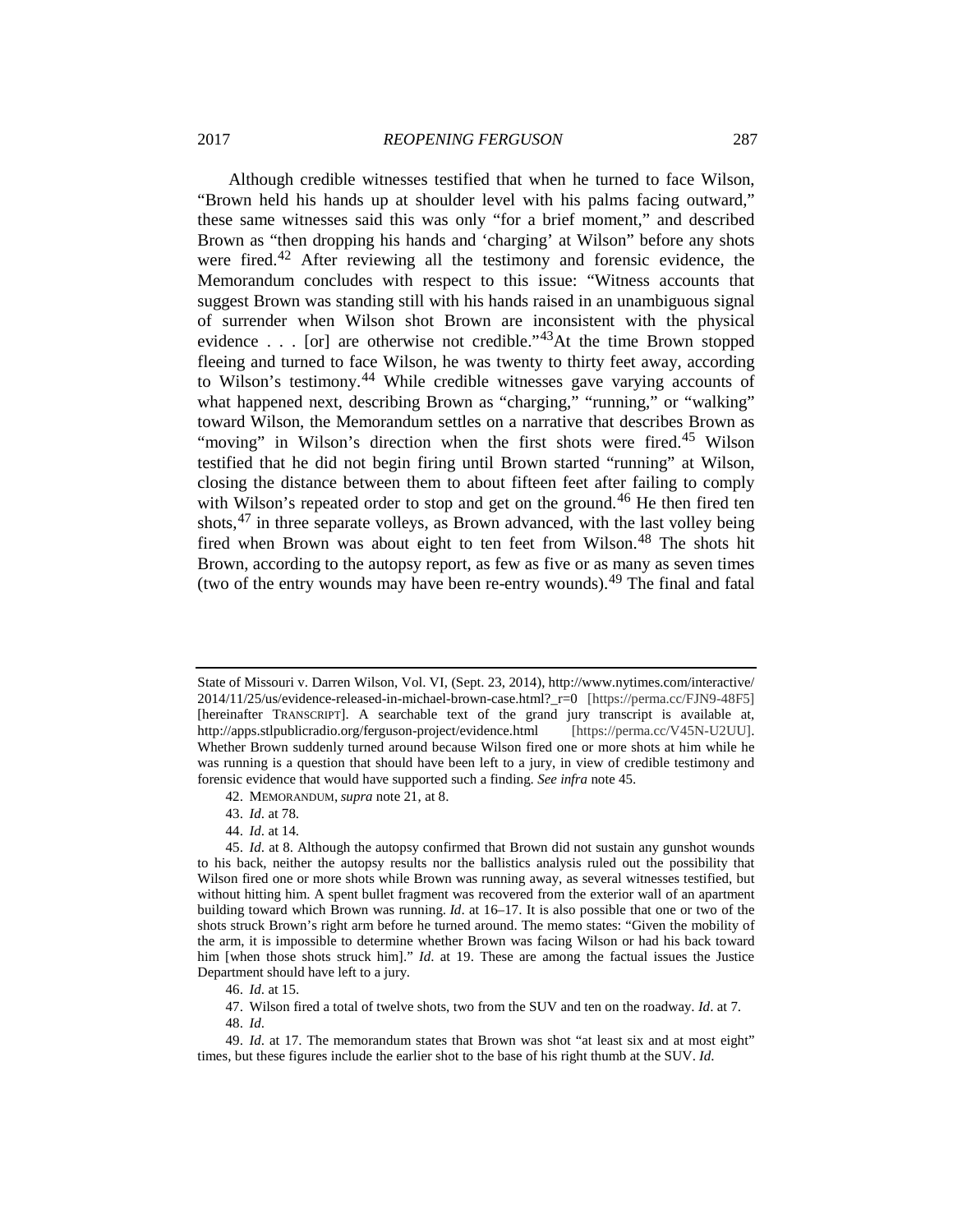Although credible witnesses testified that when he turned to face Wilson, "Brown held his hands up at shoulder level with his palms facing outward," these same witnesses said this was only "for a brief moment," and described Brown as "then dropping his hands and 'charging' at Wilson" before any shots were fired.[42] After reviewing all the testimony and forensic evidence, the Memorandum concludes with respect to this issue: "Witness accounts that suggest Brown was standing still with his hands raised in an unambiguous signal of surrender when Wilson shot Brown are inconsistent with the physical evidence . . . [or] are otherwise not credible."[43]At the time Brown stopped fleeing and turned to face Wilson, he was twenty to thirty feet away, according to Wilson's testimony.[44] While credible witnesses gave varying accounts of what happened next, describing Brown as "charging," "running," or "walking" toward Wilson, the Memorandum settles on a narrative that describes Brown as "moving" in Wilson's direction when the first shots were fired.[45] Wilson testified that he did not begin firing until Brown started "running" at Wilson, closing the distance between them to about fifteen feet after failing to comply with Wilson's repeated order to stop and get on the ground.[46] He then fired ten shots,[47] in three separate volleys, as Brown advanced, with the last volley being fired when Brown was about eight to ten feet from Wilson.[48] The shots hit Brown, according to the autopsy report, as few as five or as many as seven times (two of the entry wounds may have been re-entry wounds).[49] The final and fatal

---

State of Missouri v. Darren Wilson, Vol. VI, (Sept. 23, 2014), http://www.nytimes.com/interactive/2014/11/25/us/evidence-released-in-michael-brown-case.html?_r=0 [https://perma.cc/FJN9-48F5] [hereinafter TRANSCRIPT]. A searchable text of the grand jury transcript is available at, http://apps.stlpublicradio.org/ferguson-project/evidence.html [https://perma.cc/V45N-U2UU]. Whether Brown suddenly turned around because Wilson fired one or more shots at him while he was running is a question that should have been left to a jury, in view of credible testimony and forensic evidence that would have supported such a finding. *See infra* note 45.

42. MEMORANDUM, *supra* note 21, at 8.

43. *Id*. at 78.

44. *Id*. at 14.

45. *Id*. at 8. Although the autopsy confirmed that Brown did not sustain any gunshot wounds to his back, neither the autopsy results nor the ballistics analysis ruled out the possibility that Wilson fired one or more shots while Brown was running away, as several witnesses testified, but without hitting him. A spent bullet fragment was recovered from the exterior wall of an apartment building toward which Brown was running. *Id*. at 16–17. It is also possible that one or two of the shots struck Brown's right arm before he turned around. The memo states: "Given the mobility of the arm, it is impossible to determine whether Brown was facing Wilson or had his back toward him [when those shots struck him]." *Id*. at 19. These are among the factual issues the Justice Department should have left to a jury.

46. *Id*. at 15.

47. Wilson fired a total of twelve shots, two from the SUV and ten on the roadway. *Id*. at 7.

48. *Id*.

49. *Id*. at 17. The memorandum states that Brown was shot "at least six and at most eight" times, but these figures include the earlier shot to the base of his right thumb at the SUV. *Id*.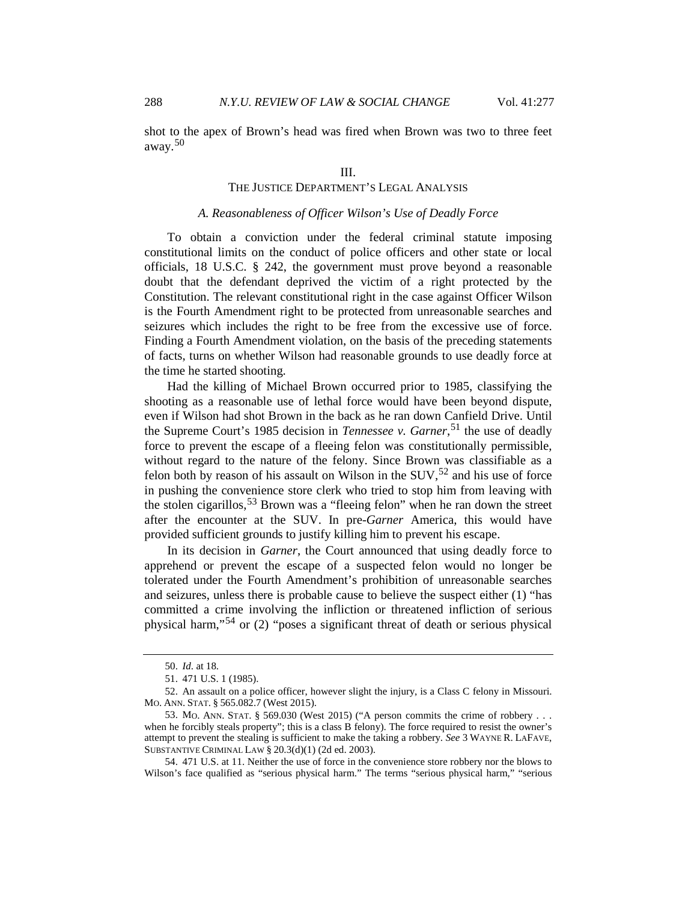shot to the apex of Brown's head was fired when Brown was two to three feet away.[50]

## III.
## THE JUSTICE DEPARTMENT'S LEGAL ANALYSIS

### *A. Reasonableness of Officer Wilson's Use of Deadly Force*

To obtain a conviction under the federal criminal statute imposing constitutional limits on the conduct of police officers and other state or local officials, 18 U.S.C. § 242, the government must prove beyond a reasonable doubt that the defendant deprived the victim of a right protected by the Constitution. The relevant constitutional right in the case against Officer Wilson is the Fourth Amendment right to be protected from unreasonable searches and seizures which includes the right to be free from the excessive use of force. Finding a Fourth Amendment violation, on the basis of the preceding statements of facts, turns on whether Wilson had reasonable grounds to use deadly force at the time he started shooting.

Had the killing of Michael Brown occurred prior to 1985, classifying the shooting as a reasonable use of lethal force would have been beyond dispute, even if Wilson had shot Brown in the back as he ran down Canfield Drive. Until the Supreme Court's 1985 decision in *Tennessee v. Garner*,[51] the use of deadly force to prevent the escape of a fleeing felon was constitutionally permissible, without regard to the nature of the felony. Since Brown was classifiable as a felon both by reason of his assault on Wilson in the SUV,[52] and his use of force in pushing the convenience store clerk who tried to stop him from leaving with the stolen cigarillos,[53] Brown was a "fleeing felon" when he ran down the street after the encounter at the SUV. In pre-*Garner* America, this would have provided sufficient grounds to justify killing him to prevent his escape.

In its decision in *Garner*, the Court announced that using deadly force to apprehend or prevent the escape of a suspected felon would no longer be tolerated under the Fourth Amendment's prohibition of unreasonable searches and seizures, unless there is probable cause to believe the suspect either (1) "has committed a crime involving the infliction or threatened infliction of serious physical harm,"[54] or (2) "poses a significant threat of death or serious physical

---

50. *Id.* at 18.

51. 471 U.S. 1 (1985).

52. An assault on a police officer, however slight the injury, is a Class C felony in Missouri. MO. ANN. STAT. § 565.082.7 (West 2015).

53. MO. ANN. STAT. § 569.030 (West 2015) ("A person commits the crime of robbery . . . when he forcibly steals property"; this is a class B felony). The force required to resist the owner's attempt to prevent the stealing is sufficient to make the taking a robbery. *See* 3 WAYNE R. LAFAVE, SUBSTANTIVE CRIMINAL LAW § 20.3(d)(1) (2d ed. 2003).

54. 471 U.S. at 11. Neither the use of force in the convenience store robbery nor the blows to Wilson's face qualified as "serious physical harm." The terms "serious physical harm," "serious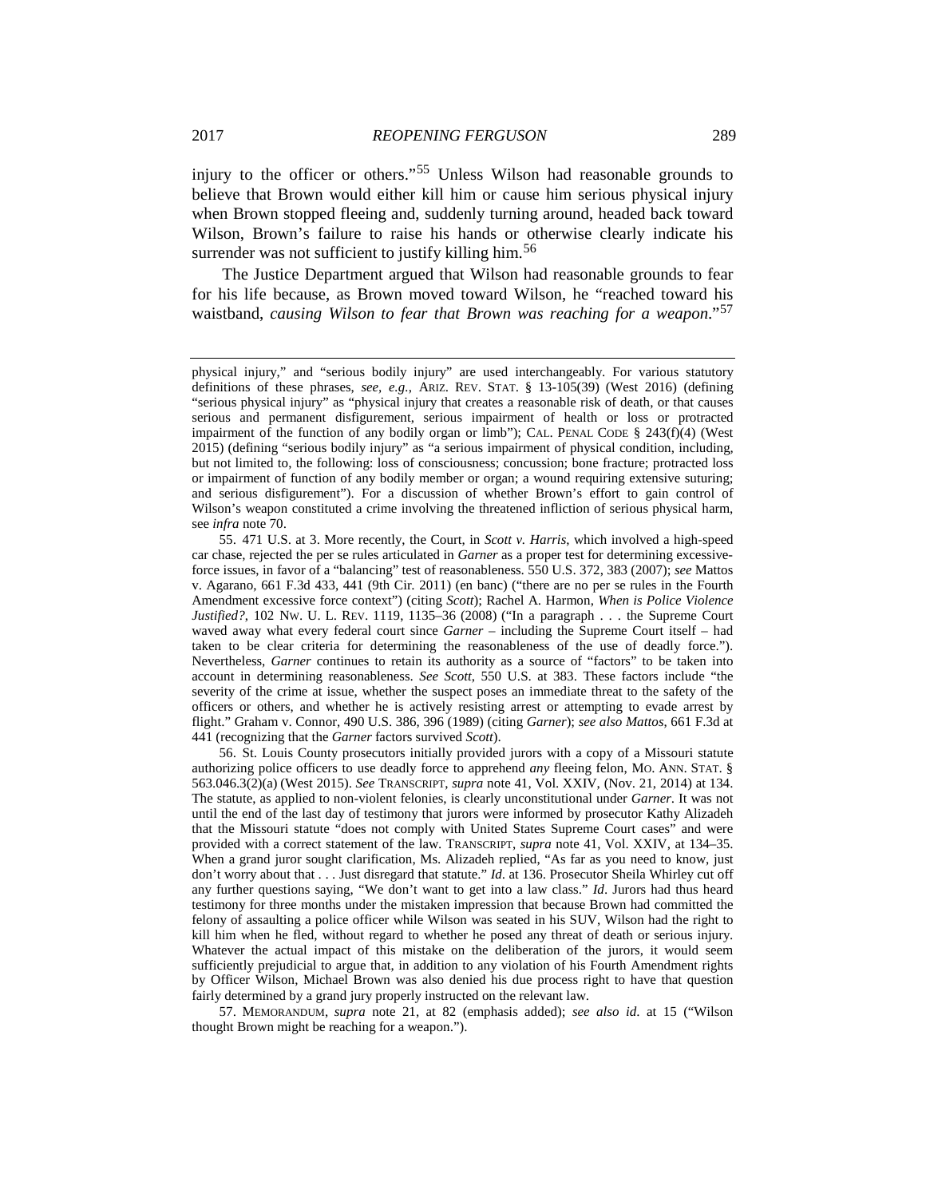injury to the officer or others."[55] Unless Wilson had reasonable grounds to believe that Brown would either kill him or cause him serious physical injury when Brown stopped fleeing and, suddenly turning around, headed back toward Wilson, Brown's failure to raise his hands or otherwise clearly indicate his surrender was not sufficient to justify killing him.[56]

The Justice Department argued that Wilson had reasonable grounds to fear for his life because, as Brown moved toward Wilson, he "reached toward his waistband, *causing Wilson to fear that Brown was reaching for a weapon*."[57]

---

physical injury," and "serious bodily injury" are used interchangeably. For various statutory definitions of these phrases, *see, e.g.*, ARIZ. REV. STAT. § 13-105(39) (West 2016) (defining "serious physical injury" as "physical injury that creates a reasonable risk of death, or that causes serious and permanent disfigurement, serious impairment of health or loss or protracted impairment of the function of any bodily organ or limb"); CAL. PENAL CODE § 243(f)(4) (West 2015) (defining "serious bodily injury" as "a serious impairment of physical condition, including, but not limited to, the following: loss of consciousness; concussion; bone fracture; protracted loss or impairment of function of any bodily member or organ; a wound requiring extensive suturing; and serious disfigurement"). For a discussion of whether Brown's effort to gain control of Wilson's weapon constituted a crime involving the threatened infliction of serious physical harm, see *infra* note 70.

55. 471 U.S. at 3. More recently, the Court, in *Scott v. Harris*, which involved a high-speed car chase, rejected the per se rules articulated in *Garner* as a proper test for determining excessive-force issues, in favor of a "balancing" test of reasonableness. 550 U.S. 372, 383 (2007); *see* Mattos v. Agarano, 661 F.3d 433, 441 (9th Cir. 2011) (en banc) ("there are no per se rules in the Fourth Amendment excessive force context") (citing *Scott*); Rachel A. Harmon, *When is Police Violence Justified?*, 102 NW. U. L. REV. 1119, 1135–36 (2008) ("In a paragraph . . . the Supreme Court waved away what every federal court since *Garner* – including the Supreme Court itself – had taken to be clear criteria for determining the reasonableness of the use of deadly force."). Nevertheless, *Garner* continues to retain its authority as a source of "factors" to be taken into account in determining reasonableness. *See Scott*, 550 U.S. at 383. These factors include "the severity of the crime at issue, whether the suspect poses an immediate threat to the safety of the officers or others, and whether he is actively resisting arrest or attempting to evade arrest by flight." Graham v. Connor, 490 U.S. 386, 396 (1989) (citing *Garner*); *see also Mattos*, 661 F.3d at 441 (recognizing that the *Garner* factors survived *Scott*).

56. St. Louis County prosecutors initially provided jurors with a copy of a Missouri statute authorizing police officers to use deadly force to apprehend *any* fleeing felon, MO. ANN. STAT. § 563.046.3(2)(a) (West 2015). *See* TRANSCRIPT, *supra* note 41, Vol. XXIV, (Nov. 21, 2014) at 134. The statute, as applied to non-violent felonies, is clearly unconstitutional under *Garner*. It was not until the end of the last day of testimony that jurors were informed by prosecutor Kathy Alizadeh that the Missouri statute "does not comply with United States Supreme Court cases" and were provided with a correct statement of the law. TRANSCRIPT, *supra* note 41, Vol. XXIV, at 134–35. When a grand juror sought clarification, Ms. Alizadeh replied, "As far as you need to know, just don't worry about that . . . Just disregard that statute." *Id*. at 136. Prosecutor Sheila Whirley cut off any further questions saying, "We don't want to get into a law class." *Id*. Jurors had thus heard testimony for three months under the mistaken impression that because Brown had committed the felony of assaulting a police officer while Wilson was seated in his SUV, Wilson had the right to kill him when he fled, without regard to whether he posed any threat of death or serious injury. Whatever the actual impact of this mistake on the deliberation of the jurors, it would seem sufficiently prejudicial to argue that, in addition to any violation of his Fourth Amendment rights by Officer Wilson, Michael Brown was also denied his due process right to have that question fairly determined by a grand jury properly instructed on the relevant law.

57. MEMORANDUM, *supra* note 21, at 82 (emphasis added); *see also id*. at 15 ("Wilson thought Brown might be reaching for a weapon.").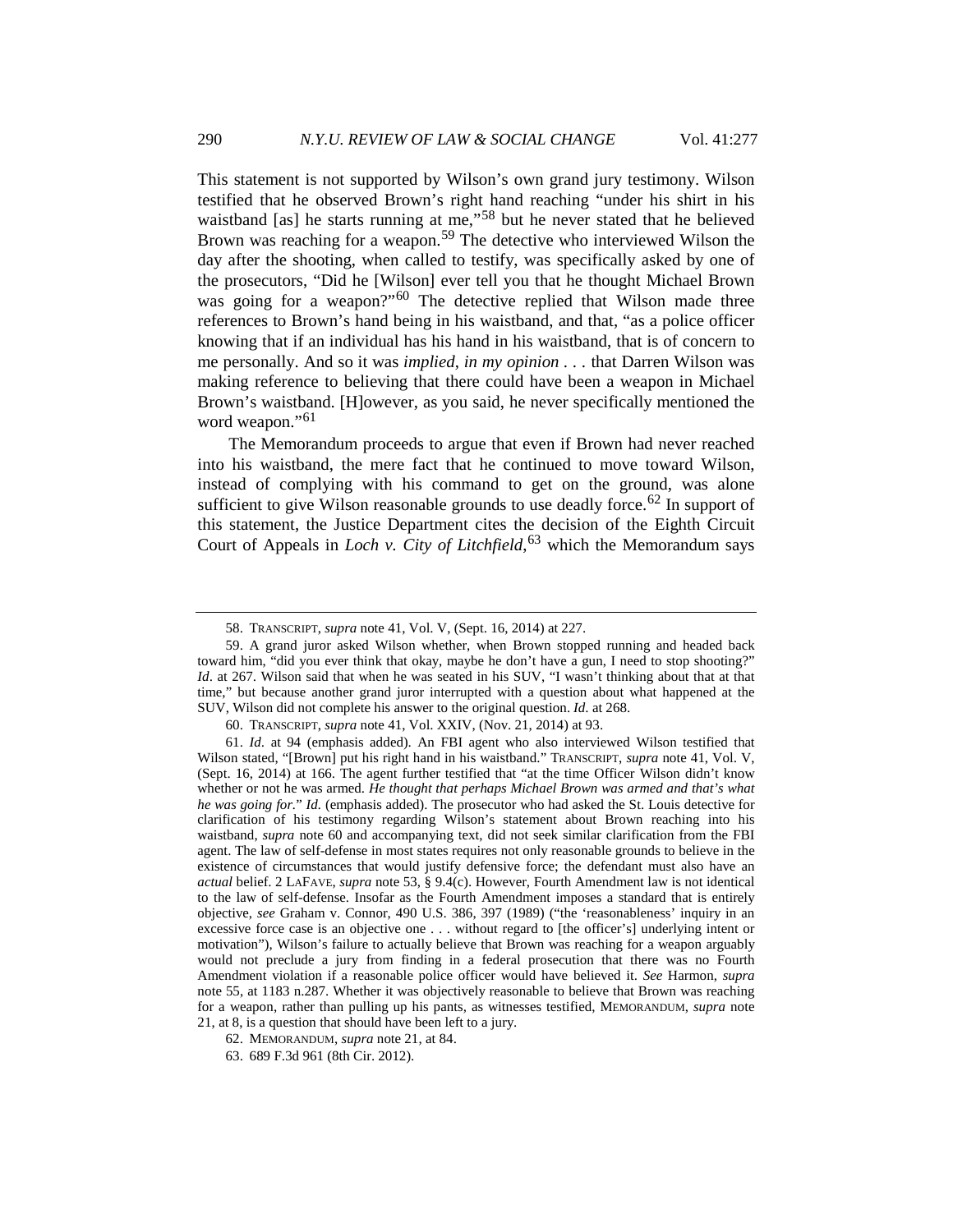This statement is not supported by Wilson's own grand jury testimony. Wilson testified that he observed Brown's right hand reaching "under his shirt in his waistband [as] he starts running at me,"[58] but he never stated that he believed Brown was reaching for a weapon.[59] The detective who interviewed Wilson the day after the shooting, when called to testify, was specifically asked by one of the prosecutors, "Did he [Wilson] ever tell you that he thought Michael Brown was going for a weapon?"[60] The detective replied that Wilson made three references to Brown's hand being in his waistband, and that, "as a police officer knowing that if an individual has his hand in his waistband, that is of concern to me personally. And so it was *implied, in my opinion* . . . that Darren Wilson was making reference to believing that there could have been a weapon in Michael Brown's waistband. [H]owever, as you said, he never specifically mentioned the word weapon."[61]

The Memorandum proceeds to argue that even if Brown had never reached into his waistband, the mere fact that he continued to move toward Wilson, instead of complying with his command to get on the ground, was alone sufficient to give Wilson reasonable grounds to use deadly force.[62] In support of this statement, the Justice Department cites the decision of the Eighth Circuit Court of Appeals in *Loch v. City of Litchfield*,[63] which the Memorandum says

---

58. TRANSCRIPT, *supra* note 41, Vol. V, (Sept. 16, 2014) at 227.

59. A grand juror asked Wilson whether, when Brown stopped running and headed back toward him, "did you ever think that okay, maybe he don't have a gun, I need to stop shooting?" *Id*. at 267. Wilson said that when he was seated in his SUV, "I wasn't thinking about that at that time," but because another grand juror interrupted with a question about what happened at the SUV, Wilson did not complete his answer to the original question. *Id*. at 268.

60. TRANSCRIPT, *supra* note 41, Vol. XXIV, (Nov. 21, 2014) at 93.

61. *Id*. at 94 (emphasis added). An FBI agent who also interviewed Wilson testified that Wilson stated, "[Brown] put his right hand in his waistband." TRANSCRIPT, *supra* note 41, Vol. V, (Sept. 16, 2014) at 166. The agent further testified that "at the time Officer Wilson didn't know whether or not he was armed. *He thought that perhaps Michael Brown was armed and that's what he was going for*." *Id*. (emphasis added). The prosecutor who had asked the St. Louis detective for clarification of his testimony regarding Wilson's statement about Brown reaching into his waistband, *supra* note 60 and accompanying text, did not seek similar clarification from the FBI agent. The law of self-defense in most states requires not only reasonable grounds to believe in the existence of circumstances that would justify defensive force; the defendant must also have an *actual* belief. 2 LAFAVE, *supra* note 53, § 9.4(c). However, Fourth Amendment law is not identical to the law of self-defense. Insofar as the Fourth Amendment imposes a standard that is entirely objective, *see* Graham v. Connor, 490 U.S. 386, 397 (1989) ("the 'reasonableness' inquiry in an excessive force case is an objective one . . . without regard to [the officer's] underlying intent or motivation"), Wilson's failure to actually believe that Brown was reaching for a weapon arguably would not preclude a jury from finding in a federal prosecution that there was no Fourth Amendment violation if a reasonable police officer would have believed it. *See* Harmon, *supra* note 55, at 1183 n.287. Whether it was objectively reasonable to believe that Brown was reaching for a weapon, rather than pulling up his pants, as witnesses testified, MEMORANDUM, *supra* note 21, at 8, is a question that should have been left to a jury.

62. MEMORANDUM, *supra* note 21, at 84.

63. 689 F.3d 961 (8th Cir. 2012).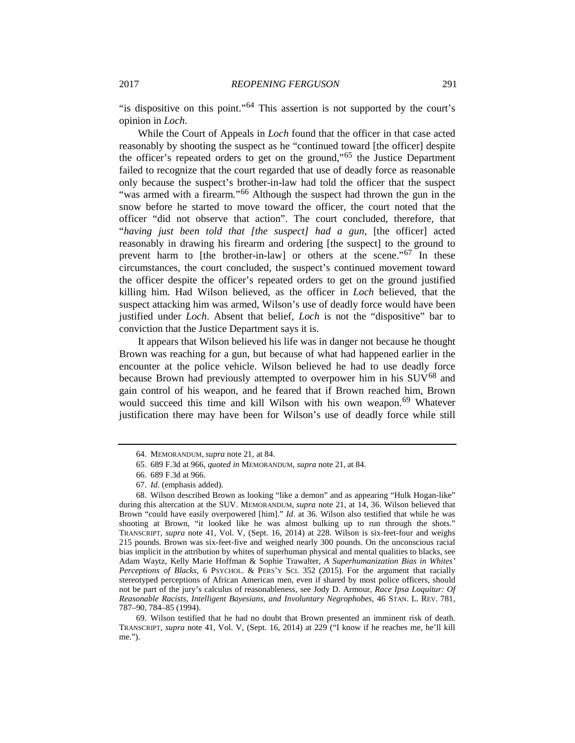"is dispositive on this point."[64] This assertion is not supported by the court's opinion in *Loch*.

While the Court of Appeals in *Loch* found that the officer in that case acted reasonably by shooting the suspect as he "continued toward [the officer] despite the officer's repeated orders to get on the ground,"[65] the Justice Department failed to recognize that the court regarded that use of deadly force as reasonable only because the suspect's brother-in-law had told the officer that the suspect "was armed with a firearm."[66] Although the suspect had thrown the gun in the snow before he started to move toward the officer, the court noted that the officer "did not observe that action". The court concluded, therefore, that "*having just been told that [the suspect] had a gun*, [the officer] acted reasonably in drawing his firearm and ordering [the suspect] to the ground to prevent harm to [the brother-in-law] or others at the scene."[67] In these circumstances, the court concluded, the suspect's continued movement toward the officer despite the officer's repeated orders to get on the ground justified killing him. Had Wilson believed, as the officer in *Loch* believed, that the suspect attacking him was armed, Wilson's use of deadly force would have been justified under *Loch*. Absent that belief, *Loch* is not the "dispositive" bar to conviction that the Justice Department says it is.

It appears that Wilson believed his life was in danger not because he thought Brown was reaching for a gun, but because of what had happened earlier in the encounter at the police vehicle. Wilson believed he had to use deadly force because Brown had previously attempted to overpower him in his SUV[68] and gain control of his weapon, and he feared that if Brown reached him, Brown would succeed this time and kill Wilson with his own weapon.[69] Whatever justification there may have been for Wilson's use of deadly force while still

---

64. MEMORANDUM, *supra* note 21, at 84.

65. 689 F.3d at 966, *quoted in* MEMORANDUM, *supra* note 21, at 84.

66. 689 F.3d at 966.

67. *Id*. (emphasis added).

68. Wilson described Brown as looking "like a demon" and as appearing "Hulk Hogan-like" during this altercation at the SUV. MEMORANDUM, *supra* note 21, at 14, 36. Wilson believed that Brown "could have easily overpowered [him]." *Id*. at 36. Wilson also testified that while he was shooting at Brown, "it looked like he was almost bulking up to run through the shots." TRANSCRIPT, *supra* note 41, Vol. V, (Sept. 16, 2014) at 228. Wilson is six-feet-four and weighs 215 pounds. Brown was six-feet-five and weighed nearly 300 pounds. On the unconscious racial bias implicit in the attribution by whites of superhuman physical and mental qualities to blacks, see Adam Waytz, Kelly Marie Hoffman & Sophie Trawalter, *A Superhumanization Bias in Whites' Perceptions of Blacks*, 6 PSYCHOL. & PERS'Y SCI. 352 (2015). For the argument that racially stereotyped perceptions of African American men, even if shared by most police officers, should not be part of the jury's calculus of reasonableness, see Jody D. Armour, *Race Ipsa Loquitur: Of Reasonable Racists, Intelligent Bayesians, and Involuntary Negrophobes*, 46 STAN. L. REV. 781, 787–90, 784–85 (1994).

69. Wilson testified that he had no doubt that Brown presented an imminent risk of death. TRANSCRIPT, *supra* note 41, Vol. V, (Sept. 16, 2014) at 229 ("I know if he reaches me, he'll kill me.").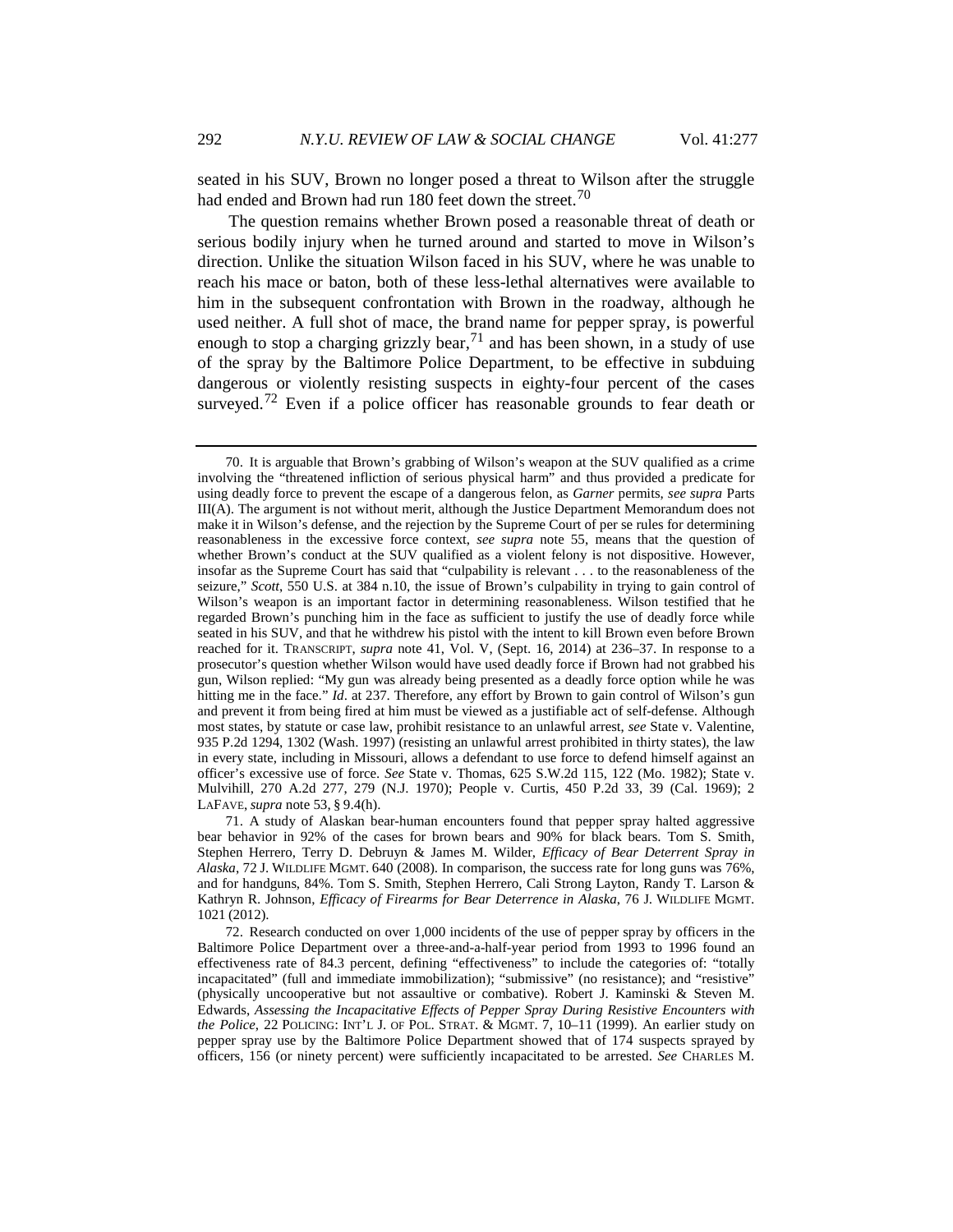seated in his SUV, Brown no longer posed a threat to Wilson after the struggle had ended and Brown had run 180 feet down the street.[70]

The question remains whether Brown posed a reasonable threat of death or serious bodily injury when he turned around and started to move in Wilson's direction. Unlike the situation Wilson faced in his SUV, where he was unable to reach his mace or baton, both of these less-lethal alternatives were available to him in the subsequent confrontation with Brown in the roadway, although he used neither. A full shot of mace, the brand name for pepper spray, is powerful enough to stop a charging grizzly bear,[71] and has been shown, in a study of use of the spray by the Baltimore Police Department, to be effective in subduing dangerous or violently resisting suspects in eighty-four percent of the cases surveyed.[72] Even if a police officer has reasonable grounds to fear death or

---

70. It is arguable that Brown's grabbing of Wilson's weapon at the SUV qualified as a crime involving the "threatened infliction of serious physical harm" and thus provided a predicate for using deadly force to prevent the escape of a dangerous felon, as *Garner* permits, *see supra* Parts III(A). The argument is not without merit, although the Justice Department Memorandum does not make it in Wilson's defense, and the rejection by the Supreme Court of per se rules for determining reasonableness in the excessive force context, *see supra* note 55, means that the question of whether Brown's conduct at the SUV qualified as a violent felony is not dispositive. However, insofar as the Supreme Court has said that "culpability is relevant . . . to the reasonableness of the seizure," *Scott*, 550 U.S. at 384 n.10, the issue of Brown's culpability in trying to gain control of Wilson's weapon is an important factor in determining reasonableness. Wilson testified that he regarded Brown's punching him in the face as sufficient to justify the use of deadly force while seated in his SUV, and that he withdrew his pistol with the intent to kill Brown even before Brown reached for it. TRANSCRIPT, *supra* note 41, Vol. V, (Sept. 16, 2014) at 236–37. In response to a prosecutor's question whether Wilson would have used deadly force if Brown had not grabbed his gun, Wilson replied: "My gun was already being presented as a deadly force option while he was hitting me in the face." *Id*. at 237. Therefore, any effort by Brown to gain control of Wilson's gun and prevent it from being fired at him must be viewed as a justifiable act of self-defense. Although most states, by statute or case law, prohibit resistance to an unlawful arrest, *see* State v. Valentine, 935 P.2d 1294, 1302 (Wash. 1997) (resisting an unlawful arrest prohibited in thirty states), the law in every state, including in Missouri, allows a defendant to use force to defend himself against an officer's excessive use of force. *See* State v. Thomas, 625 S.W.2d 115, 122 (Mo. 1982); State v. Mulvihill, 270 A.2d 277, 279 (N.J. 1970); People v. Curtis, 450 P.2d 33, 39 (Cal. 1969); 2 LAFAVE, *supra* note 53, § 9.4(h).

71. A study of Alaskan bear-human encounters found that pepper spray halted aggressive bear behavior in 92% of the cases for brown bears and 90% for black bears. Tom S. Smith, Stephen Herrero, Terry D. Debruyn & James M. Wilder, *Efficacy of Bear Deterrent Spray in Alaska*, 72 J. WILDLIFE MGMT. 640 (2008). In comparison, the success rate for long guns was 76%, and for handguns, 84%. Tom S. Smith, Stephen Herrero, Cali Strong Layton, Randy T. Larson & Kathryn R. Johnson, *Efficacy of Firearms for Bear Deterrence in Alaska*, 76 J. WILDLIFE MGMT. 1021 (2012).

72. Research conducted on over 1,000 incidents of the use of pepper spray by officers in the Baltimore Police Department over a three-and-a-half-year period from 1993 to 1996 found an effectiveness rate of 84.3 percent, defining "effectiveness" to include the categories of: "totally incapacitated" (full and immediate immobilization); "submissive" (no resistance); and "resistive" (physically uncooperative but not assaultive or combative). Robert J. Kaminski & Steven M. Edwards, *Assessing the Incapacitative Effects of Pepper Spray During Resistive Encounters with the Police*, 22 POLICING: INT'L J. OF POL. STRAT. & MGMT. 7, 10–11 (1999). An earlier study on pepper spray use by the Baltimore Police Department showed that of 174 suspects sprayed by officers, 156 (or ninety percent) were sufficiently incapacitated to be arrested. *See* CHARLES M.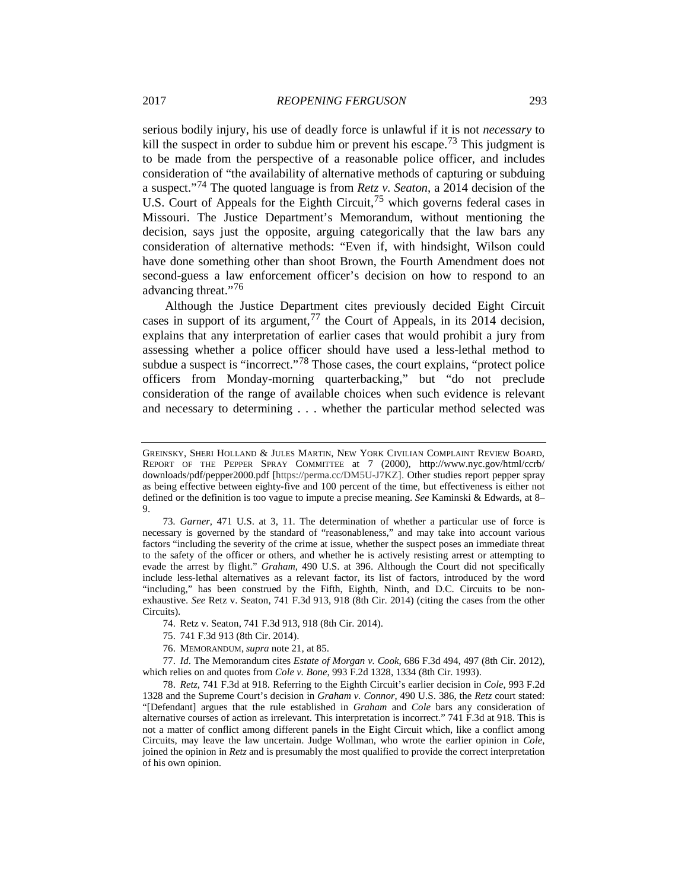serious bodily injury, his use of deadly force is unlawful if it is not *necessary* to kill the suspect in order to subdue him or prevent his escape.[73] This judgment is to be made from the perspective of a reasonable police officer, and includes consideration of "the availability of alternative methods of capturing or subduing a suspect."[74] The quoted language is from *Retz v. Seaton*, a 2014 decision of the U.S. Court of Appeals for the Eighth Circuit,[75] which governs federal cases in Missouri. The Justice Department's Memorandum, without mentioning the decision, says just the opposite, arguing categorically that the law bars any consideration of alternative methods: "Even if, with hindsight, Wilson could have done something other than shoot Brown, the Fourth Amendment does not second-guess a law enforcement officer's decision on how to respond to an advancing threat."[76]

Although the Justice Department cites previously decided Eight Circuit cases in support of its argument,[77] the Court of Appeals, in its 2014 decision, explains that any interpretation of earlier cases that would prohibit a jury from assessing whether a police officer should have used a less-lethal method to subdue a suspect is "incorrect."[78] Those cases, the court explains, "protect police officers from Monday-morning quarterbacking," but "do not preclude consideration of the range of available choices when such evidence is relevant and necessary to determining . . . whether the particular method selected was

---

GREINSKY, SHERI HOLLAND & JULES MARTIN, NEW YORK CIVILIAN COMPLAINT REVIEW BOARD, REPORT OF THE PEPPER SPRAY COMMITTEE at 7 (2000), http://www.nyc.gov/html/ccrb/downloads/pdf/pepper2000.pdf [https://perma.cc/DM5U-J7KZ]. Other studies report pepper spray as being effective between eighty-five and 100 percent of the time, but effectiveness is either not defined or the definition is too vague to impute a precise meaning. *See* Kaminski & Edwards, at 8–9.

73. *Garner*, 471 U.S. at 3, 11. The determination of whether a particular use of force is necessary is governed by the standard of "reasonableness," and may take into account various factors "including the severity of the crime at issue, whether the suspect poses an immediate threat to the safety of the officer or others, and whether he is actively resisting arrest or attempting to evade the arrest by flight." *Graham*, 490 U.S. at 396. Although the Court did not specifically include less-lethal alternatives as a relevant factor, its list of factors, introduced by the word "including," has been construed by the Fifth, Eighth, Ninth, and D.C. Circuits to be non-exhaustive. *See* Retz v. Seaton, 741 F.3d 913, 918 (8th Cir. 2014) (citing the cases from the other Circuits).

74. Retz v. Seaton, 741 F.3d 913, 918 (8th Cir. 2014).

75. 741 F.3d 913 (8th Cir. 2014).

76. MEMORANDUM, *supra* note 21, at 85.

77. *Id*. The Memorandum cites *Estate of Morgan v. Cook*, 686 F.3d 494, 497 (8th Cir. 2012), which relies on and quotes from *Cole v. Bone*, 993 F.2d 1328, 1334 (8th Cir. 1993).

78. *Retz*, 741 F.3d at 918. Referring to the Eighth Circuit's earlier decision in *Cole*, 993 F.2d 1328 and the Supreme Court's decision in *Graham v. Connor*, 490 U.S. 386, the *Retz* court stated: "[Defendant] argues that the rule established in *Graham* and *Cole* bars any consideration of alternative courses of action as irrelevant. This interpretation is incorrect." 741 F.3d at 918. This is not a matter of conflict among different panels in the Eight Circuit which, like a conflict among Circuits, may leave the law uncertain. Judge Wollman, who wrote the earlier opinion in *Cole*, joined the opinion in *Retz* and is presumably the most qualified to provide the correct interpretation of his own opinion.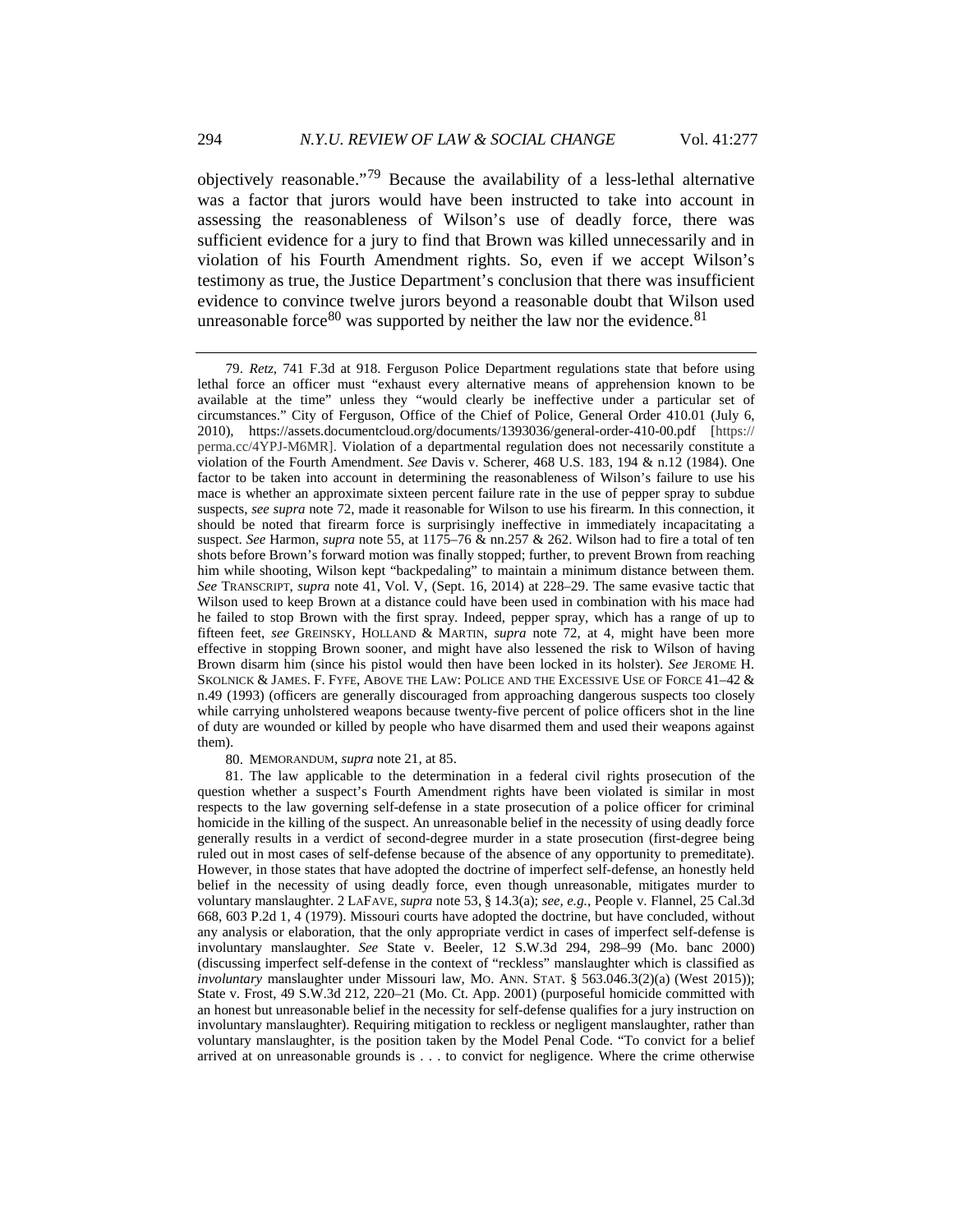objectively reasonable."[79] Because the availability of a less-lethal alternative was a factor that jurors would have been instructed to take into account in assessing the reasonableness of Wilson's use of deadly force, there was sufficient evidence for a jury to find that Brown was killed unnecessarily and in violation of his Fourth Amendment rights. So, even if we accept Wilson's testimony as true, the Justice Department's conclusion that there was insufficient evidence to convince twelve jurors beyond a reasonable doubt that Wilson used unreasonable force[80] was supported by neither the law nor the evidence.[81]

---

79. *Retz*, 741 F.3d at 918. Ferguson Police Department regulations state that before using lethal force an officer must "exhaust every alternative means of apprehension known to be available at the time" unless they "would clearly be ineffective under a particular set of circumstances." City of Ferguson, Office of the Chief of Police, General Order 410.01 (July 6, 2010), https://assets.documentcloud.org/documents/1393036/general-order-410-00.pdf [https://perma.cc/4YPJ-M6MR]. Violation of a departmental regulation does not necessarily constitute a violation of the Fourth Amendment. *See* Davis v. Scherer, 468 U.S. 183, 194 & n.12 (1984). One factor to be taken into account in determining the reasonableness of Wilson's failure to use his mace is whether an approximate sixteen percent failure rate in the use of pepper spray to subdue suspects, *see supra* note 72, made it reasonable for Wilson to use his firearm. In this connection, it should be noted that firearm force is surprisingly ineffective in immediately incapacitating a suspect. *See* Harmon, *supra* note 55, at 1175–76 & nn.257 & 262. Wilson had to fire a total of ten shots before Brown's forward motion was finally stopped; further, to prevent Brown from reaching him while shooting, Wilson kept "backpedaling" to maintain a minimum distance between them. *See* TRANSCRIPT, *supra* note 41, Vol. V, (Sept. 16, 2014) at 228–29. The same evasive tactic that Wilson used to keep Brown at a distance could have been used in combination with his mace had he failed to stop Brown with the first spray. Indeed, pepper spray, which has a range of up to fifteen feet, *see* GREINSKY, HOLLAND & MARTIN, *supra* note 72, at 4, might have been more effective in stopping Brown sooner, and might have also lessened the risk to Wilson of having Brown disarm him (since his pistol would then have been locked in its holster). *See* JEROME H. SKOLNICK & JAMES. F. FYFE, ABOVE THE LAW: POLICE AND THE EXCESSIVE USE OF FORCE 41–42 & n.49 (1993) (officers are generally discouraged from approaching dangerous suspects too closely while carrying unholstered weapons because twenty-five percent of police officers shot in the line of duty are wounded or killed by people who have disarmed them and used their weapons against them).

80. MEMORANDUM, *supra* note 21, at 85.

81. The law applicable to the determination in a federal civil rights prosecution of the question whether a suspect's Fourth Amendment rights have been violated is similar in most respects to the law governing self-defense in a state prosecution of a police officer for criminal homicide in the killing of the suspect. An unreasonable belief in the necessity of using deadly force generally results in a verdict of second-degree murder in a state prosecution (first-degree being ruled out in most cases of self-defense because of the absence of any opportunity to premeditate). However, in those states that have adopted the doctrine of imperfect self-defense, an honestly held belief in the necessity of using deadly force, even though unreasonable, mitigates murder to voluntary manslaughter. 2 LAFAVE, *supra* note 53, § 14.3(a); *see, e.g.*, People v. Flannel, 25 Cal.3d 668, 603 P.2d 1, 4 (1979). Missouri courts have adopted the doctrine, but have concluded, without any analysis or elaboration, that the only appropriate verdict in cases of imperfect self-defense is involuntary manslaughter. *See* State v. Beeler, 12 S.W.3d 294, 298–99 (Mo. banc 2000) (discussing imperfect self-defense in the context of "reckless" manslaughter which is classified as *involuntary* manslaughter under Missouri law, MO. ANN. STAT. § 563.046.3(2)(a) (West 2015)); State v. Frost, 49 S.W.3d 212, 220–21 (Mo. Ct. App. 2001) (purposeful homicide committed with an honest but unreasonable belief in the necessity for self-defense qualifies for a jury instruction on involuntary manslaughter). Requiring mitigation to reckless or negligent manslaughter, rather than voluntary manslaughter, is the position taken by the Model Penal Code. "To convict for a belief arrived at on unreasonable grounds is . . . to convict for negligence. Where the crime otherwise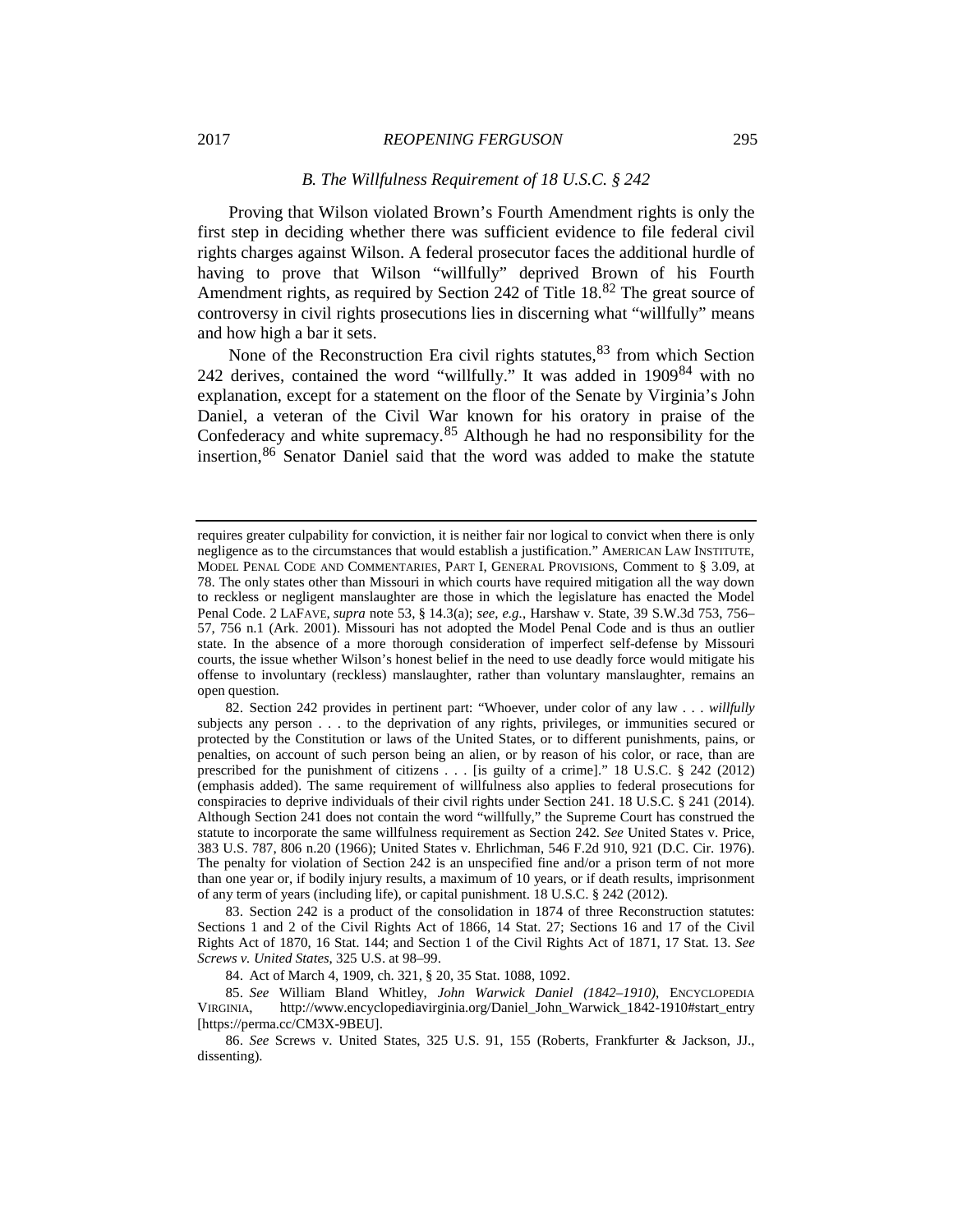### *B. The Willfulness Requirement of 18 U.S.C. § 242*

Proving that Wilson violated Brown's Fourth Amendment rights is only the first step in deciding whether there was sufficient evidence to file federal civil rights charges against Wilson. A federal prosecutor faces the additional hurdle of having to prove that Wilson "willfully" deprived Brown of his Fourth Amendment rights, as required by Section 242 of Title 18.[82] The great source of controversy in civil rights prosecutions lies in discerning what "willfully" means and how high a bar it sets.

None of the Reconstruction Era civil rights statutes,[83] from which Section 242 derives, contained the word "willfully." It was added in 1909[84] with no explanation, except for a statement on the floor of the Senate by Virginia's John Daniel, a veteran of the Civil War known for his oratory in praise of the Confederacy and white supremacy.[85] Although he had no responsibility for the insertion,[86] Senator Daniel said that the word was added to make the statute

---

requires greater culpability for conviction, it is neither fair nor logical to convict when there is only negligence as to the circumstances that would establish a justification." AMERICAN LAW INSTITUTE, MODEL PENAL CODE AND COMMENTARIES, PART I, GENERAL PROVISIONS, Comment to § 3.09, at 78. The only states other than Missouri in which courts have required mitigation all the way down to reckless or negligent manslaughter are those in which the legislature has enacted the Model Penal Code. 2 LAFAVE, *supra* note 53, § 14.3(a); *see, e.g.*, Harshaw v. State, 39 S.W.3d 753, 756–57, 756 n.1 (Ark. 2001). Missouri has not adopted the Model Penal Code and is thus an outlier state. In the absence of a more thorough consideration of imperfect self-defense by Missouri courts, the issue whether Wilson's honest belief in the need to use deadly force would mitigate his offense to involuntary (reckless) manslaughter, rather than voluntary manslaughter, remains an open question.

82. Section 242 provides in pertinent part: "Whoever, under color of any law . . . *willfully* subjects any person . . . to the deprivation of any rights, privileges, or immunities secured or protected by the Constitution or laws of the United States, or to different punishments, pains, or penalties, on account of such person being an alien, or by reason of his color, or race, than are prescribed for the punishment of citizens . . . [is guilty of a crime]." 18 U.S.C. § 242 (2012) (emphasis added). The same requirement of willfulness also applies to federal prosecutions for conspiracies to deprive individuals of their civil rights under Section 241. 18 U.S.C. § 241 (2014). Although Section 241 does not contain the word "willfully," the Supreme Court has construed the statute to incorporate the same willfulness requirement as Section 242. *See* United States v. Price, 383 U.S. 787, 806 n.20 (1966); United States v. Ehrlichman, 546 F.2d 910, 921 (D.C. Cir. 1976). The penalty for violation of Section 242 is an unspecified fine and/or a prison term of not more than one year or, if bodily injury results, a maximum of 10 years, or if death results, imprisonment of any term of years (including life), or capital punishment. 18 U.S.C. § 242 (2012).

83. Section 242 is a product of the consolidation in 1874 of three Reconstruction statutes: Sections 1 and 2 of the Civil Rights Act of 1866, 14 Stat. 27; Sections 16 and 17 of the Civil Rights Act of 1870, 16 Stat. 144; and Section 1 of the Civil Rights Act of 1871, 17 Stat. 13. *See Screws v. United States*, 325 U.S. at 98–99.

84. Act of March 4, 1909, ch. 321, § 20, 35 Stat. 1088, 1092.

85. *See* William Bland Whitley, *John Warwick Daniel (1842–1910)*, ENCYCLOPEDIA VIRGINIA, http://www.encyclopediavirginia.org/Daniel_John_Warwick_1842-1910#start_entry [https://perma.cc/CM3X-9BEU].

86. *See* Screws v. United States, 325 U.S. 91, 155 (Roberts, Frankfurter & Jackson, JJ., dissenting).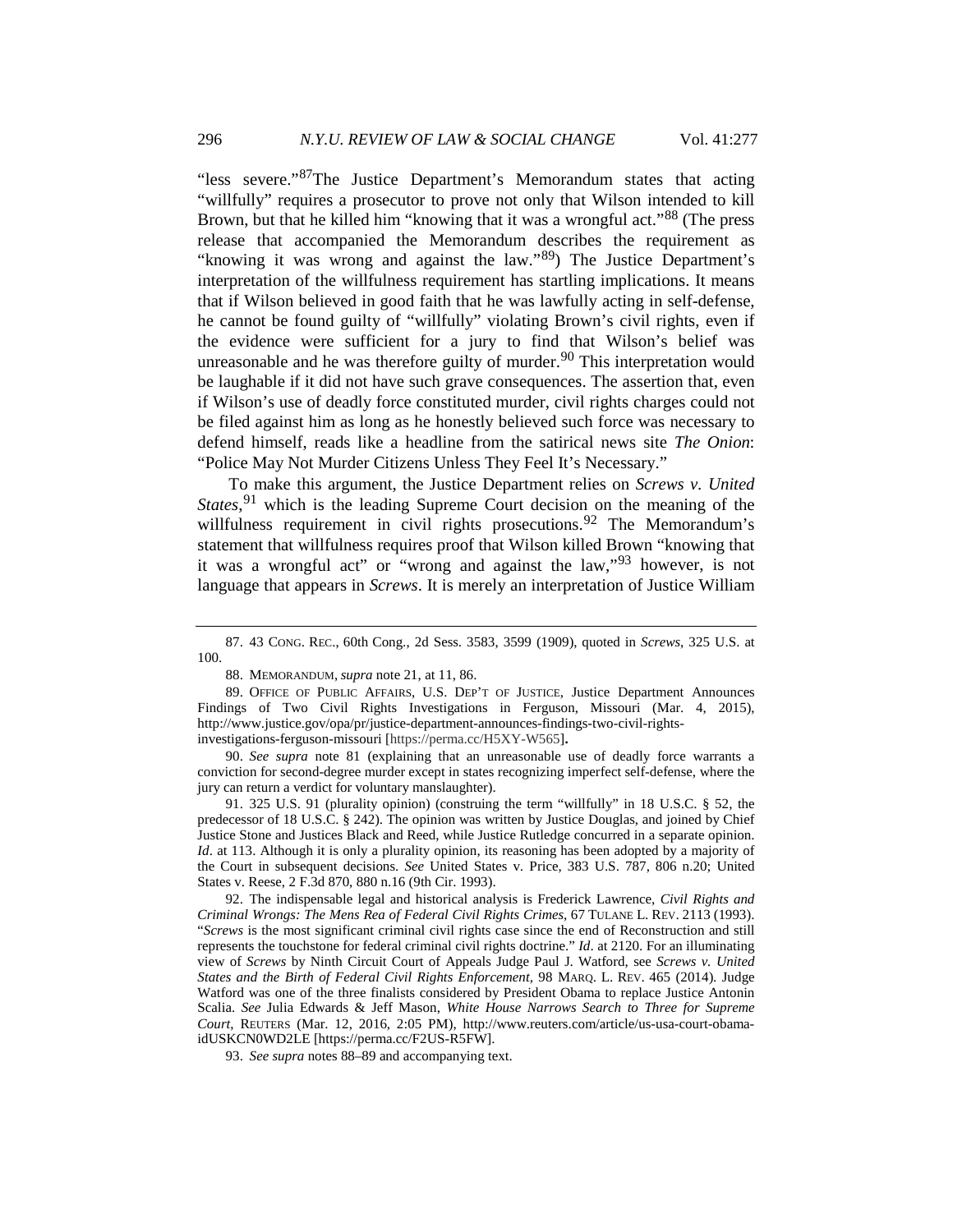"less severe."[87]The Justice Department's Memorandum states that acting "willfully" requires a prosecutor to prove not only that Wilson intended to kill Brown, but that he killed him "knowing that it was a wrongful act."[88] (The press release that accompanied the Memorandum describes the requirement as "knowing it was wrong and against the law."[89]) The Justice Department's interpretation of the willfulness requirement has startling implications. It means that if Wilson believed in good faith that he was lawfully acting in self-defense, he cannot be found guilty of "willfully" violating Brown's civil rights, even if the evidence were sufficient for a jury to find that Wilson's belief was unreasonable and he was therefore guilty of murder.[90] This interpretation would be laughable if it did not have such grave consequences. The assertion that, even if Wilson's use of deadly force constituted murder, civil rights charges could not be filed against him as long as he honestly believed such force was necessary to defend himself, reads like a headline from the satirical news site *The Onion*: "Police May Not Murder Citizens Unless They Feel It's Necessary."

To make this argument, the Justice Department relies on *Screws v. United States*,[91] which is the leading Supreme Court decision on the meaning of the willfulness requirement in civil rights prosecutions.[92] The Memorandum's statement that willfulness requires proof that Wilson killed Brown "knowing that it was a wrongful act" or "wrong and against the law,"[93] however, is not language that appears in *Screws*. It is merely an interpretation of Justice William

---

87. 43 CONG. REC., 60th Cong., 2d Sess. 3583, 3599 (1909), quoted in *Screws*, 325 U.S. at 100.

88. MEMORANDUM, *supra* note 21, at 11, 86.

89. OFFICE OF PUBLIC AFFAIRS, U.S. DEP'T OF JUSTICE, Justice Department Announces Findings of Two Civil Rights Investigations in Ferguson, Missouri (Mar. 4, 2015), http://www.justice.gov/opa/pr/justice-department-announces-findings-two-civil-rights-investigations-ferguson-missouri [https://perma.cc/H5XY-W565].

90. *See supra* note 81 (explaining that an unreasonable use of deadly force warrants a conviction for second-degree murder except in states recognizing imperfect self-defense, where the jury can return a verdict for voluntary manslaughter).

91. 325 U.S. 91 (plurality opinion) (construing the term "willfully" in 18 U.S.C. § 52, the predecessor of 18 U.S.C. § 242). The opinion was written by Justice Douglas, and joined by Chief Justice Stone and Justices Black and Reed, while Justice Rutledge concurred in a separate opinion. *Id*. at 113. Although it is only a plurality opinion, its reasoning has been adopted by a majority of the Court in subsequent decisions. *See* United States v. Price, 383 U.S. 787, 806 n.20; United States v. Reese, 2 F.3d 870, 880 n.16 (9th Cir. 1993).

92. The indispensable legal and historical analysis is Frederick Lawrence, *Civil Rights and Criminal Wrongs: The Mens Rea of Federal Civil Rights Crimes*, 67 TULANE L. REV. 2113 (1993). "*Screws* is the most significant criminal civil rights case since the end of Reconstruction and still represents the touchstone for federal criminal civil rights doctrine." *Id*. at 2120. For an illuminating view of *Screws* by Ninth Circuit Court of Appeals Judge Paul J. Watford, see *Screws v. United States and the Birth of Federal Civil Rights Enforcement*, 98 MARQ. L. REV. 465 (2014). Judge Watford was one of the three finalists considered by President Obama to replace Justice Antonin Scalia. *See* Julia Edwards & Jeff Mason, *White House Narrows Search to Three for Supreme Court*, REUTERS (Mar. 12, 2016, 2:05 PM), http://www.reuters.com/article/us-usa-court-obama-idUSKCN0WD2LE [https://perma.cc/F2US-R5FW].

93. *See supra* notes 88–89 and accompanying text.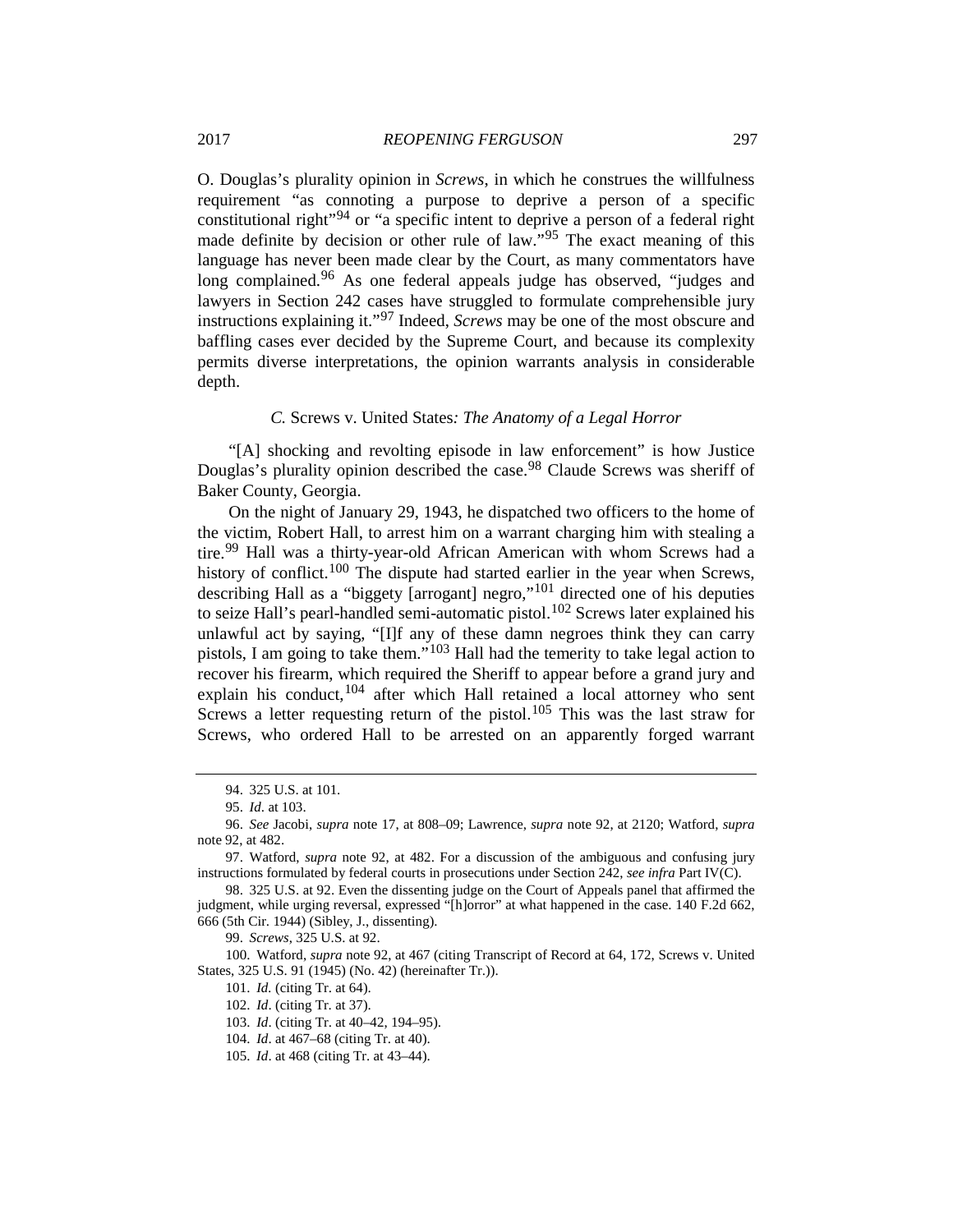O. Douglas's plurality opinion in *Screws*, in which he construes the willfulness requirement "as connoting a purpose to deprive a person of a specific constitutional right"[94] or "a specific intent to deprive a person of a federal right made definite by decision or other rule of law."[95] The exact meaning of this language has never been made clear by the Court, as many commentators have long complained.[96] As one federal appeals judge has observed, "judges and lawyers in Section 242 cases have struggled to formulate comprehensible jury instructions explaining it."[97] Indeed, *Screws* may be one of the most obscure and baffling cases ever decided by the Supreme Court, and because its complexity permits diverse interpretations, the opinion warrants analysis in considerable depth.

### *C.* Screws v. United States*: The Anatomy of a Legal Horror*

"[A] shocking and revolting episode in law enforcement" is how Justice Douglas's plurality opinion described the case.[98] Claude Screws was sheriff of Baker County, Georgia.

On the night of January 29, 1943, he dispatched two officers to the home of the victim, Robert Hall, to arrest him on a warrant charging him with stealing a tire.[99] Hall was a thirty-year-old African American with whom Screws had a history of conflict.[100] The dispute had started earlier in the year when Screws, describing Hall as a "biggety [arrogant] negro,"[101] directed one of his deputies to seize Hall's pearl-handled semi-automatic pistol.[102] Screws later explained his unlawful act by saying, "[I]f any of these damn negroes think they can carry pistols, I am going to take them."[103] Hall had the temerity to take legal action to recover his firearm, which required the Sheriff to appear before a grand jury and explain his conduct,[104] after which Hall retained a local attorney who sent Screws a letter requesting return of the pistol.[105] This was the last straw for Screws, who ordered Hall to be arrested on an apparently forged warrant

---

94. 325 U.S. at 101.

95. *Id*. at 103.

96. *See* Jacobi, *supra* note 17, at 808–09; Lawrence, *supra* note 92, at 2120; Watford, *supra* note 92, at 482.

97. Watford, *supra* note 92, at 482. For a discussion of the ambiguous and confusing jury instructions formulated by federal courts in prosecutions under Section 242, *see infra* Part IV(C).

98. 325 U.S. at 92. Even the dissenting judge on the Court of Appeals panel that affirmed the judgment, while urging reversal, expressed "[h]orror" at what happened in the case. 140 F.2d 662, 666 (5th Cir. 1944) (Sibley, J., dissenting).

99. *Screws*, 325 U.S. at 92.

100. Watford, *supra* note 92, at 467 (citing Transcript of Record at 64, 172, Screws v. United States, 325 U.S. 91 (1945) (No. 42) (hereinafter Tr.)).

101. *Id.* (citing Tr. at 64).

102. *Id*. (citing Tr. at 37).

103. *Id*. (citing Tr. at 40–42, 194–95).

104. *Id*. at 467–68 (citing Tr. at 40).

105. *Id*. at 468 (citing Tr. at 43–44).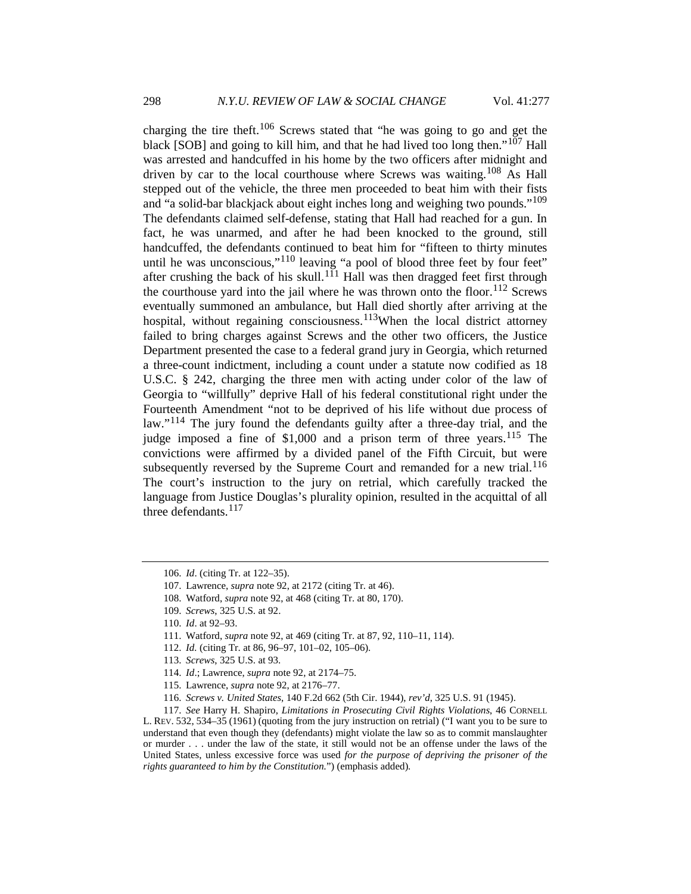charging the tire theft.[106] Screws stated that "he was going to go and get the black [SOB] and going to kill him, and that he had lived too long then."[107] Hall was arrested and handcuffed in his home by the two officers after midnight and driven by car to the local courthouse where Screws was waiting.[108] As Hall stepped out of the vehicle, the three men proceeded to beat him with their fists and "a solid-bar blackjack about eight inches long and weighing two pounds."[109] The defendants claimed self-defense, stating that Hall had reached for a gun. In fact, he was unarmed, and after he had been knocked to the ground, still handcuffed, the defendants continued to beat him for "fifteen to thirty minutes until he was unconscious,"[110] leaving "a pool of blood three feet by four feet" after crushing the back of his skull.[111] Hall was then dragged feet first through the courthouse yard into the jail where he was thrown onto the floor.[112] Screws eventually summoned an ambulance, but Hall died shortly after arriving at the hospital, without regaining consciousness.[113]When the local district attorney failed to bring charges against Screws and the other two officers, the Justice Department presented the case to a federal grand jury in Georgia, which returned a three-count indictment, including a count under a statute now codified as 18 U.S.C. § 242, charging the three men with acting under color of the law of Georgia to "willfully" deprive Hall of his federal constitutional right under the Fourteenth Amendment "not to be deprived of his life without due process of law."[114] The jury found the defendants guilty after a three-day trial, and the judge imposed a fine of $1,000 and a prison term of three years.[115] The convictions were affirmed by a divided panel of the Fifth Circuit, but were subsequently reversed by the Supreme Court and remanded for a new trial.[116] The court's instruction to the jury on retrial, which carefully tracked the language from Justice Douglas's plurality opinion, resulted in the acquittal of all three defendants.[117]

---

106. *Id*. (citing Tr. at 122–35).

107. Lawrence, *supra* note 92, at 2172 (citing Tr. at 46).

108. Watford, *supra* note 92, at 468 (citing Tr. at 80, 170).

109. *Screws*, 325 U.S. at 92.

110. *Id*. at 92–93.

111. Watford, *supra* note 92, at 469 (citing Tr. at 87, 92, 110–11, 114).

112. *Id.* (citing Tr. at 86, 96–97, 101–02, 105–06).

113. *Screws*, 325 U.S. at 93.

114. *Id*.; Lawrence, *supra* note 92, at 2174–75.

115. Lawrence, *supra* note 92, at 2176–77.

116. *Screws v. United States*, 140 F.2d 662 (5th Cir. 1944), *rev'd*, 325 U.S. 91 (1945).

117. *See* Harry H. Shapiro, *Limitations in Prosecuting Civil Rights Violations*, 46 CORNELL L. REV. 532, 534–35 (1961) (quoting from the jury instruction on retrial) ("I want you to be sure to understand that even though they (defendants) might violate the law so as to commit manslaughter or murder . . . under the law of the state, it still would not be an offense under the laws of the United States, unless excessive force was used *for the purpose of depriving the prisoner of the rights guaranteed to him by the Constitution.*") (emphasis added).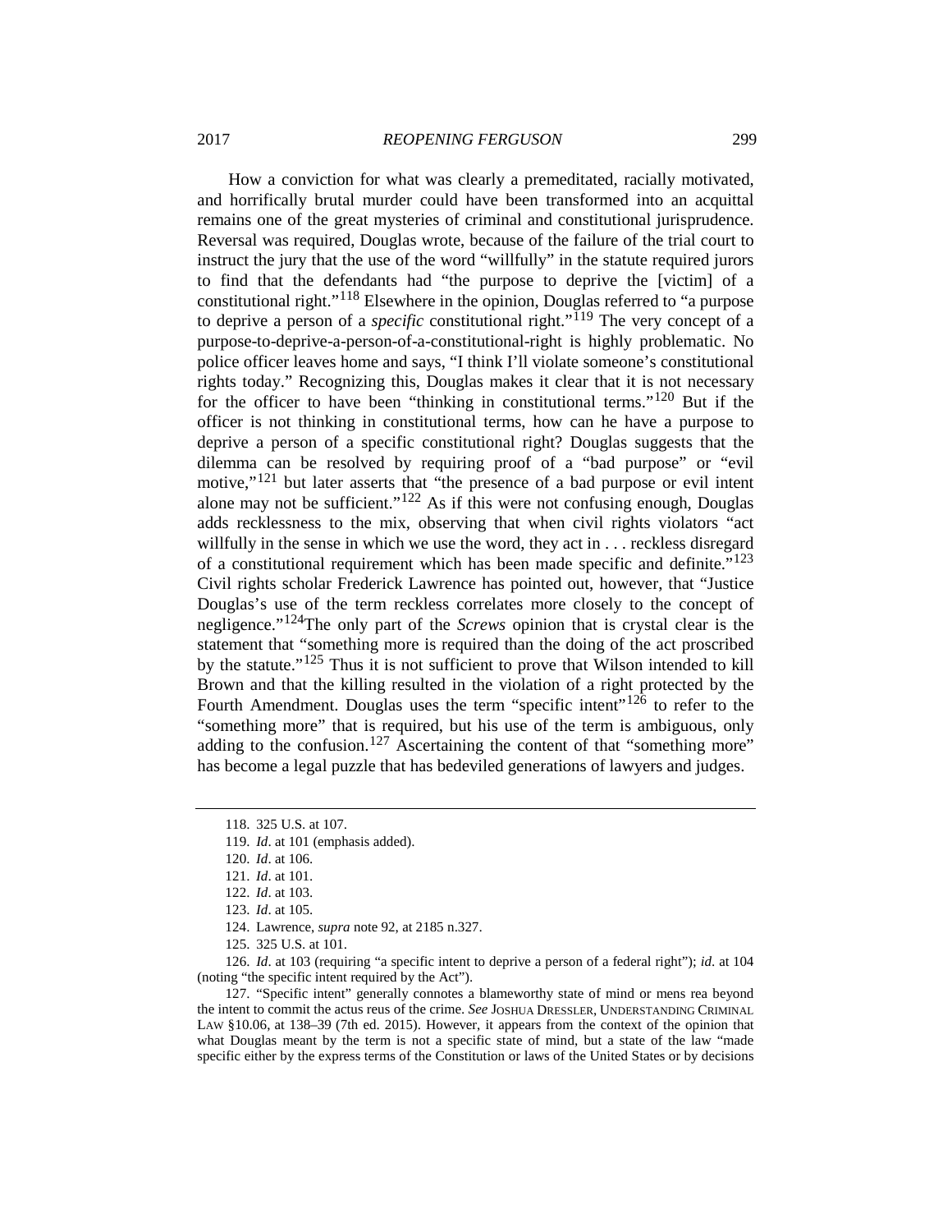How a conviction for what was clearly a premeditated, racially motivated, and horrifically brutal murder could have been transformed into an acquittal remains one of the great mysteries of criminal and constitutional jurisprudence. Reversal was required, Douglas wrote, because of the failure of the trial court to instruct the jury that the use of the word "willfully" in the statute required jurors to find that the defendants had "the purpose to deprive the [victim] of a constitutional right."[118] Elsewhere in the opinion, Douglas referred to "a purpose to deprive a person of a *specific* constitutional right."[119] The very concept of a purpose-to-deprive-a-person-of-a-constitutional-right is highly problematic. No police officer leaves home and says, "I think I'll violate someone's constitutional rights today." Recognizing this, Douglas makes it clear that it is not necessary for the officer to have been "thinking in constitutional terms."[120] But if the officer is not thinking in constitutional terms, how can he have a purpose to deprive a person of a specific constitutional right? Douglas suggests that the dilemma can be resolved by requiring proof of a "bad purpose" or "evil motive,"[121] but later asserts that "the presence of a bad purpose or evil intent alone may not be sufficient."[122] As if this were not confusing enough, Douglas adds recklessness to the mix, observing that when civil rights violators "act willfully in the sense in which we use the word, they act in . . . reckless disregard of a constitutional requirement which has been made specific and definite."[123] Civil rights scholar Frederick Lawrence has pointed out, however, that "Justice Douglas's use of the term reckless correlates more closely to the concept of negligence."[124] The only part of the *Screws* opinion that is crystal clear is the statement that "something more is required than the doing of the act proscribed by the statute."[125] Thus it is not sufficient to prove that Wilson intended to kill Brown and that the killing resulted in the violation of a right protected by the Fourth Amendment. Douglas uses the term "specific intent"[126] to refer to the "something more" that is required, but his use of the term is ambiguous, only adding to the confusion.[127] Ascertaining the content of that "something more" has become a legal puzzle that has bedeviled generations of lawyers and judges.

---

118. 325 U.S. at 107.

119. *Id*. at 101 (emphasis added).

120. *Id*. at 106.

121. *Id*. at 101.

122. *Id*. at 103.

123. *Id*. at 105.

124. Lawrence, *supra* note 92, at 2185 n.327.

125. 325 U.S. at 101.

126. *Id*. at 103 (requiring "a specific intent to deprive a person of a federal right"); *id*. at 104 (noting "the specific intent required by the Act").

127. "Specific intent" generally connotes a blameworthy state of mind or mens rea beyond the intent to commit the actus reus of the crime. *See* JOSHUA DRESSLER, UNDERSTANDING CRIMINAL LAW §10.06, at 138–39 (7th ed. 2015). However, it appears from the context of the opinion that what Douglas meant by the term is not a specific state of mind, but a state of the law "made specific either by the express terms of the Constitution or laws of the United States or by decisions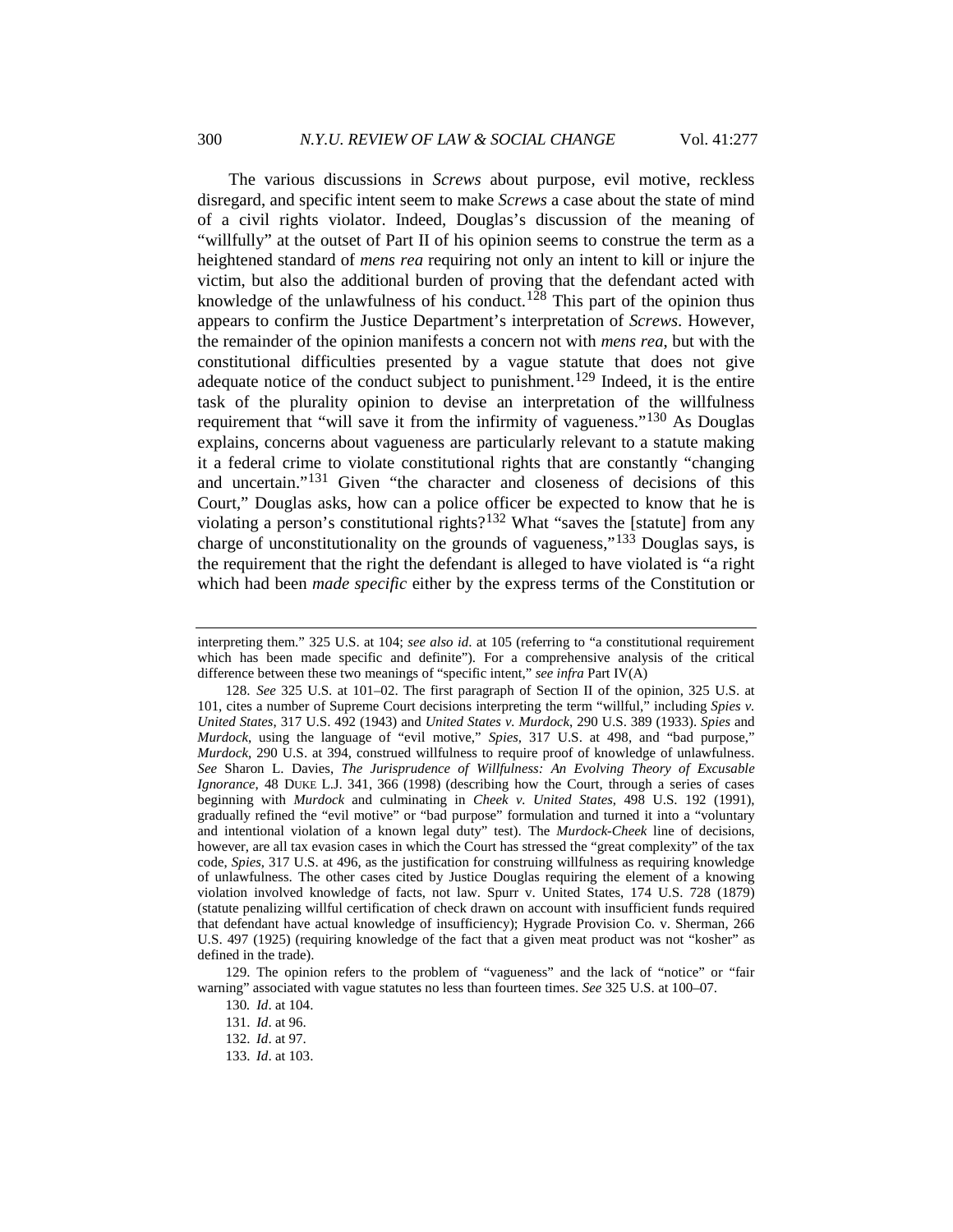The various discussions in *Screws* about purpose, evil motive, reckless disregard, and specific intent seem to make *Screws* a case about the state of mind of a civil rights violator. Indeed, Douglas's discussion of the meaning of "willfully" at the outset of Part II of his opinion seems to construe the term as a heightened standard of *mens rea* requiring not only an intent to kill or injure the victim, but also the additional burden of proving that the defendant acted with knowledge of the unlawfulness of his conduct.[128] This part of the opinion thus appears to confirm the Justice Department's interpretation of *Screws*. However, the remainder of the opinion manifests a concern not with *mens rea*, but with the constitutional difficulties presented by a vague statute that does not give adequate notice of the conduct subject to punishment.[129] Indeed, it is the entire task of the plurality opinion to devise an interpretation of the willfulness requirement that "will save it from the infirmity of vagueness."[130] As Douglas explains, concerns about vagueness are particularly relevant to a statute making it a federal crime to violate constitutional rights that are constantly "changing and uncertain."[131] Given "the character and closeness of decisions of this Court," Douglas asks, how can a police officer be expected to know that he is violating a person's constitutional rights?[132] What "saves the [statute] from any charge of unconstitutionality on the grounds of vagueness,"[133] Douglas says, is the requirement that the right the defendant is alleged to have violated is "a right which had been *made specific* either by the express terms of the Constitution or

---

interpreting them." 325 U.S. at 104; *see also id.* at 105 (referring to "a constitutional requirement which has been made specific and definite"). For a comprehensive analysis of the critical difference between these two meanings of "specific intent," *see infra* Part IV(A)

128. *See* 325 U.S. at 101–02. The first paragraph of Section II of the opinion, 325 U.S. at 101, cites a number of Supreme Court decisions interpreting the term "willful," including *Spies v. United States*, 317 U.S. 492 (1943) and *United States v. Murdock*, 290 U.S. 389 (1933). *Spies* and *Murdock*, using the language of "evil motive," *Spies*, 317 U.S. at 498, and "bad purpose," *Murdock*, 290 U.S. at 394, construed willfulness to require proof of knowledge of unlawfulness. *See* Sharon L. Davies, *The Jurisprudence of Willfulness: An Evolving Theory of Excusable Ignorance*, 48 DUKE L.J. 341, 366 (1998) (describing how the Court, through a series of cases beginning with *Murdock* and culminating in *Cheek v. United States*, 498 U.S. 192 (1991), gradually refined the "evil motive" or "bad purpose" formulation and turned it into a "voluntary and intentional violation of a known legal duty" test). The *Murdock-Cheek* line of decisions, however, are all tax evasion cases in which the Court has stressed the "great complexity" of the tax code, *Spies*, 317 U.S. at 496, as the justification for construing willfulness as requiring knowledge of unlawfulness. The other cases cited by Justice Douglas requiring the element of a knowing violation involved knowledge of facts, not law. Spurr v. United States, 174 U.S. 728 (1879) (statute penalizing willful certification of check drawn on account with insufficient funds required that defendant have actual knowledge of insufficiency); Hygrade Provision Co. v. Sherman, 266 U.S. 497 (1925) (requiring knowledge of the fact that a given meat product was not "kosher" as defined in the trade).

129. The opinion refers to the problem of "vagueness" and the lack of "notice" or "fair warning" associated with vague statutes no less than fourteen times. *See* 325 U.S. at 100–07.

130. *Id*. at 104.

131. *Id*. at 96.

132. *Id*. at 97.

133. *Id*. at 103.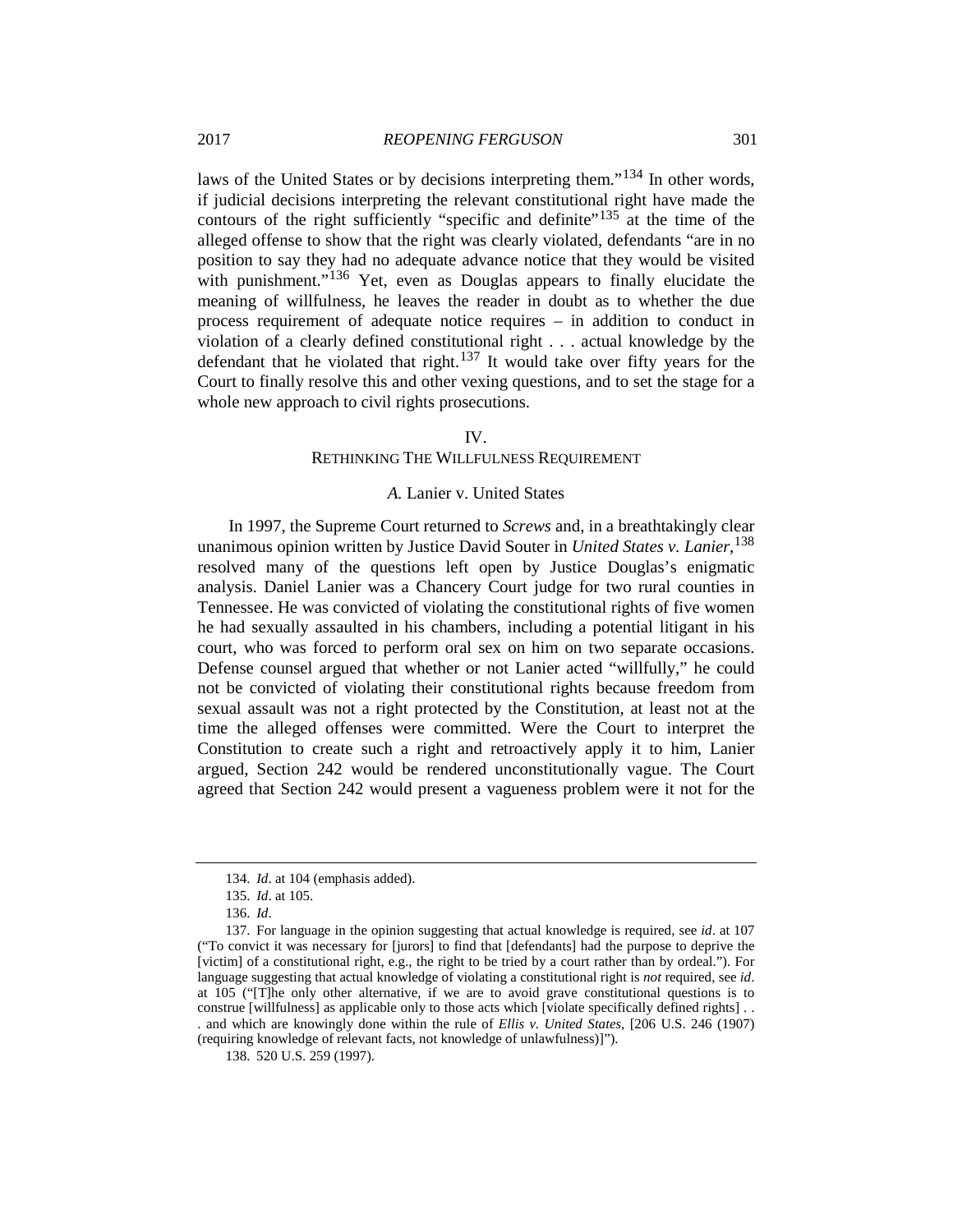laws of the United States or by decisions interpreting them."[134] In other words, if judicial decisions interpreting the relevant constitutional right have made the contours of the right sufficiently "specific and definite"[135] at the time of the alleged offense to show that the right was clearly violated, defendants "are in no position to say they had no adequate advance notice that they would be visited with punishment."[136] Yet, even as Douglas appears to finally elucidate the meaning of willfulness, he leaves the reader in doubt as to whether the due process requirement of adequate notice requires – in addition to conduct in violation of a clearly defined constitutional right . . . actual knowledge by the defendant that he violated that right.[137] It would take over fifty years for the Court to finally resolve this and other vexing questions, and to set the stage for a whole new approach to civil rights prosecutions.

## IV.
## RETHINKING THE WILLFULNESS REQUIREMENT

### *A.* Lanier v. United States

In 1997, the Supreme Court returned to *Screws* and, in a breathtakingly clear unanimous opinion written by Justice David Souter in *United States v. Lanier*,[138] resolved many of the questions left open by Justice Douglas's enigmatic analysis. Daniel Lanier was a Chancery Court judge for two rural counties in Tennessee. He was convicted of violating the constitutional rights of five women he had sexually assaulted in his chambers, including a potential litigant in his court, who was forced to perform oral sex on him on two separate occasions. Defense counsel argued that whether or not Lanier acted "willfully," he could not be convicted of violating their constitutional rights because freedom from sexual assault was not a right protected by the Constitution, at least not at the time the alleged offenses were committed. Were the Court to interpret the Constitution to create such a right and retroactively apply it to him, Lanier argued, Section 242 would be rendered unconstitutionally vague. The Court agreed that Section 242 would present a vagueness problem were it not for the

---

134. *Id*. at 104 (emphasis added).

135. *Id*. at 105.

136. *Id*.

137. For language in the opinion suggesting that actual knowledge is required, see *id*. at 107 ("To convict it was necessary for [jurors] to find that [defendants] had the purpose to deprive the [victim] of a constitutional right, e.g., the right to be tried by a court rather than by ordeal."). For language suggesting that actual knowledge of violating a constitutional right is *not* required, see *id*. at 105 ("[T]he only other alternative, if we are to avoid grave constitutional questions is to construe [willfulness] as applicable only to those acts which [violate specifically defined rights] . . . and which are knowingly done within the rule of *Ellis v. United States*, [206 U.S. 246 (1907) (requiring knowledge of relevant facts, not knowledge of unlawfulness)]").

138. 520 U.S. 259 (1997).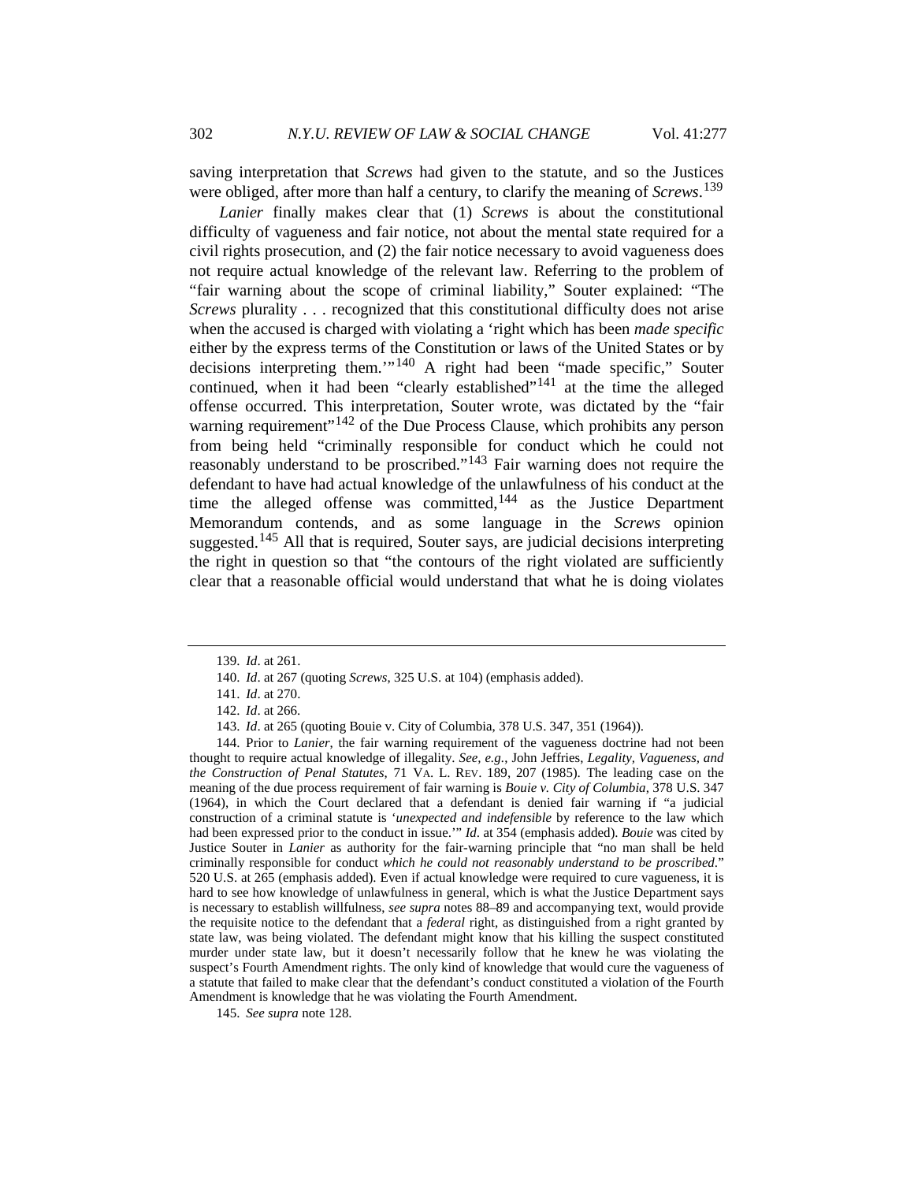saving interpretation that *Screws* had given to the statute, and so the Justices were obliged, after more than half a century, to clarify the meaning of *Screws*.[139]

*Lanier* finally makes clear that (1) *Screws* is about the constitutional difficulty of vagueness and fair notice, not about the mental state required for a civil rights prosecution, and (2) the fair notice necessary to avoid vagueness does not require actual knowledge of the relevant law. Referring to the problem of "fair warning about the scope of criminal liability," Souter explained: "The *Screws* plurality . . . recognized that this constitutional difficulty does not arise when the accused is charged with violating a 'right which has been *made specific* either by the express terms of the Constitution or laws of the United States or by decisions interpreting them.'"[140] A right had been "made specific," Souter continued, when it had been "clearly established"[141] at the time the alleged offense occurred. This interpretation, Souter wrote, was dictated by the "fair warning requirement"[142] of the Due Process Clause, which prohibits any person from being held "criminally responsible for conduct which he could not reasonably understand to be proscribed."[143] Fair warning does not require the defendant to have had actual knowledge of the unlawfulness of his conduct at the time the alleged offense was committed,[144] as the Justice Department Memorandum contends, and as some language in the *Screws* opinion suggested.[145] All that is required, Souter says, are judicial decisions interpreting the right in question so that "the contours of the right violated are sufficiently clear that a reasonable official would understand that what he is doing violates

---

139. *Id*. at 261.

140. *Id*. at 267 (quoting *Screws*, 325 U.S. at 104) (emphasis added).

141. *Id*. at 270.

142. *Id*. at 266.

143. *Id*. at 265 (quoting Bouie v. City of Columbia, 378 U.S. 347, 351 (1964)).

144. Prior to *Lanier*, the fair warning requirement of the vagueness doctrine had not been thought to require actual knowledge of illegality. *See, e.g.*, John Jeffries, *Legality, Vagueness, and the Construction of Penal Statutes*, 71 VA. L. REV. 189, 207 (1985). The leading case on the meaning of the due process requirement of fair warning is *Bouie v. City of Columbia*, 378 U.S. 347 (1964), in which the Court declared that a defendant is denied fair warning if "a judicial construction of a criminal statute is '*unexpected and indefensible* by reference to the law which had been expressed prior to the conduct in issue.'" *Id*. at 354 (emphasis added). *Bouie* was cited by Justice Souter in *Lanier* as authority for the fair-warning principle that "no man shall be held criminally responsible for conduct *which he could not reasonably understand to be proscribed*." 520 U.S. at 265 (emphasis added). Even if actual knowledge were required to cure vagueness, it is hard to see how knowledge of unlawfulness in general, which is what the Justice Department says is necessary to establish willfulness, *see supra* notes 88–89 and accompanying text, would provide the requisite notice to the defendant that a *federal* right, as distinguished from a right granted by state law, was being violated. The defendant might know that his killing the suspect constituted murder under state law, but it doesn't necessarily follow that he knew he was violating the suspect's Fourth Amendment rights. The only kind of knowledge that would cure the vagueness of a statute that failed to make clear that the defendant's conduct constituted a violation of the Fourth Amendment is knowledge that he was violating the Fourth Amendment.

145. *See supra* note 128.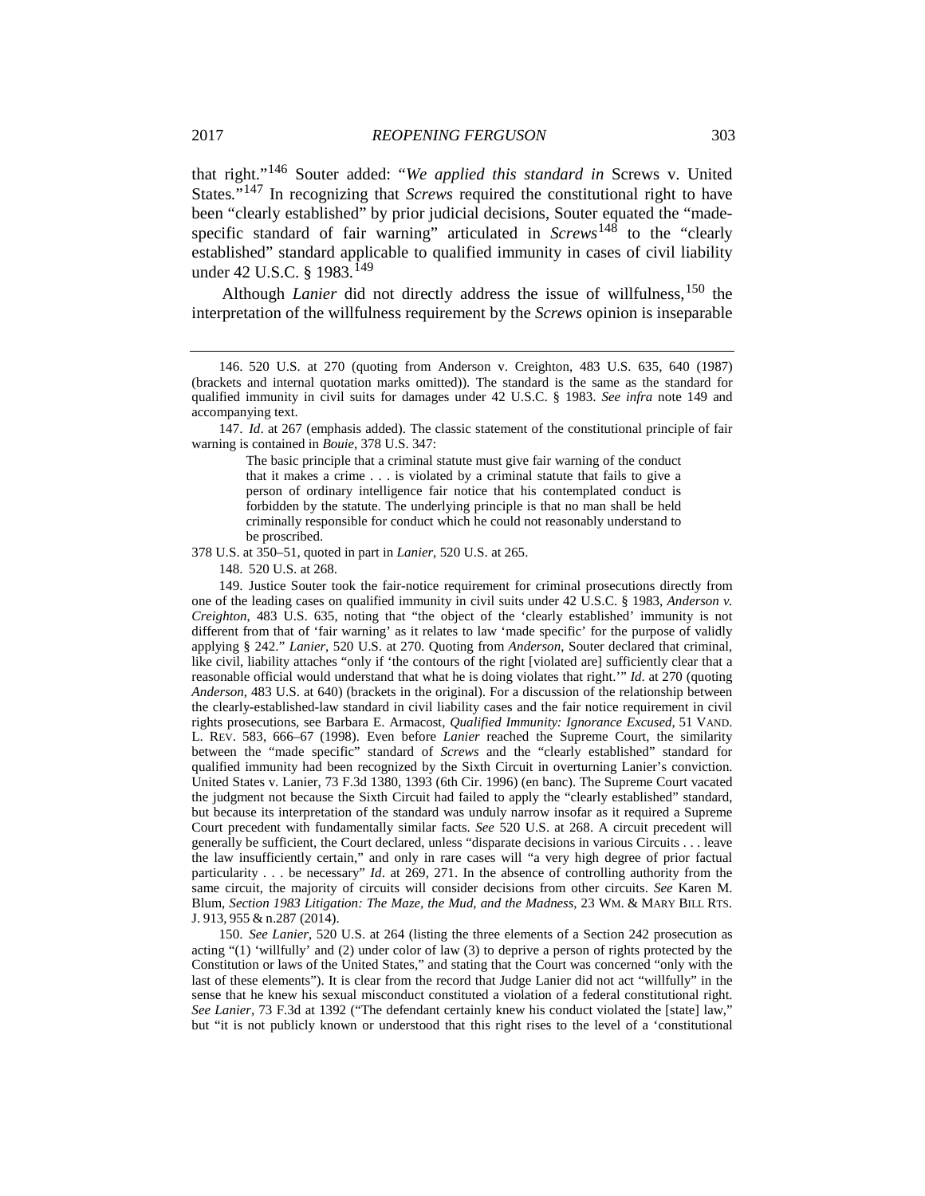that right."[146] Souter added: "*We applied this standard in* Screws v. United States*.*"[147] In recognizing that *Screws* required the constitutional right to have been "clearly established" by prior judicial decisions, Souter equated the "made-specific standard of fair warning" articulated in *Screws*[148] to the "clearly established" standard applicable to qualified immunity in cases of civil liability under 42 U.S.C. § 1983.[149]

Although *Lanier* did not directly address the issue of willfulness,[150] the interpretation of the willfulness requirement by the *Screws* opinion is inseparable

---

146. 520 U.S. at 270 (quoting from Anderson v. Creighton, 483 U.S. 635, 640 (1987) (brackets and internal quotation marks omitted)). The standard is the same as the standard for qualified immunity in civil suits for damages under 42 U.S.C. § 1983. *See infra* note 149 and accompanying text.

147. *Id*. at 267 (emphasis added). The classic statement of the constitutional principle of fair warning is contained in *Bouie*, 378 U.S. 347:

> The basic principle that a criminal statute must give fair warning of the conduct that it makes a crime . . . is violated by a criminal statute that fails to give a person of ordinary intelligence fair notice that his contemplated conduct is forbidden by the statute. The underlying principle is that no man shall be held criminally responsible for conduct which he could not reasonably understand to be proscribed.

378 U.S. at 350–51, quoted in part in *Lanier*, 520 U.S. at 265.

148. 520 U.S. at 268.

149. Justice Souter took the fair-notice requirement for criminal prosecutions directly from one of the leading cases on qualified immunity in civil suits under 42 U.S.C. § 1983, *Anderson v. Creighton*, 483 U.S. 635, noting that "the object of the 'clearly established' immunity is not different from that of 'fair warning' as it relates to law 'made specific' for the purpose of validly applying § 242." *Lanier*, 520 U.S. at 270. Quoting from *Anderson*, Souter declared that criminal, like civil, liability attaches "only if 'the contours of the right [violated are] sufficiently clear that a reasonable official would understand that what he is doing violates that right.'" *Id*. at 270 (quoting *Anderson,* 483 U.S. at 640) (brackets in the original). For a discussion of the relationship between the clearly-established-law standard in civil liability cases and the fair notice requirement in civil rights prosecutions, see Barbara E. Armacost, *Qualified Immunity: Ignorance Excused*, 51 VAND. L. REV. 583, 666–67 (1998). Even before *Lanier* reached the Supreme Court, the similarity between the "made specific" standard of *Screws* and the "clearly established" standard for qualified immunity had been recognized by the Sixth Circuit in overturning Lanier's conviction. United States v. Lanier, 73 F.3d 1380, 1393 (6th Cir. 1996) (en banc). The Supreme Court vacated the judgment not because the Sixth Circuit had failed to apply the "clearly established" standard, but because its interpretation of the standard was unduly narrow insofar as it required a Supreme Court precedent with fundamentally similar facts. *See* 520 U.S. at 268. A circuit precedent will generally be sufficient, the Court declared, unless "disparate decisions in various Circuits . . . leave the law insufficiently certain," and only in rare cases will "a very high degree of prior factual particularity . . . be necessary" *Id*. at 269, 271. In the absence of controlling authority from the same circuit, the majority of circuits will consider decisions from other circuits. *See* Karen M. Blum, *Section 1983 Litigation: The Maze, the Mud, and the Madness*, 23 WM. & MARY BILL RTS. J. 913, 955 & n.287 (2014).

150. *See Lanier*, 520 U.S. at 264 (listing the three elements of a Section 242 prosecution as acting "(1) 'willfully' and (2) under color of law (3) to deprive a person of rights protected by the Constitution or laws of the United States," and stating that the Court was concerned "only with the last of these elements"). It is clear from the record that Judge Lanier did not act "willfully" in the sense that he knew his sexual misconduct constituted a violation of a federal constitutional right. *See Lanier*, 73 F.3d at 1392 ("The defendant certainly knew his conduct violated the [state] law," but "it is not publicly known or understood that this right rises to the level of a 'constitutional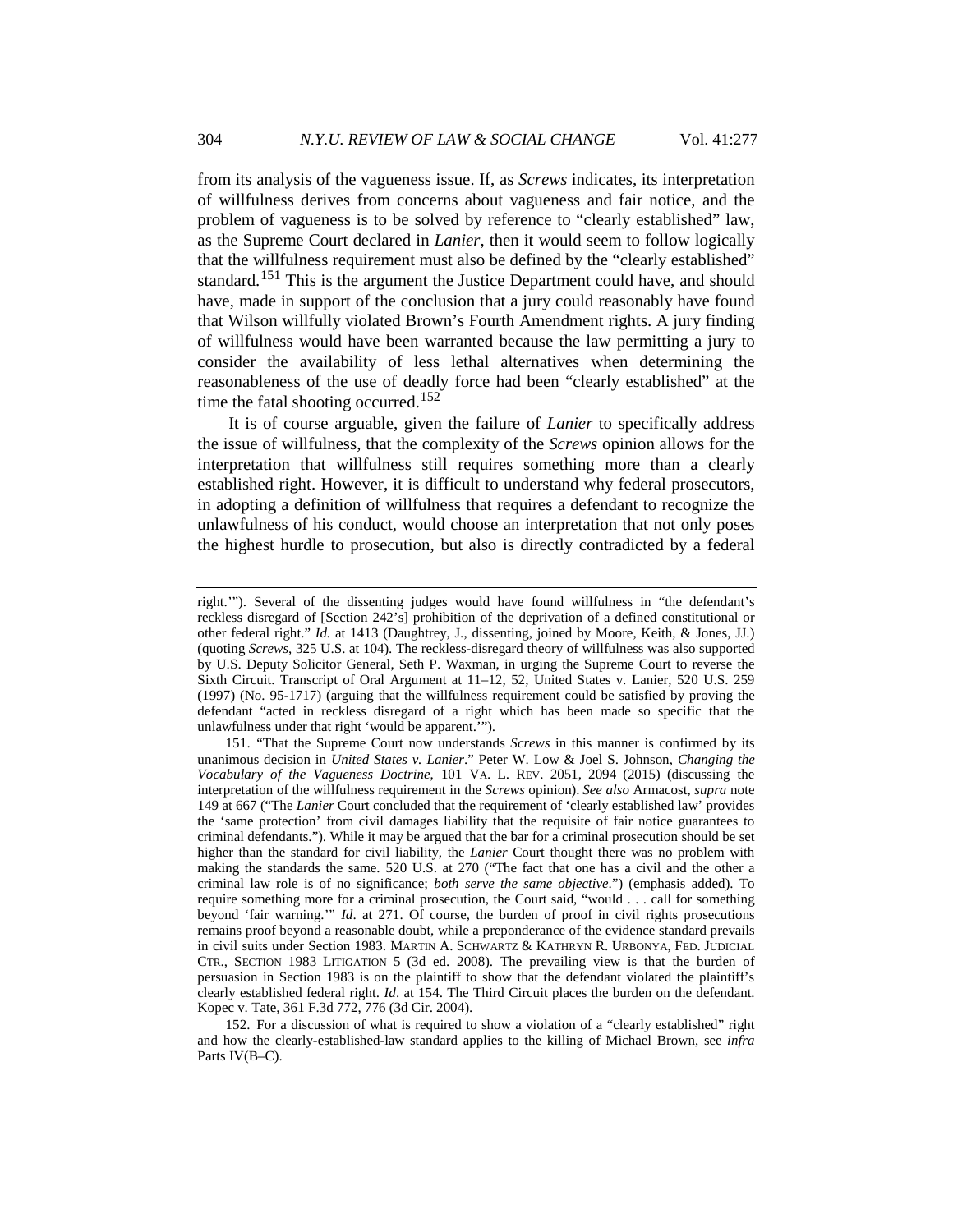from its analysis of the vagueness issue. If, as *Screws* indicates, its interpretation of willfulness derives from concerns about vagueness and fair notice, and the problem of vagueness is to be solved by reference to "clearly established" law, as the Supreme Court declared in *Lanier*, then it would seem to follow logically that the willfulness requirement must also be defined by the "clearly established" standard.[151] This is the argument the Justice Department could have, and should have, made in support of the conclusion that a jury could reasonably have found that Wilson willfully violated Brown's Fourth Amendment rights. A jury finding of willfulness would have been warranted because the law permitting a jury to consider the availability of less lethal alternatives when determining the reasonableness of the use of deadly force had been "clearly established" at the time the fatal shooting occurred.[152]

It is of course arguable, given the failure of *Lanier* to specifically address the issue of willfulness, that the complexity of the *Screws* opinion allows for the interpretation that willfulness still requires something more than a clearly established right. However, it is difficult to understand why federal prosecutors, in adopting a definition of willfulness that requires a defendant to recognize the unlawfulness of his conduct, would choose an interpretation that not only poses the highest hurdle to prosecution, but also is directly contradicted by a federal

---

right.'"). Several of the dissenting judges would have found willfulness in "the defendant's reckless disregard of [Section 242's] prohibition of the deprivation of a defined constitutional or other federal right." *Id.* at 1413 (Daughtrey, J., dissenting, joined by Moore, Keith, & Jones, JJ.) (quoting *Screws*, 325 U.S. at 104). The reckless-disregard theory of willfulness was also supported by U.S. Deputy Solicitor General, Seth P. Waxman, in urging the Supreme Court to reverse the Sixth Circuit. Transcript of Oral Argument at 11–12, 52, United States v. Lanier, 520 U.S. 259 (1997) (No. 95-1717) (arguing that the willfulness requirement could be satisfied by proving the defendant "acted in reckless disregard of a right which has been made so specific that the unlawfulness under that right 'would be apparent.'").

151. "That the Supreme Court now understands *Screws* in this manner is confirmed by its unanimous decision in *United States v. Lanier*." Peter W. Low & Joel S. Johnson, *Changing the Vocabulary of the Vagueness Doctrine*, 101 VA. L. REV. 2051, 2094 (2015) (discussing the interpretation of the willfulness requirement in the *Screws* opinion). *See also* Armacost, *supra* note 149 at 667 ("The *Lanier* Court concluded that the requirement of 'clearly established law' provides the 'same protection' from civil damages liability that the requisite of fair notice guarantees to criminal defendants."). While it may be argued that the bar for a criminal prosecution should be set higher than the standard for civil liability, the *Lanier* Court thought there was no problem with making the standards the same. 520 U.S. at 270 ("The fact that one has a civil and the other a criminal law role is of no significance; *both serve the same objective*.") (emphasis added). To require something more for a criminal prosecution, the Court said, "would . . . call for something beyond 'fair warning.'" *Id*. at 271. Of course, the burden of proof in civil rights prosecutions remains proof beyond a reasonable doubt, while a preponderance of the evidence standard prevails in civil suits under Section 1983. MARTIN A. SCHWARTZ & KATHRYN R. URBONYA, FED. JUDICIAL CTR., SECTION 1983 LITIGATION 5 (3d ed. 2008). The prevailing view is that the burden of persuasion in Section 1983 is on the plaintiff to show that the defendant violated the plaintiff's clearly established federal right. *Id*. at 154. The Third Circuit places the burden on the defendant. Kopec v. Tate, 361 F.3d 772, 776 (3d Cir. 2004).

152. For a discussion of what is required to show a violation of a "clearly established" right and how the clearly-established-law standard applies to the killing of Michael Brown, see *infra* Parts IV(B–C).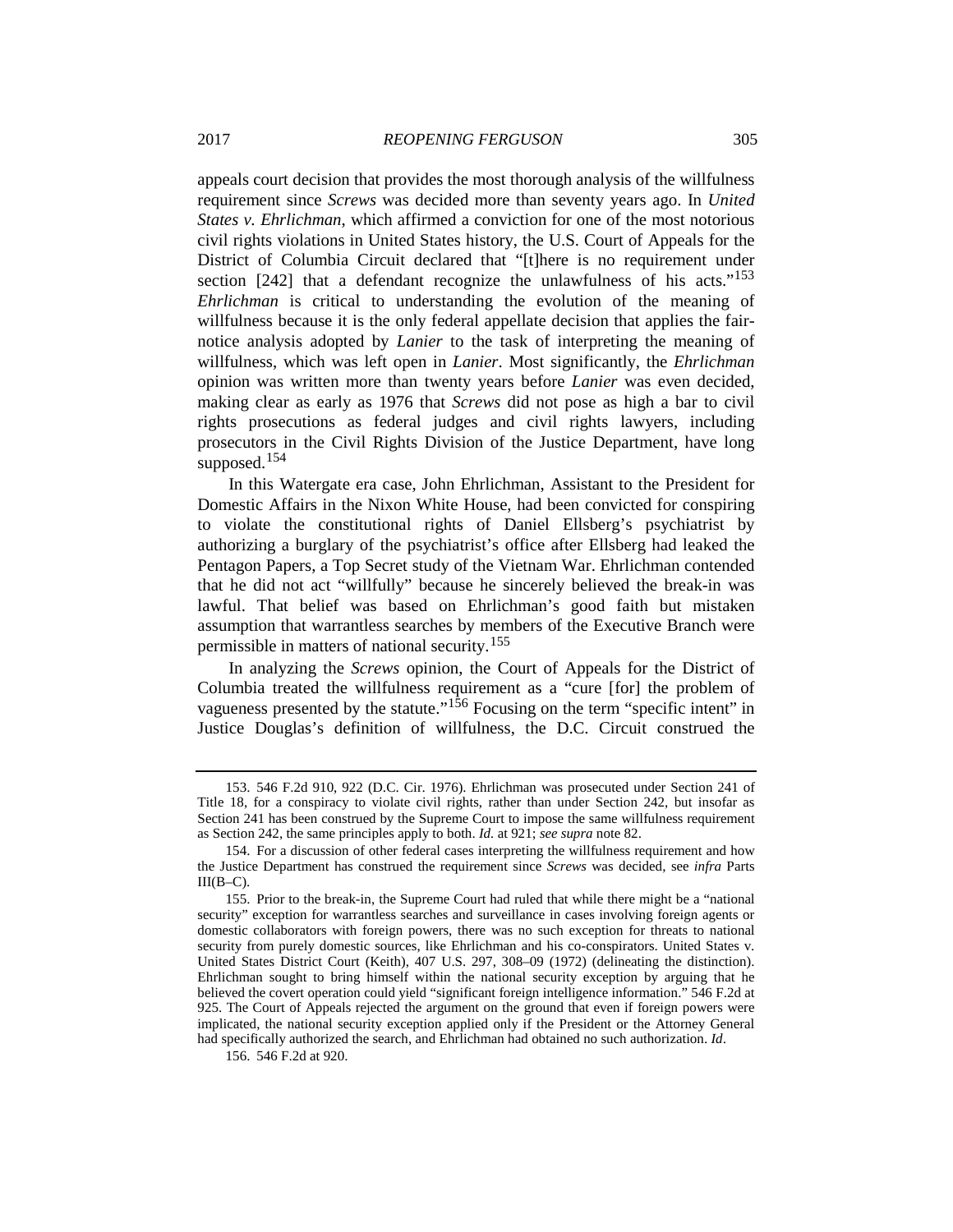appeals court decision that provides the most thorough analysis of the willfulness requirement since *Screws* was decided more than seventy years ago. In *United States v. Ehrlichman*, which affirmed a conviction for one of the most notorious civil rights violations in United States history, the U.S. Court of Appeals for the District of Columbia Circuit declared that "[t]here is no requirement under section [242] that a defendant recognize the unlawfulness of his acts."[153] *Ehrlichman* is critical to understanding the evolution of the meaning of willfulness because it is the only federal appellate decision that applies the fair-notice analysis adopted by *Lanier* to the task of interpreting the meaning of willfulness, which was left open in *Lanier*. Most significantly, the *Ehrlichman* opinion was written more than twenty years before *Lanier* was even decided, making clear as early as 1976 that *Screws* did not pose as high a bar to civil rights prosecutions as federal judges and civil rights lawyers, including prosecutors in the Civil Rights Division of the Justice Department, have long supposed.[154]

In this Watergate era case, John Ehrlichman, Assistant to the President for Domestic Affairs in the Nixon White House, had been convicted for conspiring to violate the constitutional rights of Daniel Ellsberg's psychiatrist by authorizing a burglary of the psychiatrist's office after Ellsberg had leaked the Pentagon Papers, a Top Secret study of the Vietnam War. Ehrlichman contended that he did not act "willfully" because he sincerely believed the break-in was lawful. That belief was based on Ehrlichman's good faith but mistaken assumption that warrantless searches by members of the Executive Branch were permissible in matters of national security.[155]

In analyzing the *Screws* opinion, the Court of Appeals for the District of Columbia treated the willfulness requirement as a "cure [for] the problem of vagueness presented by the statute."[156] Focusing on the term "specific intent" in Justice Douglas's definition of willfulness, the D.C. Circuit construed the

---

153. 546 F.2d 910, 922 (D.C. Cir. 1976). Ehrlichman was prosecuted under Section 241 of Title 18, for a conspiracy to violate civil rights, rather than under Section 242, but insofar as Section 241 has been construed by the Supreme Court to impose the same willfulness requirement as Section 242, the same principles apply to both. *Id.* at 921; *see supra* note 82.

154. For a discussion of other federal cases interpreting the willfulness requirement and how the Justice Department has construed the requirement since *Screws* was decided, see *infra* Parts III(B–C).

155. Prior to the break-in, the Supreme Court had ruled that while there might be a "national security" exception for warrantless searches and surveillance in cases involving foreign agents or domestic collaborators with foreign powers, there was no such exception for threats to national security from purely domestic sources, like Ehrlichman and his co-conspirators. United States v. United States District Court (Keith), 407 U.S. 297, 308–09 (1972) (delineating the distinction). Ehrlichman sought to bring himself within the national security exception by arguing that he believed the covert operation could yield "significant foreign intelligence information." 546 F.2d at 925. The Court of Appeals rejected the argument on the ground that even if foreign powers were implicated, the national security exception applied only if the President or the Attorney General had specifically authorized the search, and Ehrlichman had obtained no such authorization. *Id*.

156. 546 F.2d at 920.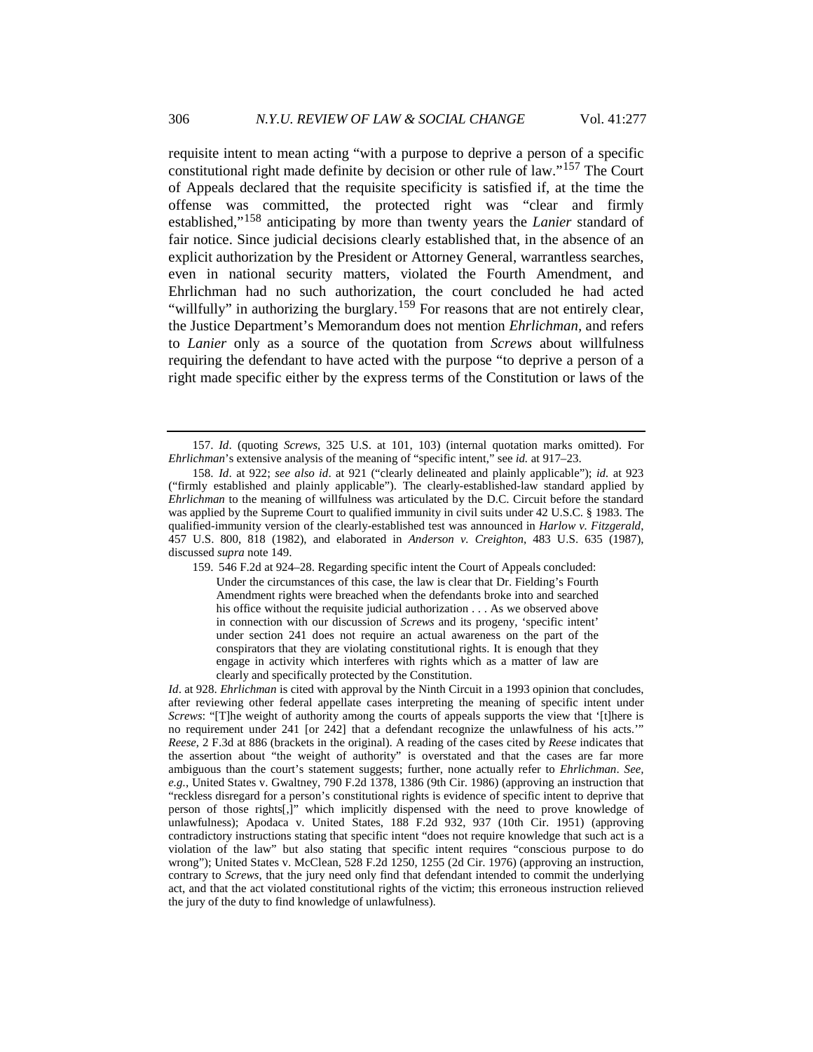requisite intent to mean acting "with a purpose to deprive a person of a specific constitutional right made definite by decision or other rule of law."[157] The Court of Appeals declared that the requisite specificity is satisfied if, at the time the offense was committed, the protected right was "clear and firmly established,"[158] anticipating by more than twenty years the *Lanier* standard of fair notice. Since judicial decisions clearly established that, in the absence of an explicit authorization by the President or Attorney General, warrantless searches, even in national security matters, violated the Fourth Amendment, and Ehrlichman had no such authorization, the court concluded he had acted "willfully" in authorizing the burglary.[159] For reasons that are not entirely clear, the Justice Department's Memorandum does not mention *Ehrlichman*, and refers to *Lanier* only as a source of the quotation from *Screws* about willfulness requiring the defendant to have acted with the purpose "to deprive a person of a right made specific either by the express terms of the Constitution or laws of the

---

157. *Id*. (quoting *Screws*, 325 U.S. at 101, 103) (internal quotation marks omitted). For *Ehrlichman*'s extensive analysis of the meaning of "specific intent," see *id.* at 917–23.

158. *Id*. at 922; *see also id*. at 921 ("clearly delineated and plainly applicable"); *id.* at 923 ("firmly established and plainly applicable"). The clearly-established-law standard applied by *Ehrlichman* to the meaning of willfulness was articulated by the D.C. Circuit before the standard was applied by the Supreme Court to qualified immunity in civil suits under 42 U.S.C. § 1983. The qualified-immunity version of the clearly-established test was announced in *Harlow v. Fitzgerald*, 457 U.S. 800, 818 (1982), and elaborated in *Anderson v. Creighton*, 483 U.S. 635 (1987), discussed *supra* note 149.

159. 546 F.2d at 924–28. Regarding specific intent the Court of Appeals concluded:

> Under the circumstances of this case, the law is clear that Dr. Fielding's Fourth Amendment rights were breached when the defendants broke into and searched his office without the requisite judicial authorization . . . As we observed above in connection with our discussion of *Screws* and its progeny, 'specific intent' under section 241 does not require an actual awareness on the part of the conspirators that they are violating constitutional rights. It is enough that they engage in activity which interferes with rights which as a matter of law are clearly and specifically protected by the Constitution.

*Id*. at 928. *Ehrlichman* is cited with approval by the Ninth Circuit in a 1993 opinion that concludes, after reviewing other federal appellate cases interpreting the meaning of specific intent under *Screws*: "[T]he weight of authority among the courts of appeals supports the view that '[t]here is no requirement under 241 [or 242] that a defendant recognize the unlawfulness of his acts.'" *Reese*, 2 F.3d at 886 (brackets in the original). A reading of the cases cited by *Reese* indicates that the assertion about "the weight of authority" is overstated and that the cases are far more ambiguous than the court's statement suggests; further, none actually refer to *Ehrlichman*. *See, e.g.*, United States v. Gwaltney, 790 F.2d 1378, 1386 (9th Cir. 1986) (approving an instruction that "reckless disregard for a person's constitutional rights is evidence of specific intent to deprive that person of those rights[,]" which implicitly dispensed with the need to prove knowledge of unlawfulness); Apodaca v. United States, 188 F.2d 932, 937 (10th Cir. 1951) (approving contradictory instructions stating that specific intent "does not require knowledge that such act is a violation of the law" but also stating that specific intent requires "conscious purpose to do wrong"); United States v. McClean, 528 F.2d 1250, 1255 (2d Cir. 1976) (approving an instruction, contrary to *Screws*, that the jury need only find that defendant intended to commit the underlying act, and that the act violated constitutional rights of the victim; this erroneous instruction relieved the jury of the duty to find knowledge of unlawfulness).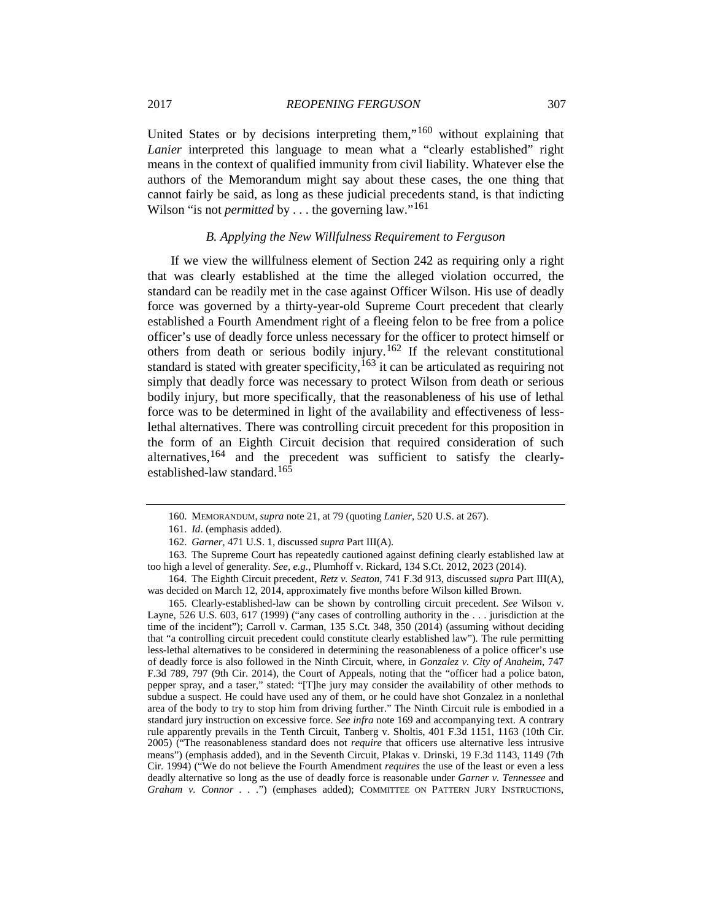United States or by decisions interpreting them,"[160] without explaining that *Lanier* interpreted this language to mean what a "clearly established" right means in the context of qualified immunity from civil liability. Whatever else the authors of the Memorandum might say about these cases, the one thing that cannot fairly be said, as long as these judicial precedents stand, is that indicting Wilson "is not *permitted* by . . . the governing law."[161]

### *B. Applying the New Willfulness Requirement to Ferguson*

If we view the willfulness element of Section 242 as requiring only a right that was clearly established at the time the alleged violation occurred, the standard can be readily met in the case against Officer Wilson. His use of deadly force was governed by a thirty-year-old Supreme Court precedent that clearly established a Fourth Amendment right of a fleeing felon to be free from a police officer's use of deadly force unless necessary for the officer to protect himself or others from death or serious bodily injury.[162] If the relevant constitutional standard is stated with greater specificity,[163] it can be articulated as requiring not simply that deadly force was necessary to protect Wilson from death or serious bodily injury, but more specifically, that the reasonableness of his use of lethal force was to be determined in light of the availability and effectiveness of less-lethal alternatives. There was controlling circuit precedent for this proposition in the form of an Eighth Circuit decision that required consideration of such alternatives,[164] and the precedent was sufficient to satisfy the clearly-established-law standard.[165]

---

160. MEMORANDUM, *supra* note 21, at 79 (quoting *Lanier*, 520 U.S. at 267).

161. *Id*. (emphasis added).

162. *Garner*, 471 U.S. 1, discussed *supra* Part III(A).

163. The Supreme Court has repeatedly cautioned against defining clearly established law at too high a level of generality. *See, e.g.*, Plumhoff v. Rickard, 134 S.Ct. 2012, 2023 (2014).

164. The Eighth Circuit precedent, *Retz v. Seaton*, 741 F.3d 913, discussed *supra* Part III(A), was decided on March 12, 2014, approximately five months before Wilson killed Brown.

165. Clearly-established-law can be shown by controlling circuit precedent. *See* Wilson v. Layne, 526 U.S. 603, 617 (1999) ("any cases of controlling authority in the . . . jurisdiction at the time of the incident"); Carroll v. Carman, 135 S.Ct. 348, 350 (2014) (assuming without deciding that "a controlling circuit precedent could constitute clearly established law"). The rule permitting less-lethal alternatives to be considered in determining the reasonableness of a police officer's use of deadly force is also followed in the Ninth Circuit, where, in *Gonzalez v. City of Anaheim*, 747 F.3d 789, 797 (9th Cir. 2014), the Court of Appeals, noting that the "officer had a police baton, pepper spray, and a taser," stated: "[T]he jury may consider the availability of other methods to subdue a suspect. He could have used any of them, or he could have shot Gonzalez in a nonlethal area of the body to try to stop him from driving further." The Ninth Circuit rule is embodied in a standard jury instruction on excessive force. *See infra* note 169 and accompanying text. A contrary rule apparently prevails in the Tenth Circuit, Tanberg v. Sholtis, 401 F.3d 1151, 1163 (10th Cir. 2005) ("The reasonableness standard does not *require* that officers use alternative less intrusive means") (emphasis added), and in the Seventh Circuit, Plakas v. Drinski, 19 F.3d 1143, 1149 (7th Cir. 1994) ("We do not believe the Fourth Amendment *requires* the use of the least or even a less deadly alternative so long as the use of deadly force is reasonable under *Garner v. Tennessee* and *Graham v. Connor* . . .") (emphases added); COMMITTEE ON PATTERN JURY INSTRUCTIONS,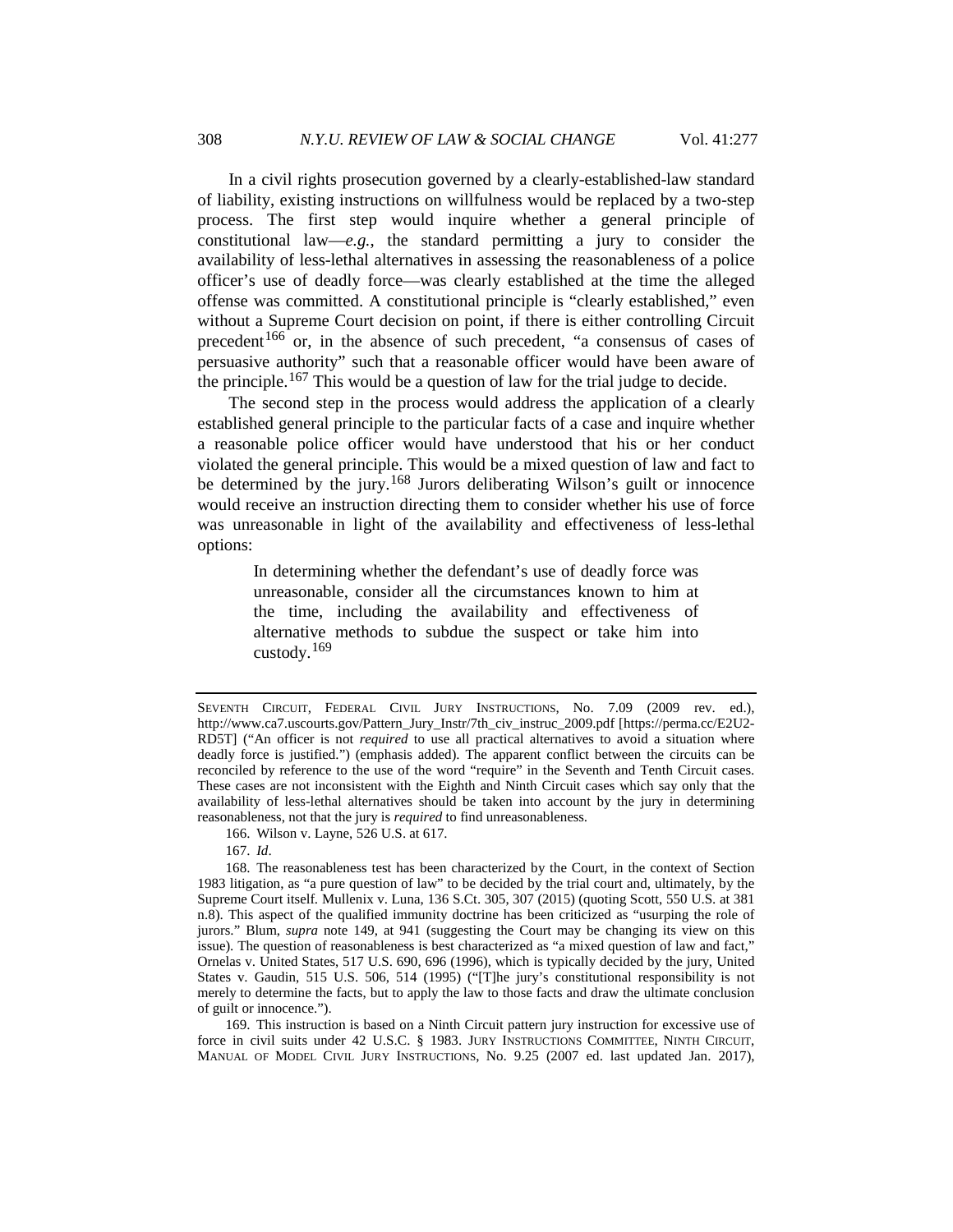In a civil rights prosecution governed by a clearly-established-law standard of liability, existing instructions on willfulness would be replaced by a two-step process. The first step would inquire whether a general principle of constitutional law—*e.g.*, the standard permitting a jury to consider the availability of less-lethal alternatives in assessing the reasonableness of a police officer's use of deadly force—was clearly established at the time the alleged offense was committed. A constitutional principle is "clearly established," even without a Supreme Court decision on point, if there is either controlling Circuit precedent[166] or, in the absence of such precedent, "a consensus of cases of persuasive authority" such that a reasonable officer would have been aware of the principle.[167] This would be a question of law for the trial judge to decide.

The second step in the process would address the application of a clearly established general principle to the particular facts of a case and inquire whether a reasonable police officer would have understood that his or her conduct violated the general principle. This would be a mixed question of law and fact to be determined by the jury.[168] Jurors deliberating Wilson's guilt or innocence would receive an instruction directing them to consider whether his use of force was unreasonable in light of the availability and effectiveness of less-lethal options:

> In determining whether the defendant's use of deadly force was unreasonable, consider all the circumstances known to him at the time, including the availability and effectiveness of alternative methods to subdue the suspect or take him into custody.[169]

---

SEVENTH CIRCUIT, FEDERAL CIVIL JURY INSTRUCTIONS, No. 7.09 (2009 rev. ed.), http://www.ca7.uscourts.gov/Pattern_Jury_Instr/7th_civ_instruc_2009.pdf [https://perma.cc/E2U2-RD5T] ("An officer is not *required* to use all practical alternatives to avoid a situation where deadly force is justified.") (emphasis added). The apparent conflict between the circuits can be reconciled by reference to the use of the word "require" in the Seventh and Tenth Circuit cases. These cases are not inconsistent with the Eighth and Ninth Circuit cases which say only that the availability of less-lethal alternatives should be taken into account by the jury in determining reasonableness, not that the jury is *required* to find unreasonableness.

166. Wilson v. Layne, 526 U.S. at 617.

167. *Id*.

168. The reasonableness test has been characterized by the Court, in the context of Section 1983 litigation, as "a pure question of law" to be decided by the trial court and, ultimately, by the Supreme Court itself. Mullenix v. Luna, 136 S.Ct. 305, 307 (2015) (quoting Scott, 550 U.S. at 381 n.8). This aspect of the qualified immunity doctrine has been criticized as "usurping the role of jurors." Blum, *supra* note 149, at 941 (suggesting the Court may be changing its view on this issue). The question of reasonableness is best characterized as "a mixed question of law and fact," Ornelas v. United States, 517 U.S. 690, 696 (1996), which is typically decided by the jury, United States v. Gaudin, 515 U.S. 506, 514 (1995) ("[T]he jury's constitutional responsibility is not merely to determine the facts, but to apply the law to those facts and draw the ultimate conclusion of guilt or innocence.").

169. This instruction is based on a Ninth Circuit pattern jury instruction for excessive use of force in civil suits under 42 U.S.C. § 1983. JURY INSTRUCTIONS COMMITTEE, NINTH CIRCUIT, MANUAL OF MODEL CIVIL JURY INSTRUCTIONS, No. 9.25 (2007 ed. last updated Jan. 2017),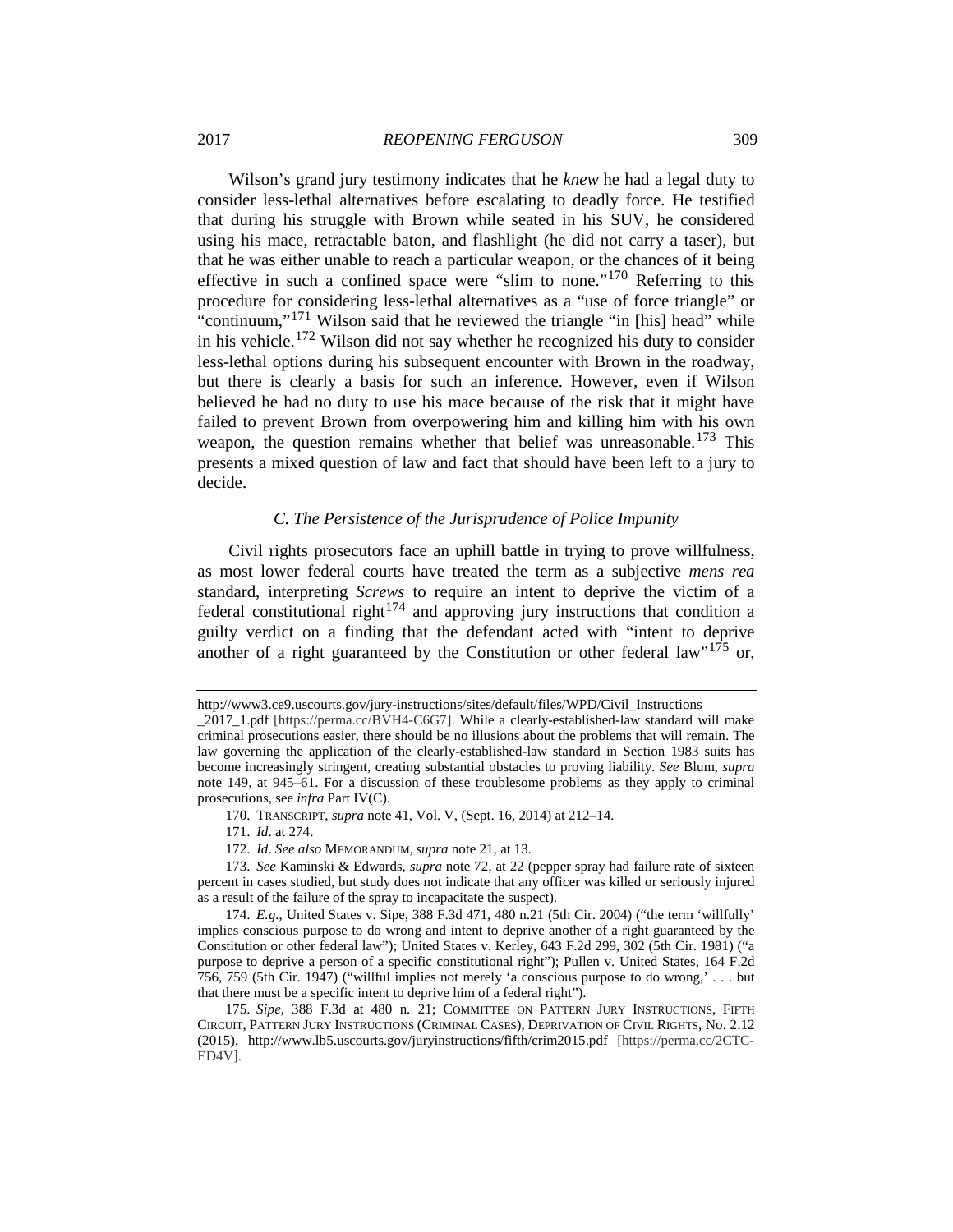Wilson's grand jury testimony indicates that he *knew* he had a legal duty to consider less-lethal alternatives before escalating to deadly force. He testified that during his struggle with Brown while seated in his SUV, he considered using his mace, retractable baton, and flashlight (he did not carry a taser), but that he was either unable to reach a particular weapon, or the chances of it being effective in such a confined space were "slim to none."[170] Referring to this procedure for considering less-lethal alternatives as a "use of force triangle" or "continuum,"[171] Wilson said that he reviewed the triangle "in [his] head" while in his vehicle.[172] Wilson did not say whether he recognized his duty to consider less-lethal options during his subsequent encounter with Brown in the roadway, but there is clearly a basis for such an inference. However, even if Wilson believed he had no duty to use his mace because of the risk that it might have failed to prevent Brown from overpowering him and killing him with his own weapon, the question remains whether that belief was unreasonable.[173] This presents a mixed question of law and fact that should have been left to a jury to decide.

### *C. The Persistence of the Jurisprudence of Police Impunity*

Civil rights prosecutors face an uphill battle in trying to prove willfulness, as most lower federal courts have treated the term as a subjective *mens rea* standard, interpreting *Screws* to require an intent to deprive the victim of a federal constitutional right[174] and approving jury instructions that condition a guilty verdict on a finding that the defendant acted with "intent to deprive another of a right guaranteed by the Constitution or other federal law"[175] or,

---

http://www3.ce9.uscourts.gov/jury-instructions/sites/default/files/WPD/Civil_Instructions_2017_1.pdf [https://perma.cc/BVH4-C6G7]. While a clearly-established-law standard will make criminal prosecutions easier, there should be no illusions about the problems that will remain. The law governing the application of the clearly-established-law standard in Section 1983 suits has become increasingly stringent, creating substantial obstacles to proving liability. *See* Blum, *supra* note 149, at 945–61. For a discussion of these troublesome problems as they apply to criminal prosecutions, see *infra* Part IV(C).

170. TRANSCRIPT, *supra* note 41, Vol. V, (Sept. 16, 2014) at 212–14.

171. *Id*. at 274.

172. *Id*. *See also* MEMORANDUM, *supra* note 21, at 13.

173. *See* Kaminski & Edwards, *supra* note 72, at 22 (pepper spray had failure rate of sixteen percent in cases studied, but study does not indicate that any officer was killed or seriously injured as a result of the failure of the spray to incapacitate the suspect).

174. *E.g.*, United States v. Sipe, 388 F.3d 471, 480 n.21 (5th Cir. 2004) ("the term 'willfully' implies conscious purpose to do wrong and intent to deprive another of a right guaranteed by the Constitution or other federal law"); United States v. Kerley, 643 F.2d 299, 302 (5th Cir. 1981) ("a purpose to deprive a person of a specific constitutional right"); Pullen v. United States, 164 F.2d 756, 759 (5th Cir. 1947) ("willful implies not merely 'a conscious purpose to do wrong,' . . . but that there must be a specific intent to deprive him of a federal right").

175. *Sipe*, 388 F.3d at 480 n. 21; COMMITTEE ON PATTERN JURY INSTRUCTIONS, FIFTH CIRCUIT, PATTERN JURY INSTRUCTIONS (CRIMINAL CASES), DEPRIVATION OF CIVIL RIGHTS, No. 2.12 (2015), http://www.lb5.uscourts.gov/juryinstructions/fifth/crim2015.pdf [https://perma.cc/2CTC-ED4V].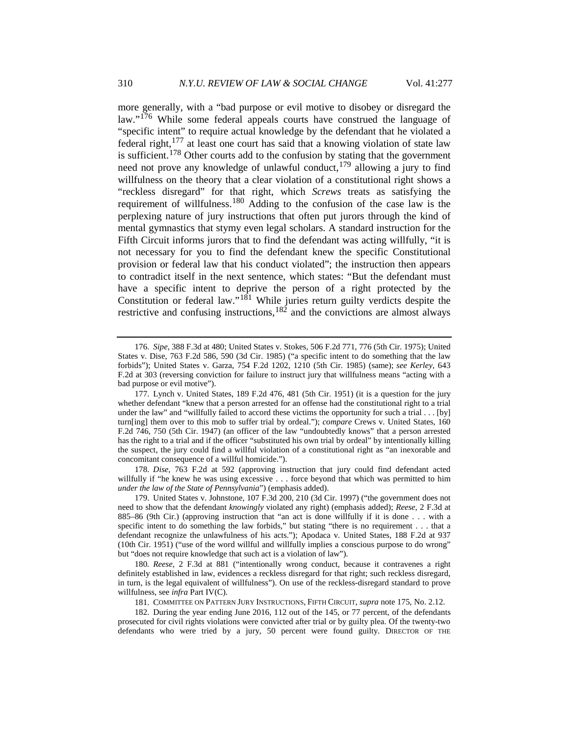more generally, with a "bad purpose or evil motive to disobey or disregard the law."[176] While some federal appeals courts have construed the language of "specific intent" to require actual knowledge by the defendant that he violated a federal right,[177] at least one court has said that a knowing violation of state law is sufficient.[178] Other courts add to the confusion by stating that the government need not prove any knowledge of unlawful conduct,[179] allowing a jury to find willfulness on the theory that a clear violation of a constitutional right shows a "reckless disregard" for that right, which *Screws* treats as satisfying the requirement of willfulness.[180] Adding to the confusion of the case law is the perplexing nature of jury instructions that often put jurors through the kind of mental gymnastics that stymy even legal scholars. A standard instruction for the Fifth Circuit informs jurors that to find the defendant was acting willfully, "it is not necessary for you to find the defendant knew the specific Constitutional provision or federal law that his conduct violated"; the instruction then appears to contradict itself in the next sentence, which states: "But the defendant must have a specific intent to deprive the person of a right protected by the Constitution or federal law."[181] While juries return guilty verdicts despite the restrictive and confusing instructions,[182] and the convictions are almost always

---

176. *Sipe*, 388 F.3d at 480; United States v. Stokes, 506 F.2d 771, 776 (5th Cir. 1975); United States v. Dise, 763 F.2d 586, 590 (3d Cir. 1985) ("a specific intent to do something that the law forbids"); United States v. Garza, 754 F.2d 1202, 1210 (5th Cir. 1985) (same); *see Kerley*, 643 F.2d at 303 (reversing conviction for failure to instruct jury that willfulness means "acting with a bad purpose or evil motive").

177. Lynch v. United States, 189 F.2d 476, 481 (5th Cir. 1951) (it is a question for the jury whether defendant "knew that a person arrested for an offense had the constitutional right to a trial under the law" and "willfully failed to accord these victims the opportunity for such a trial . . . [by] turn[ing] them over to this mob to suffer trial by ordeal."); *compare* Crews v. United States, 160 F.2d 746, 750 (5th Cir. 1947) (an officer of the law "undoubtedly knows" that a person arrested has the right to a trial and if the officer "substituted his own trial by ordeal" by intentionally killing the suspect, the jury could find a willful violation of a constitutional right as "an inexorable and concomitant consequence of a willful homicide.").

178. *Dise*, 763 F.2d at 592 (approving instruction that jury could find defendant acted willfully if "he knew he was using excessive . . . force beyond that which was permitted to him *under the law of the State of Pennsylvania*") (emphasis added).

179. United States v. Johnstone, 107 F.3d 200, 210 (3d Cir. 1997) ("the government does not need to show that the defendant *knowingly* violated any right) (emphasis added); *Reese*, 2 F.3d at 885–86 (9th Cir.) (approving instruction that "an act is done willfully if it is done . . . with a specific intent to do something the law forbids," but stating "there is no requirement . . . that a defendant recognize the unlawfulness of his acts."); Apodaca v. United States, 188 F.2d at 937 (10th Cir. 1951) ("use of the word willful and willfully implies a conscious purpose to do wrong" but "does not require knowledge that such act is a violation of law").

180. *Reese*, 2 F.3d at 881 ("intentionally wrong conduct, because it contravenes a right definitely established in law, evidences a reckless disregard for that right; such reckless disregard, in turn, is the legal equivalent of willfulness"). On use of the reckless-disregard standard to prove willfulness, see *infra* Part IV(C).

181. COMMITTEE ON PATTERN JURY INSTRUCTIONS, FIFTH CIRCUIT, *supra* note 175, No. 2.12.

182. During the year ending June 2016, 112 out of the 145, or 77 percent, of the defendants prosecuted for civil rights violations were convicted after trial or by guilty plea. Of the twenty-two defendants who were tried by a jury, 50 percent were found guilty. DIRECTOR OF THE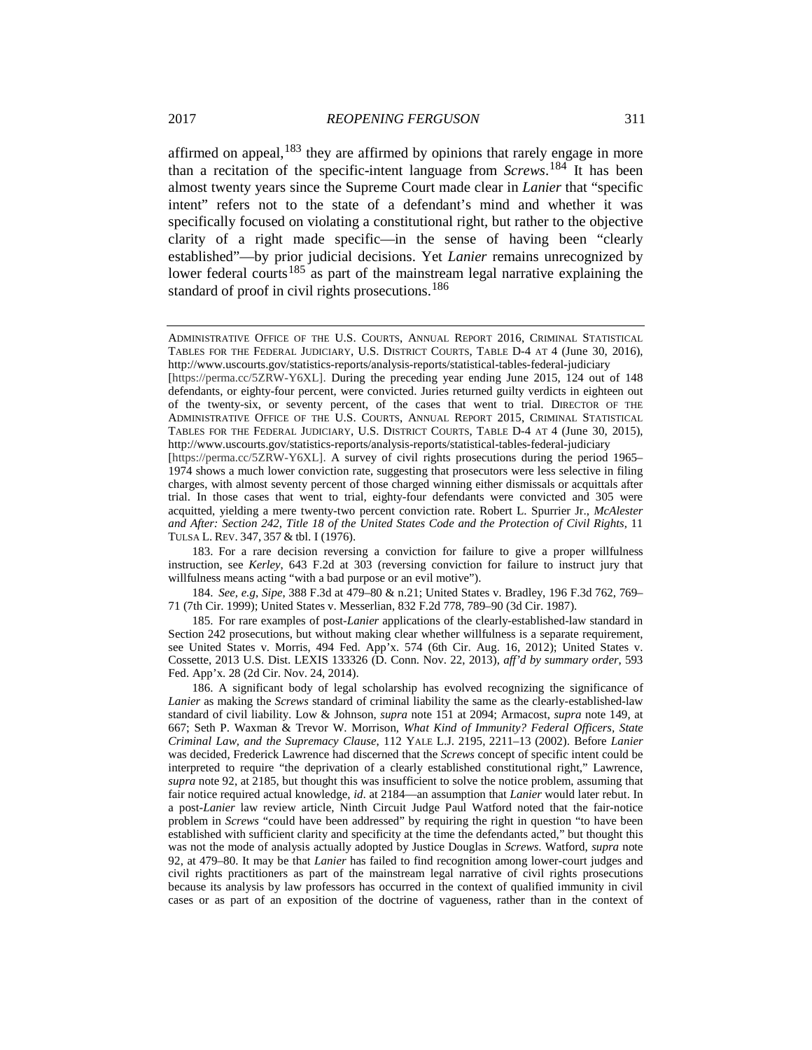affirmed on appeal,[183] they are affirmed by opinions that rarely engage in more than a recitation of the specific-intent language from *Screws*.[184] It has been almost twenty years since the Supreme Court made clear in *Lanier* that "specific intent" refers not to the state of a defendant's mind and whether it was specifically focused on violating a constitutional right, but rather to the objective clarity of a right made specific—in the sense of having been "clearly established"—by prior judicial decisions. Yet *Lanier* remains unrecognized by lower federal courts[185] as part of the mainstream legal narrative explaining the standard of proof in civil rights prosecutions.[186]

---

ADMINISTRATIVE OFFICE OF THE U.S. COURTS, ANNUAL REPORT 2016, CRIMINAL STATISTICAL TABLES FOR THE FEDERAL JUDICIARY, U.S. DISTRICT COURTS, TABLE D-4 AT 4 (June 30, 2016), http://www.uscourts.gov/statistics-reports/analysis-reports/statistical-tables-federal-judiciary [https://perma.cc/5ZRW-Y6XL]. During the preceding year ending June 2015, 124 out of 148 defendants, or eighty-four percent, were convicted. Juries returned guilty verdicts in eighteen out of the twenty-six, or seventy percent, of the cases that went to trial. DIRECTOR OF THE ADMINISTRATIVE OFFICE OF THE U.S. COURTS, ANNUAL REPORT 2015, CRIMINAL STATISTICAL TABLES FOR THE FEDERAL JUDICIARY, U.S. DISTRICT COURTS, TABLE D-4 AT 4 (June 30, 2015), http://www.uscourts.gov/statistics-reports/analysis-reports/statistical-tables-federal-judiciary [https://perma.cc/5ZRW-Y6XL]. A survey of civil rights prosecutions during the period 1965–1974 shows a much lower conviction rate, suggesting that prosecutors were less selective in filing charges, with almost seventy percent of those charged winning either dismissals or acquittals after trial. In those cases that went to trial, eighty-four defendants were convicted and 305 were acquitted, yielding a mere twenty-two percent conviction rate. Robert L. Spurrier Jr., *McAlester and After: Section 242, Title 18 of the United States Code and the Protection of Civil Rights*, 11 TULSA L. REV. 347, 357 & tbl. I (1976).

183. For a rare decision reversing a conviction for failure to give a proper willfulness instruction, see *Kerley*, 643 F.2d at 303 (reversing conviction for failure to instruct jury that willfulness means acting "with a bad purpose or an evil motive").

184. *See, e.g*, *Sipe*, 388 F.3d at 479–80 & n.21; United States v. Bradley, 196 F.3d 762, 769–71 (7th Cir. 1999); United States v. Messerlian, 832 F.2d 778, 789–90 (3d Cir. 1987).

185. For rare examples of post-*Lanier* applications of the clearly-established-law standard in Section 242 prosecutions, but without making clear whether willfulness is a separate requirement, see United States v. Morris, 494 Fed. App'x. 574 (6th Cir. Aug. 16, 2012); United States v. Cossette, 2013 U.S. Dist. LEXIS 133326 (D. Conn. Nov. 22, 2013), *aff'd by summary order*, 593 Fed. App'x. 28 (2d Cir. Nov. 24, 2014).

186. A significant body of legal scholarship has evolved recognizing the significance of *Lanier* as making the *Screws* standard of criminal liability the same as the clearly-established-law standard of civil liability. Low & Johnson, *supra* note 151 at 2094; Armacost, *supra* note 149, at 667; Seth P. Waxman & Trevor W. Morrison, *What Kind of Immunity? Federal Officers, State Criminal Law, and the Supremacy Clause*, 112 YALE L.J. 2195, 2211–13 (2002). Before *Lanier* was decided, Frederick Lawrence had discerned that the *Screws* concept of specific intent could be interpreted to require "the deprivation of a clearly established constitutional right," Lawrence, *supra* note 92, at 2185, but thought this was insufficient to solve the notice problem, assuming that fair notice required actual knowledge, *id*. at 2184—an assumption that *Lanier* would later rebut. In a post-*Lanier* law review article, Ninth Circuit Judge Paul Watford noted that the fair-notice problem in *Screws* "could have been addressed" by requiring the right in question "to have been established with sufficient clarity and specificity at the time the defendants acted," but thought this was not the mode of analysis actually adopted by Justice Douglas in *Screws*. Watford, *supra* note 92, at 479–80. It may be that *Lanier* has failed to find recognition among lower-court judges and civil rights practitioners as part of the mainstream legal narrative of civil rights prosecutions because its analysis by law professors has occurred in the context of qualified immunity in civil cases or as part of an exposition of the doctrine of vagueness, rather than in the context of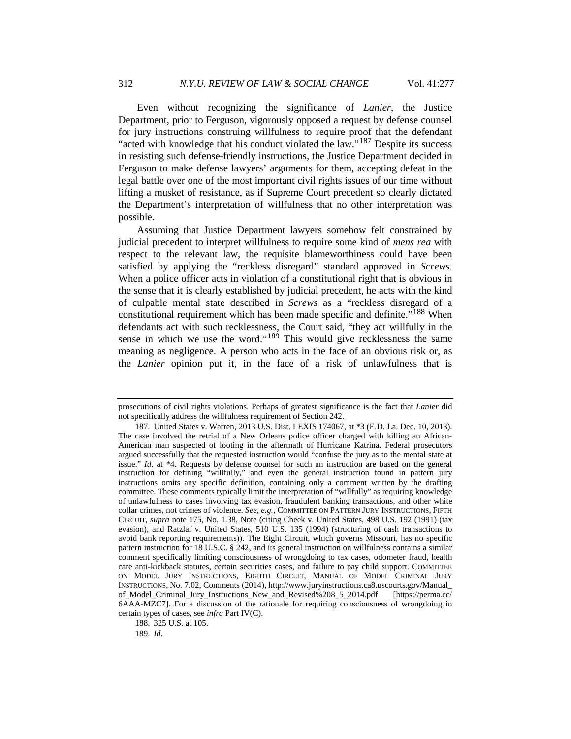Even without recognizing the significance of *Lanier*, the Justice Department, prior to Ferguson, vigorously opposed a request by defense counsel for jury instructions construing willfulness to require proof that the defendant "acted with knowledge that his conduct violated the law."[187] Despite its success in resisting such defense-friendly instructions, the Justice Department decided in Ferguson to make defense lawyers' arguments for them, accepting defeat in the legal battle over one of the most important civil rights issues of our time without lifting a musket of resistance, as if Supreme Court precedent so clearly dictated the Department's interpretation of willfulness that no other interpretation was possible.

Assuming that Justice Department lawyers somehow felt constrained by judicial precedent to interpret willfulness to require some kind of *mens rea* with respect to the relevant law, the requisite blameworthiness could have been satisfied by applying the "reckless disregard" standard approved in *Screws.* When a police officer acts in violation of a constitutional right that is obvious in the sense that it is clearly established by judicial precedent, he acts with the kind of culpable mental state described in *Screws* as a "reckless disregard of a constitutional requirement which has been made specific and definite."[188] When defendants act with such recklessness, the Court said, "they act willfully in the sense in which we use the word."[189] This would give recklessness the same meaning as negligence. A person who acts in the face of an obvious risk or, as the *Lanier* opinion put it, in the face of a risk of unlawfulness that is

---

prosecutions of civil rights violations. Perhaps of greatest significance is the fact that *Lanier* did not specifically address the willfulness requirement of Section 242.

187. United States v. Warren, 2013 U.S. Dist. LEXIS 174067, at *3 (E.D. La. Dec. 10, 2013). The case involved the retrial of a New Orleans police officer charged with killing an African-American man suspected of looting in the aftermath of Hurricane Katrina. Federal prosecutors argued successfully that the requested instruction would "confuse the jury as to the mental state at issue." *Id.* at *4. Requests by defense counsel for such an instruction are based on the general instruction for defining "willfully," and even the general instruction found in pattern jury instructions omits any specific definition, containing only a comment written by the drafting committee. These comments typically limit the interpretation of "willfully" as requiring knowledge of unlawfulness to cases involving tax evasion, fraudulent banking transactions, and other white collar crimes, not crimes of violence. *See, e.g.*, COMMITTEE ON PATTERN JURY INSTRUCTIONS, FIFTH CIRCUIT, *supra* note 175, No. 1.38, Note (citing Cheek v. United States, 498 U.S. 192 (1991) (tax evasion), and Ratzlaf v. United States, 510 U.S. 135 (1994) (structuring of cash transactions to avoid bank reporting requirements)). The Eight Circuit, which governs Missouri, has no specific pattern instruction for 18 U.S.C. § 242, and its general instruction on willfulness contains a similar comment specifically limiting consciousness of wrongdoing to tax cases, odometer fraud, health care anti-kickback statutes, certain securities cases, and failure to pay child support. COMMITTEE ON MODEL JURY INSTRUCTIONS, EIGHTH CIRCUIT, MANUAL OF MODEL CRIMINAL JURY INSTRUCTIONS, No. 7.02, Comments (2014), http://www.juryinstructions.ca8.uscourts.gov/Manual_of_Model_Criminal_Jury_Instructions_New_and_Revised%208_5_2014.pdf [https://perma.cc/6AAA-MZC7]. For a discussion of the rationale for requiring consciousness of wrongdoing in certain types of cases, see *infra* Part IV(C).

188. 325 U.S. at 105.

189. *Id*.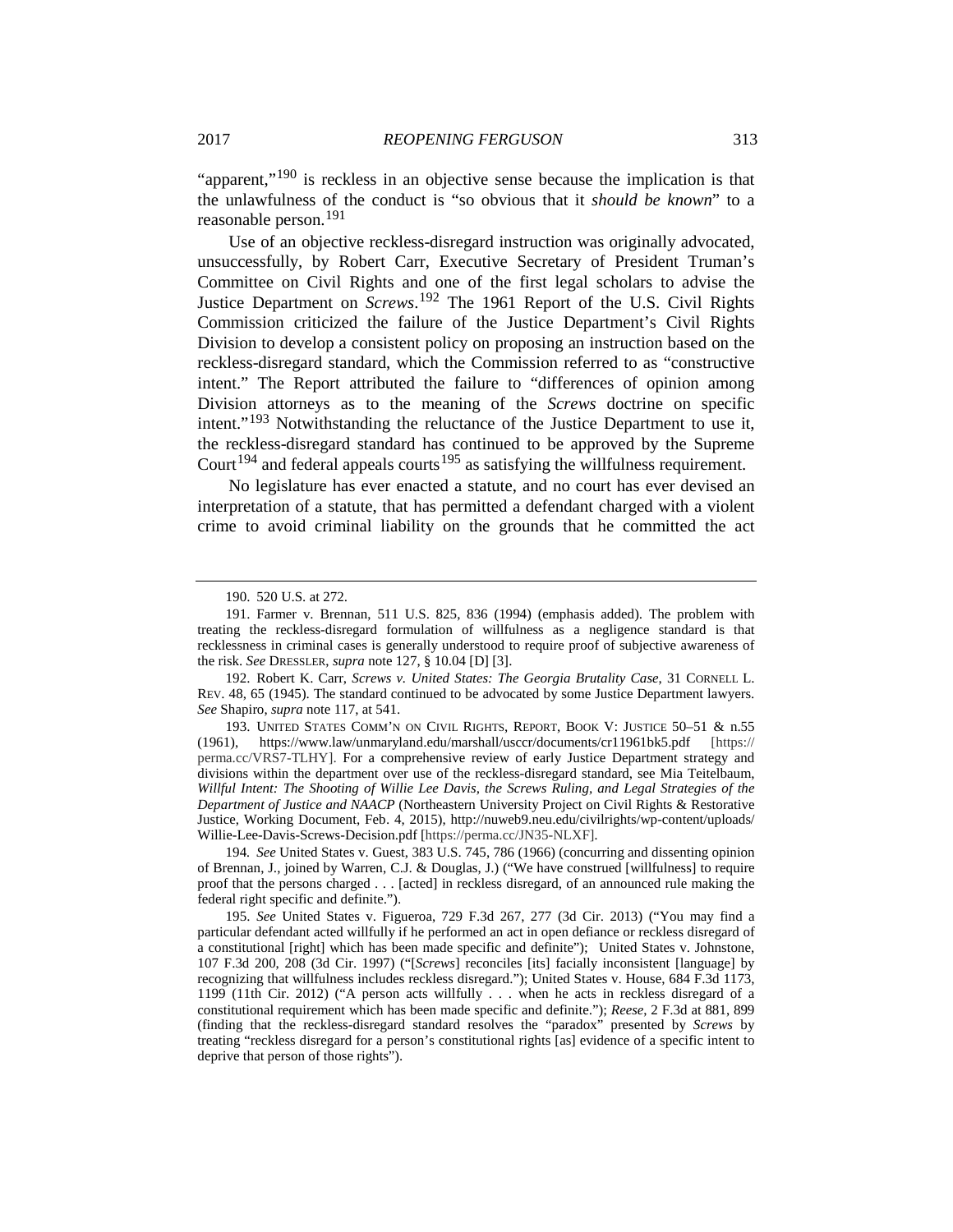"apparent,"[190] is reckless in an objective sense because the implication is that the unlawfulness of the conduct is "so obvious that it *should be known*" to a reasonable person.[191]

Use of an objective reckless-disregard instruction was originally advocated, unsuccessfully, by Robert Carr, Executive Secretary of President Truman's Committee on Civil Rights and one of the first legal scholars to advise the Justice Department on *Screws*.[192] The 1961 Report of the U.S. Civil Rights Commission criticized the failure of the Justice Department's Civil Rights Division to develop a consistent policy on proposing an instruction based on the reckless-disregard standard, which the Commission referred to as "constructive intent." The Report attributed the failure to "differences of opinion among Division attorneys as to the meaning of the *Screws* doctrine on specific intent."[193] Notwithstanding the reluctance of the Justice Department to use it, the reckless-disregard standard has continued to be approved by the Supreme Court[194] and federal appeals courts[195] as satisfying the willfulness requirement.

No legislature has ever enacted a statute, and no court has ever devised an interpretation of a statute, that has permitted a defendant charged with a violent crime to avoid criminal liability on the grounds that he committed the act

---

190. 520 U.S. at 272.

191. Farmer v. Brennan, 511 U.S. 825, 836 (1994) (emphasis added). The problem with treating the reckless-disregard formulation of willfulness as a negligence standard is that recklessness in criminal cases is generally understood to require proof of subjective awareness of the risk. *See* DRESSLER, *supra* note 127, § 10.04 [D] [3].

192. Robert K. Carr, *Screws v. United States: The Georgia Brutality Case*, 31 CORNELL L. REV. 48, 65 (1945). The standard continued to be advocated by some Justice Department lawyers. *See* Shapiro, *supra* note 117, at 541.

193. UNITED STATES COMM'N ON CIVIL RIGHTS, REPORT, BOOK V: JUSTICE 50–51 & n.55 (1961), https://www.law/unmaryland.edu/marshall/usccr/documents/cr11961bk5.pdf [https://perma.cc/VRS7-TLHY]. For a comprehensive review of early Justice Department strategy and divisions within the department over use of the reckless-disregard standard, see Mia Teitelbaum, *Willful Intent: The Shooting of Willie Lee Davis, the Screws Ruling, and Legal Strategies of the Department of Justice and NAACP* (Northeastern University Project on Civil Rights & Restorative Justice, Working Document, Feb. 4, 2015), http://nuweb9.neu.edu/civilrights/wp-content/uploads/Willie-Lee-Davis-Screws-Decision.pdf [https://perma.cc/JN35-NLXF].

194. *See* United States v. Guest, 383 U.S. 745, 786 (1966) (concurring and dissenting opinion of Brennan, J., joined by Warren, C.J. & Douglas, J.) ("We have construed [willfulness] to require proof that the persons charged . . . [acted] in reckless disregard, of an announced rule making the federal right specific and definite.").

195. *See* United States v. Figueroa, 729 F.3d 267, 277 (3d Cir. 2013) ("You may find a particular defendant acted willfully if he performed an act in open defiance or reckless disregard of a constitutional [right] which has been made specific and definite"); United States v. Johnstone, 107 F.3d 200, 208 (3d Cir. 1997) ("[*Screws*] reconciles [its] facially inconsistent [language] by recognizing that willfulness includes reckless disregard."); United States v. House, 684 F.3d 1173, 1199 (11th Cir. 2012) ("A person acts willfully . . . when he acts in reckless disregard of a constitutional requirement which has been made specific and definite."); *Reese*, 2 F.3d at 881, 899 (finding that the reckless-disregard standard resolves the "paradox" presented by *Screws* by treating "reckless disregard for a person's constitutional rights [as] evidence of a specific intent to deprive that person of those rights").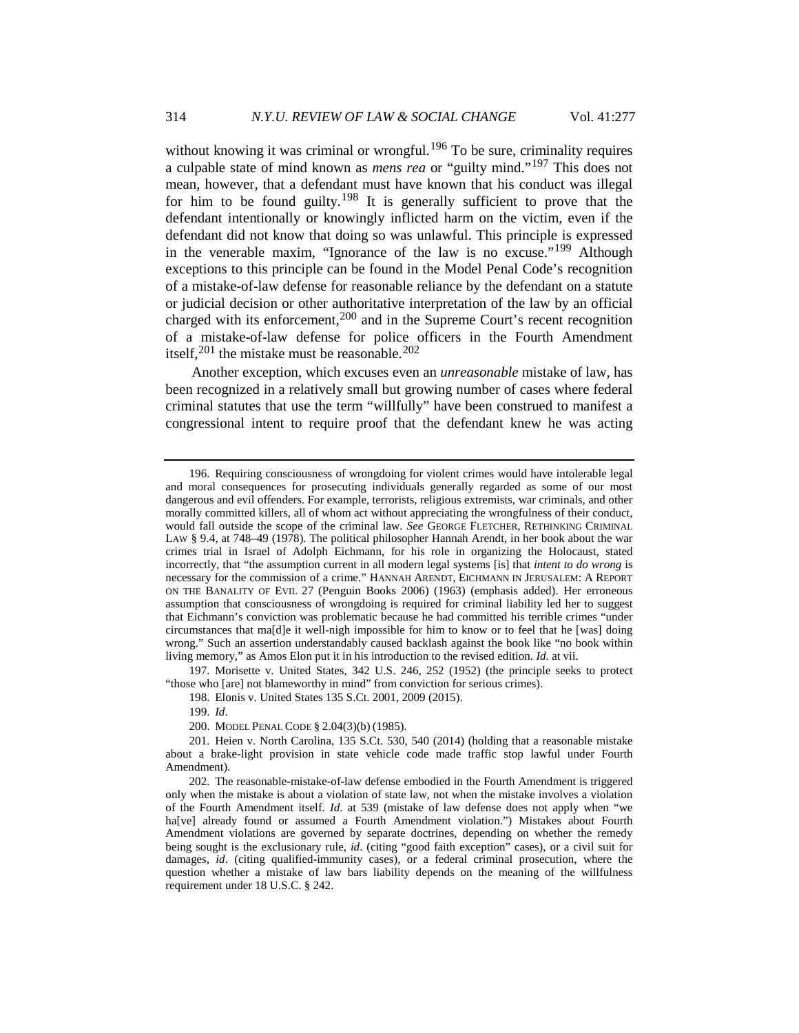without knowing it was criminal or wrongful.[196] To be sure, criminality requires a culpable state of mind known as *mens rea* or "guilty mind."[197] This does not mean, however, that a defendant must have known that his conduct was illegal for him to be found guilty.[198] It is generally sufficient to prove that the defendant intentionally or knowingly inflicted harm on the victim, even if the defendant did not know that doing so was unlawful. This principle is expressed in the venerable maxim, "Ignorance of the law is no excuse."[199] Although exceptions to this principle can be found in the Model Penal Code's recognition of a mistake-of-law defense for reasonable reliance by the defendant on a statute or judicial decision or other authoritative interpretation of the law by an official charged with its enforcement,[200] and in the Supreme Court's recent recognition of a mistake-of-law defense for police officers in the Fourth Amendment itself,[201] the mistake must be reasonable.[202]

Another exception, which excuses even an *unreasonable* mistake of law, has been recognized in a relatively small but growing number of cases where federal criminal statutes that use the term "willfully" have been construed to manifest a congressional intent to require proof that the defendant knew he was acting

---

196. Requiring consciousness of wrongdoing for violent crimes would have intolerable legal and moral consequences for prosecuting individuals generally regarded as some of our most dangerous and evil offenders. For example, terrorists, religious extremists, war criminals, and other morally committed killers, all of whom act without appreciating the wrongfulness of their conduct, would fall outside the scope of the criminal law. *See* GEORGE FLETCHER, RETHINKING CRIMINAL LAW § 9.4, at 748–49 (1978). The political philosopher Hannah Arendt, in her book about the war crimes trial in Israel of Adolph Eichmann, for his role in organizing the Holocaust, stated incorrectly, that "the assumption current in all modern legal systems [is] that *intent to do wrong* is necessary for the commission of a crime." HANNAH ARENDT, EICHMANN IN JERUSALEM: A REPORT ON THE BANALITY OF EVIL 27 (Penguin Books 2006) (1963) (emphasis added). Her erroneous assumption that consciousness of wrongdoing is required for criminal liability led her to suggest that Eichmann's conviction was problematic because he had committed his terrible crimes "under circumstances that ma[d]e it well-nigh impossible for him to know or to feel that he [was] doing wrong." Such an assertion understandably caused backlash against the book like "no book within living memory," as Amos Elon put it in his introduction to the revised edition. *Id*. at vii.

197. Morisette v. United States, 342 U.S. 246, 252 (1952) (the principle seeks to protect "those who [are] not blameworthy in mind" from conviction for serious crimes).

198. Elonis v. United States 135 S.Ct. 2001, 2009 (2015).

199. *Id*.

200. MODEL PENAL CODE § 2.04(3)(b) (1985).

201. Heien v. North Carolina, 135 S.Ct. 530, 540 (2014) (holding that a reasonable mistake about a brake-light provision in state vehicle code made traffic stop lawful under Fourth Amendment).

202. The reasonable-mistake-of-law defense embodied in the Fourth Amendment is triggered only when the mistake is about a violation of state law, not when the mistake involves a violation of the Fourth Amendment itself. *Id*. at 539 (mistake of law defense does not apply when "we ha[ve] already found or assumed a Fourth Amendment violation.") Mistakes about Fourth Amendment violations are governed by separate doctrines, depending on whether the remedy being sought is the exclusionary rule, *id*. (citing "good faith exception" cases), or a civil suit for damages, *id*. (citing qualified-immunity cases), or a federal criminal prosecution, where the question whether a mistake of law bars liability depends on the meaning of the willfulness requirement under 18 U.S.C. § 242.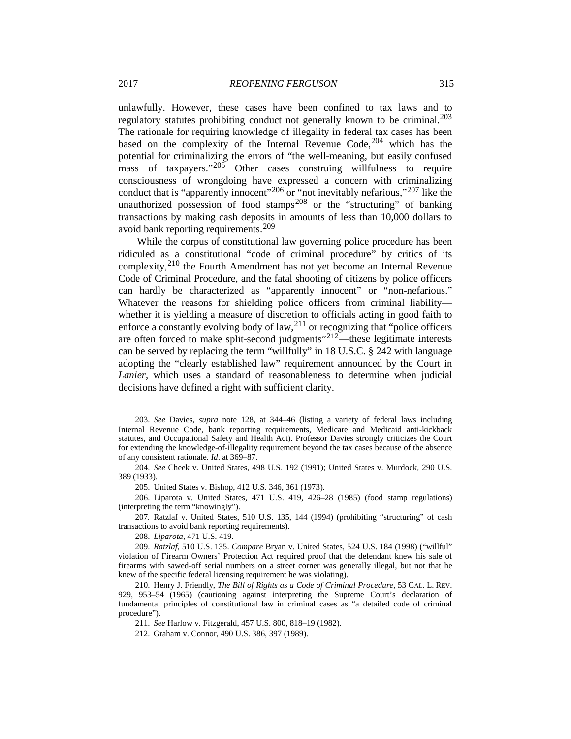unlawfully. However, these cases have been confined to tax laws and to regulatory statutes prohibiting conduct not generally known to be criminal.[203] The rationale for requiring knowledge of illegality in federal tax cases has been based on the complexity of the Internal Revenue Code,[204] which has the potential for criminalizing the errors of "the well-meaning, but easily confused mass of taxpayers."[205] Other cases construing willfulness to require consciousness of wrongdoing have expressed a concern with criminalizing conduct that is "apparently innocent"[206] or "not inevitably nefarious,"[207] like the unauthorized possession of food stamps[208] or the "structuring" of banking transactions by making cash deposits in amounts of less than 10,000 dollars to avoid bank reporting requirements.[209]

While the corpus of constitutional law governing police procedure has been ridiculed as a constitutional "code of criminal procedure" by critics of its complexity,[210] the Fourth Amendment has not yet become an Internal Revenue Code of Criminal Procedure, and the fatal shooting of citizens by police officers can hardly be characterized as "apparently innocent" or "non-nefarious." Whatever the reasons for shielding police officers from criminal liability—whether it is yielding a measure of discretion to officials acting in good faith to enforce a constantly evolving body of law,[211] or recognizing that "police officers are often forced to make split-second judgments"[212]—these legitimate interests can be served by replacing the term "willfully" in 18 U.S.C. § 242 with language adopting the "clearly established law" requirement announced by the Court in *Lanier*, which uses a standard of reasonableness to determine when judicial decisions have defined a right with sufficient clarity.

---

203. *See* Davies, *supra* note 128, at 344–46 (listing a variety of federal laws including Internal Revenue Code, bank reporting requirements, Medicare and Medicaid anti-kickback statutes, and Occupational Safety and Health Act). Professor Davies strongly criticizes the Court for extending the knowledge-of-illegality requirement beyond the tax cases because of the absence of any consistent rationale. *Id*. at 369–87.

204. *See* Cheek v. United States, 498 U.S. 192 (1991); United States v. Murdock, 290 U.S. 389 (1933).

205. United States v. Bishop, 412 U.S. 346, 361 (1973).

206. Liparota v. United States, 471 U.S. 419, 426–28 (1985) (food stamp regulations) (interpreting the term "knowingly").

207. Ratzlaf v. United States, 510 U.S. 135, 144 (1994) (prohibiting "structuring" of cash transactions to avoid bank reporting requirements).

208. *Liparota*, 471 U.S. 419.

209. *Ratzlaf*, 510 U.S. 135. *Compare* Bryan v. United States, 524 U.S. 184 (1998) ("willful" violation of Firearm Owners' Protection Act required proof that the defendant knew his sale of firearms with sawed-off serial numbers on a street corner was generally illegal, but not that he knew of the specific federal licensing requirement he was violating).

210. Henry J. Friendly, *The Bill of Rights as a Code of Criminal Procedure*, 53 CAL. L. REV. 929, 953–54 (1965) (cautioning against interpreting the Supreme Court's declaration of fundamental principles of constitutional law in criminal cases as "a detailed code of criminal procedure").

211. *See* Harlow v. Fitzgerald, 457 U.S. 800, 818–19 (1982).

212. Graham v. Connor, 490 U.S. 386, 397 (1989).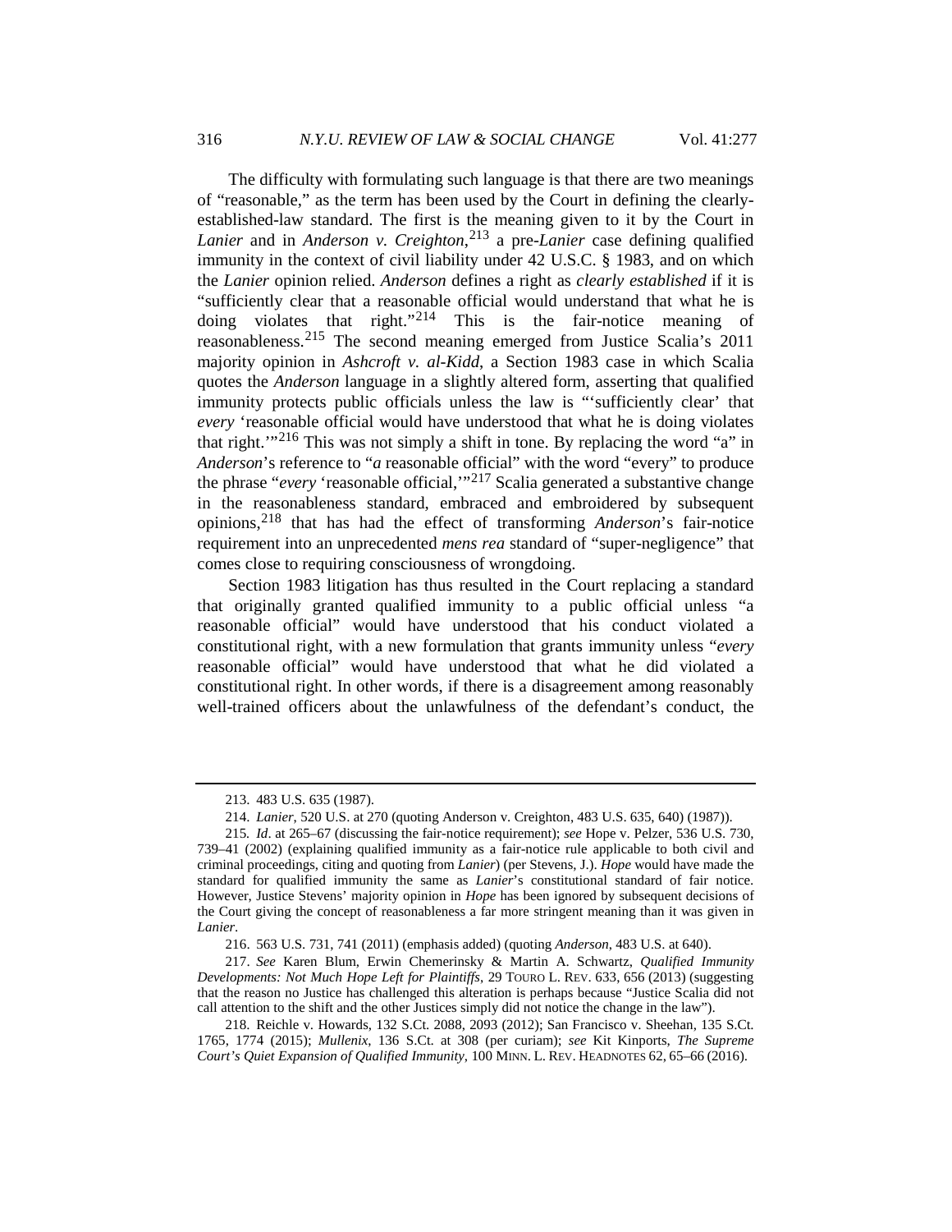The difficulty with formulating such language is that there are two meanings of "reasonable," as the term has been used by the Court in defining the clearly-established-law standard. The first is the meaning given to it by the Court in *Lanier* and in *Anderson v. Creighton*,[213] a pre-*Lanier* case defining qualified immunity in the context of civil liability under 42 U.S.C. § 1983, and on which the *Lanier* opinion relied. *Anderson* defines a right as *clearly established* if it is "sufficiently clear that a reasonable official would understand that what he is doing violates that right."[214] This is the fair-notice meaning of reasonableness.[215] The second meaning emerged from Justice Scalia's 2011 majority opinion in *Ashcroft v. al-Kidd*, a Section 1983 case in which Scalia quotes the *Anderson* language in a slightly altered form, asserting that qualified immunity protects public officials unless the law is "'sufficiently clear' that *every* 'reasonable official would have understood that what he is doing violates that right.'"[216] This was not simply a shift in tone. By replacing the word "a" in *Anderson*'s reference to "*a* reasonable official" with the word "every" to produce the phrase "*every* 'reasonable official,'"[217] Scalia generated a substantive change in the reasonableness standard, embraced and embroidered by subsequent opinions,[218] that has had the effect of transforming *Anderson*'s fair-notice requirement into an unprecedented *mens rea* standard of "super-negligence" that comes close to requiring consciousness of wrongdoing.

Section 1983 litigation has thus resulted in the Court replacing a standard that originally granted qualified immunity to a public official unless "a reasonable official" would have understood that his conduct violated a constitutional right, with a new formulation that grants immunity unless "*every* reasonable official" would have understood that what he did violated a constitutional right. In other words, if there is a disagreement among reasonably well-trained officers about the unlawfulness of the defendant's conduct, the

---

213. 483 U.S. 635 (1987).

214. *Lanier*, 520 U.S. at 270 (quoting Anderson v. Creighton, 483 U.S. 635, 640) (1987)).

215. *Id*. at 265–67 (discussing the fair-notice requirement); *see* Hope v. Pelzer, 536 U.S. 730, 739–41 (2002) (explaining qualified immunity as a fair-notice rule applicable to both civil and criminal proceedings, citing and quoting from *Lanier*) (per Stevens, J.). *Hope* would have made the standard for qualified immunity the same as *Lanier*'s constitutional standard of fair notice. However, Justice Stevens' majority opinion in *Hope* has been ignored by subsequent decisions of the Court giving the concept of reasonableness a far more stringent meaning than it was given in *Lanier*.

216. 563 U.S. 731, 741 (2011) (emphasis added) (quoting *Anderson*, 483 U.S. at 640).

217. *See* Karen Blum, Erwin Chemerinsky & Martin A. Schwartz, *Qualified Immunity Developments: Not Much Hope Left for Plaintiffs*, 29 TOURO L. REV. 633, 656 (2013) (suggesting that the reason no Justice has challenged this alteration is perhaps because "Justice Scalia did not call attention to the shift and the other Justices simply did not notice the change in the law").

218. Reichle v. Howards, 132 S.Ct. 2088, 2093 (2012); San Francisco v. Sheehan, 135 S.Ct. 1765, 1774 (2015); *Mullenix*, 136 S.Ct. at 308 (per curiam); *see* Kit Kinports, *The Supreme Court's Quiet Expansion of Qualified Immunity*, 100 MINN. L. REV. HEADNOTES 62, 65–66 (2016).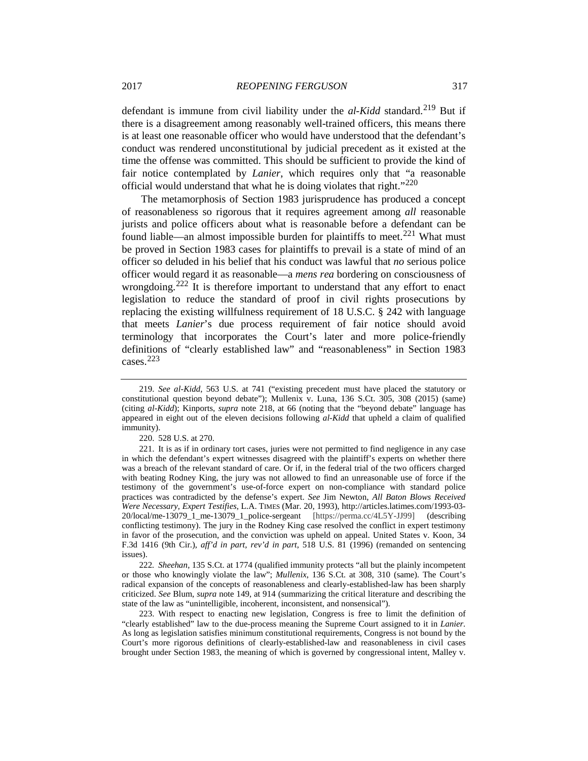defendant is immune from civil liability under the *al-Kidd* standard.[219] But if there is a disagreement among reasonably well-trained officers, this means there is at least one reasonable officer who would have understood that the defendant's conduct was rendered unconstitutional by judicial precedent as it existed at the time the offense was committed. This should be sufficient to provide the kind of fair notice contemplated by *Lanier*, which requires only that "a reasonable official would understand that what he is doing violates that right."[220]

The metamorphosis of Section 1983 jurisprudence has produced a concept of reasonableness so rigorous that it requires agreement among *all* reasonable jurists and police officers about what is reasonable before a defendant can be found liable—an almost impossible burden for plaintiffs to meet.[221] What must be proved in Section 1983 cases for plaintiffs to prevail is a state of mind of an officer so deluded in his belief that his conduct was lawful that *no* serious police officer would regard it as reasonable—a *mens rea* bordering on consciousness of wrongdoing.[222] It is therefore important to understand that any effort to enact legislation to reduce the standard of proof in civil rights prosecutions by replacing the existing willfulness requirement of 18 U.S.C. § 242 with language that meets *Lanier*'s due process requirement of fair notice should avoid terminology that incorporates the Court's later and more police-friendly definitions of "clearly established law" and "reasonableness" in Section 1983 cases.[223]

---

219. *See al-Kidd*, 563 U.S. at 741 ("existing precedent must have placed the statutory or constitutional question beyond debate"); Mullenix v. Luna, 136 S.Ct. 305, 308 (2015) (same) (citing *al-Kidd*); Kinports, *supra* note 218, at 66 (noting that the "beyond debate" language has appeared in eight out of the eleven decisions following *al-Kidd* that upheld a claim of qualified immunity).

220. 528 U.S. at 270.

221. It is as if in ordinary tort cases, juries were not permitted to find negligence in any case in which the defendant's expert witnesses disagreed with the plaintiff's experts on whether there was a breach of the relevant standard of care. Or if, in the federal trial of the two officers charged with beating Rodney King, the jury was not allowed to find an unreasonable use of force if the testimony of the government's use-of-force expert on non-compliance with standard police practices was contradicted by the defense's expert. *See* Jim Newton, *All Baton Blows Received Were Necessary, Expert Testifies*, L.A. TIMES (Mar. 20, 1993), http://articles.latimes.com/1993-03-20/local/me-13079_1_me-13079_1_police-sergeant [https://perma.cc/4L5Y-JJ99] (describing conflicting testimony). The jury in the Rodney King case resolved the conflict in expert testimony in favor of the prosecution, and the conviction was upheld on appeal. United States v. Koon, 34 F.3d 1416 (9th Cir.), *aff'd in part, rev'd in part*, 518 U.S. 81 (1996) (remanded on sentencing issues).

222. *Sheehan*, 135 S.Ct. at 1774 (qualified immunity protects "all but the plainly incompetent or those who knowingly violate the law"; *Mullenix*, 136 S.Ct. at 308, 310 (same). The Court's radical expansion of the concepts of reasonableness and clearly-established-law has been sharply criticized. *See* Blum, *supra* note 149, at 914 (summarizing the critical literature and describing the state of the law as "unintelligible, incoherent, inconsistent, and nonsensical").

223. With respect to enacting new legislation, Congress is free to limit the definition of "clearly established" law to the due-process meaning the Supreme Court assigned to it in *Lanier*. As long as legislation satisfies minimum constitutional requirements, Congress is not bound by the Court's more rigorous definitions of clearly-established-law and reasonableness in civil cases brought under Section 1983, the meaning of which is governed by congressional intent, Malley v.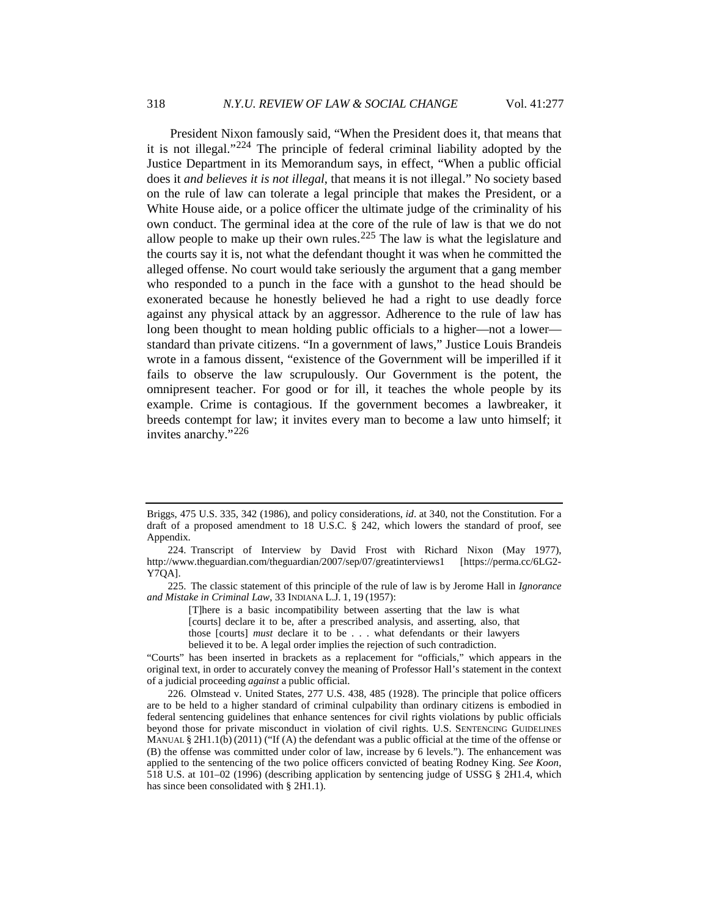President Nixon famously said, "When the President does it, that means that it is not illegal."[224] The principle of federal criminal liability adopted by the Justice Department in its Memorandum says, in effect, "When a public official does it *and believes it is not illegal*, that means it is not illegal." No society based on the rule of law can tolerate a legal principle that makes the President, or a White House aide, or a police officer the ultimate judge of the criminality of his own conduct. The germinal idea at the core of the rule of law is that we do not allow people to make up their own rules.[225] The law is what the legislature and the courts say it is, not what the defendant thought it was when he committed the alleged offense. No court would take seriously the argument that a gang member who responded to a punch in the face with a gunshot to the head should be exonerated because he honestly believed he had a right to use deadly force against any physical attack by an aggressor. Adherence to the rule of law has long been thought to mean holding public officials to a higher—not a lower—standard than private citizens. "In a government of laws," Justice Louis Brandeis wrote in a famous dissent, "existence of the Government will be imperilled if it fails to observe the law scrupulously. Our Government is the potent, the omnipresent teacher. For good or for ill, it teaches the whole people by its example. Crime is contagious. If the government becomes a lawbreaker, it breeds contempt for law; it invites every man to become a law unto himself; it invites anarchy."[226]

---

Briggs, 475 U.S. 335, 342 (1986), and policy considerations, *id*. at 340, not the Constitution. For a draft of a proposed amendment to 18 U.S.C. § 242, which lowers the standard of proof, see Appendix.

224. Transcript of Interview by David Frost with Richard Nixon (May 1977), http://www.theguardian.com/theguardian/2007/sep/07/greatinterviews1 [https://perma.cc/6LG2-Y7QA].

225. The classic statement of this principle of the rule of law is by Jerome Hall in *Ignorance and Mistake in Criminal Law*, 33 INDIANA L.J. 1, 19 (1957):

> [T]here is a basic incompatibility between asserting that the law is what [courts] declare it to be, after a prescribed analysis, and asserting, also, that those [courts] *must* declare it to be . . . what defendants or their lawyers believed it to be. A legal order implies the rejection of such contradiction.

"Courts" has been inserted in brackets as a replacement for "officials," which appears in the original text, in order to accurately convey the meaning of Professor Hall's statement in the context of a judicial proceeding *against* a public official.

226. Olmstead v. United States, 277 U.S. 438, 485 (1928). The principle that police officers are to be held to a higher standard of criminal culpability than ordinary citizens is embodied in federal sentencing guidelines that enhance sentences for civil rights violations by public officials beyond those for private misconduct in violation of civil rights. U.S. SENTENCING GUIDELINES MANUAL § 2H1.1(b) (2011) ("If (A) the defendant was a public official at the time of the offense or (B) the offense was committed under color of law, increase by 6 levels."). The enhancement was applied to the sentencing of the two police officers convicted of beating Rodney King. *See Koon*, 518 U.S. at 101–02 (1996) (describing application by sentencing judge of USSG § 2H1.4, which has since been consolidated with § 2H1.1).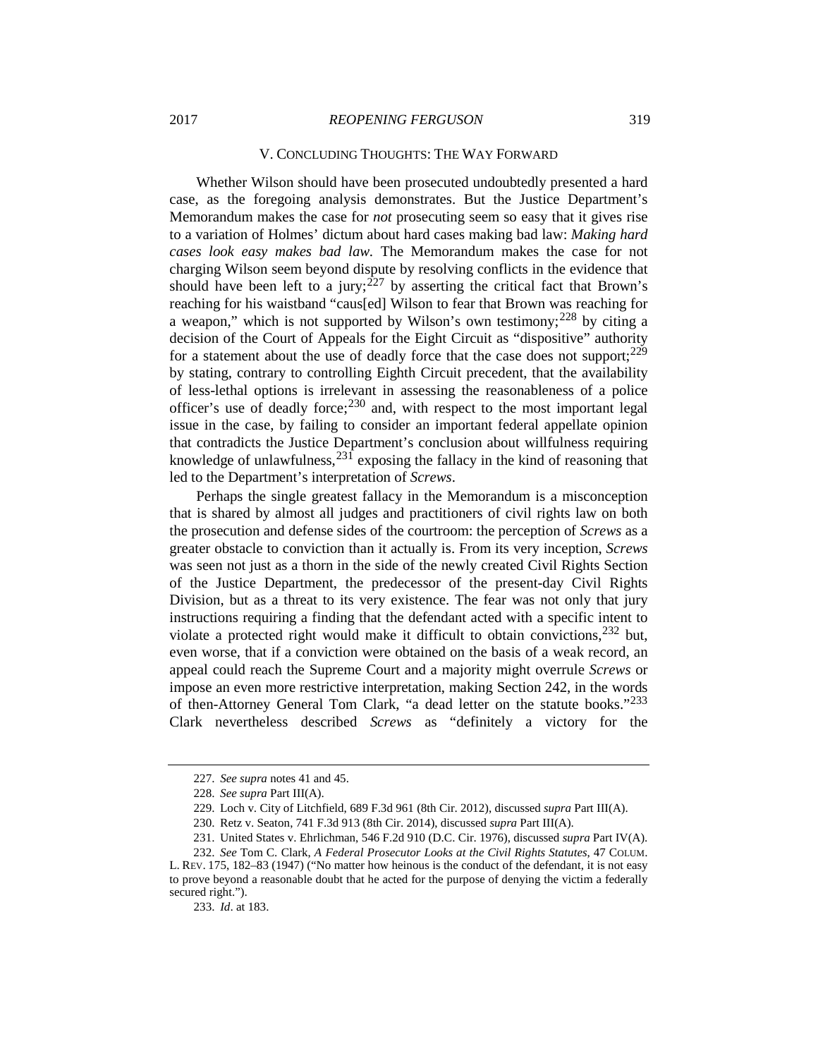## V. CONCLUDING THOUGHTS: THE WAY FORWARD

Whether Wilson should have been prosecuted undoubtedly presented a hard case, as the foregoing analysis demonstrates. But the Justice Department's Memorandum makes the case for *not* prosecuting seem so easy that it gives rise to a variation of Holmes' dictum about hard cases making bad law: *Making hard cases look easy makes bad law*. The Memorandum makes the case for not charging Wilson seem beyond dispute by resolving conflicts in the evidence that should have been left to a jury;[227] by asserting the critical fact that Brown's reaching for his waistband "caus[ed] Wilson to fear that Brown was reaching for a weapon," which is not supported by Wilson's own testimony;[228] by citing a decision of the Court of Appeals for the Eight Circuit as "dispositive" authority for a statement about the use of deadly force that the case does not support;[229] by stating, contrary to controlling Eighth Circuit precedent, that the availability of less-lethal options is irrelevant in assessing the reasonableness of a police officer's use of deadly force;[230] and, with respect to the most important legal issue in the case, by failing to consider an important federal appellate opinion that contradicts the Justice Department's conclusion about willfulness requiring knowledge of unlawfulness,[231] exposing the fallacy in the kind of reasoning that led to the Department's interpretation of *Screws*.

Perhaps the single greatest fallacy in the Memorandum is a misconception that is shared by almost all judges and practitioners of civil rights law on both the prosecution and defense sides of the courtroom: the perception of *Screws* as a greater obstacle to conviction than it actually is. From its very inception, *Screws* was seen not just as a thorn in the side of the newly created Civil Rights Section of the Justice Department, the predecessor of the present-day Civil Rights Division, but as a threat to its very existence. The fear was not only that jury instructions requiring a finding that the defendant acted with a specific intent to violate a protected right would make it difficult to obtain convictions,[232] but, even worse, that if a conviction were obtained on the basis of a weak record, an appeal could reach the Supreme Court and a majority might overrule *Screws* or impose an even more restrictive interpretation, making Section 242, in the words of then-Attorney General Tom Clark, "a dead letter on the statute books."[233] Clark nevertheless described *Screws* as "definitely a victory for the

---

227. *See supra* notes 41 and 45.

228. *See supra* Part III(A).

229. Loch v. City of Litchfield, 689 F.3d 961 (8th Cir. 2012), discussed *supra* Part III(A).

230. Retz v. Seaton, 741 F.3d 913 (8th Cir. 2014), discussed *supra* Part III(A).

231. United States v. Ehrlichman, 546 F.2d 910 (D.C. Cir. 1976), discussed *supra* Part IV(A).

232. *See* Tom C. Clark, *A Federal Prosecutor Looks at the Civil Rights Statutes*, 47 COLUM. L. REV. 175, 182–83 (1947) ("No matter how heinous is the conduct of the defendant, it is not easy to prove beyond a reasonable doubt that he acted for the purpose of denying the victim a federally secured right.").

233. *Id*. at 183.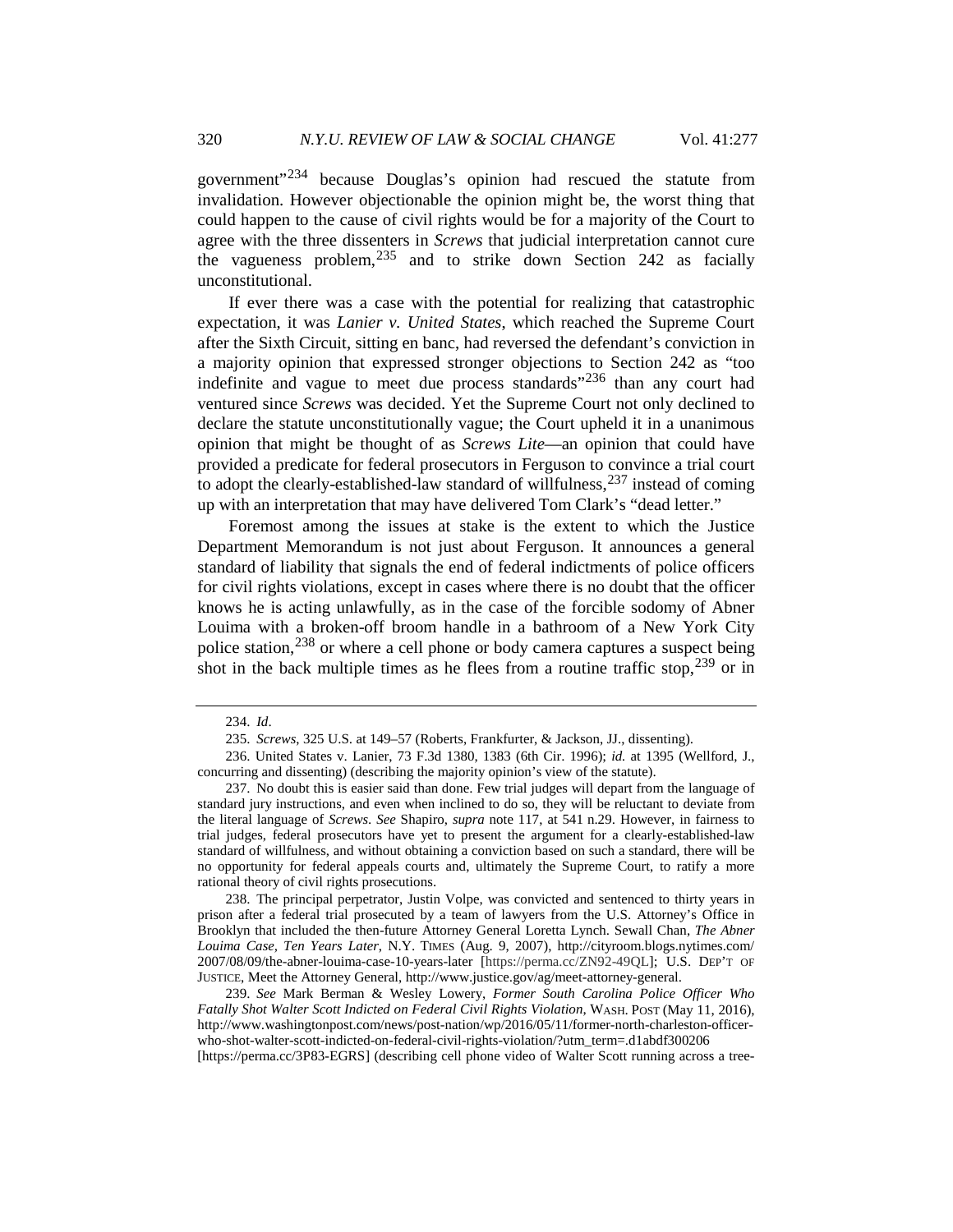government"[234] because Douglas's opinion had rescued the statute from invalidation. However objectionable the opinion might be, the worst thing that could happen to the cause of civil rights would be for a majority of the Court to agree with the three dissenters in *Screws* that judicial interpretation cannot cure the vagueness problem,[235] and to strike down Section 242 as facially unconstitutional.

If ever there was a case with the potential for realizing that catastrophic expectation, it was *Lanier v. United States*, which reached the Supreme Court after the Sixth Circuit, sitting en banc, had reversed the defendant's conviction in a majority opinion that expressed stronger objections to Section 242 as "too indefinite and vague to meet due process standards"[236] than any court had ventured since *Screws* was decided. Yet the Supreme Court not only declined to declare the statute unconstitutionally vague; the Court upheld it in a unanimous opinion that might be thought of as *Screws Lite*—an opinion that could have provided a predicate for federal prosecutors in Ferguson to convince a trial court to adopt the clearly-established-law standard of willfulness,[237] instead of coming up with an interpretation that may have delivered Tom Clark's "dead letter."

Foremost among the issues at stake is the extent to which the Justice Department Memorandum is not just about Ferguson. It announces a general standard of liability that signals the end of federal indictments of police officers for civil rights violations, except in cases where there is no doubt that the officer knows he is acting unlawfully, as in the case of the forcible sodomy of Abner Louima with a broken-off broom handle in a bathroom of a New York City police station,[238] or where a cell phone or body camera captures a suspect being shot in the back multiple times as he flees from a routine traffic stop,[239] or in

---

234. *Id*.

235. *Screws*, 325 U.S. at 149–57 (Roberts, Frankfurter, & Jackson, JJ., dissenting).

236. United States v. Lanier, 73 F.3d 1380, 1383 (6th Cir. 1996); *id.* at 1395 (Wellford, J., concurring and dissenting) (describing the majority opinion's view of the statute).

237. No doubt this is easier said than done. Few trial judges will depart from the language of standard jury instructions, and even when inclined to do so, they will be reluctant to deviate from the literal language of *Screws*. *See* Shapiro, *supra* note 117, at 541 n.29. However, in fairness to trial judges, federal prosecutors have yet to present the argument for a clearly-established-law standard of willfulness, and without obtaining a conviction based on such a standard, there will be no opportunity for federal appeals courts and, ultimately the Supreme Court, to ratify a more rational theory of civil rights prosecutions.

238. The principal perpetrator, Justin Volpe, was convicted and sentenced to thirty years in prison after a federal trial prosecuted by a team of lawyers from the U.S. Attorney's Office in Brooklyn that included the then-future Attorney General Loretta Lynch. Sewall Chan, *The Abner Louima Case, Ten Years Later*, N.Y. TIMES (Aug. 9, 2007), http://cityroom.blogs.nytimes.com/2007/08/09/the-abner-louima-case-10-years-later [https://perma.cc/ZN92-49QL]; U.S. DEP'T OF JUSTICE, Meet the Attorney General, http://www.justice.gov/ag/meet-attorney-general.

239. *See* Mark Berman & Wesley Lowery, *Former South Carolina Police Officer Who Fatally Shot Walter Scott Indicted on Federal Civil Rights Violation*, WASH. POST (May 11, 2016), http://www.washingtonpost.com/news/post-nation/wp/2016/05/11/former-north-charleston-officer-who-shot-walter-scott-indicted-on-federal-civil-rights-violation/?utm_term=.d1abdf300206 [https://perma.cc/3P83-EGRS] (describing cell phone video of Walter Scott running across a tree-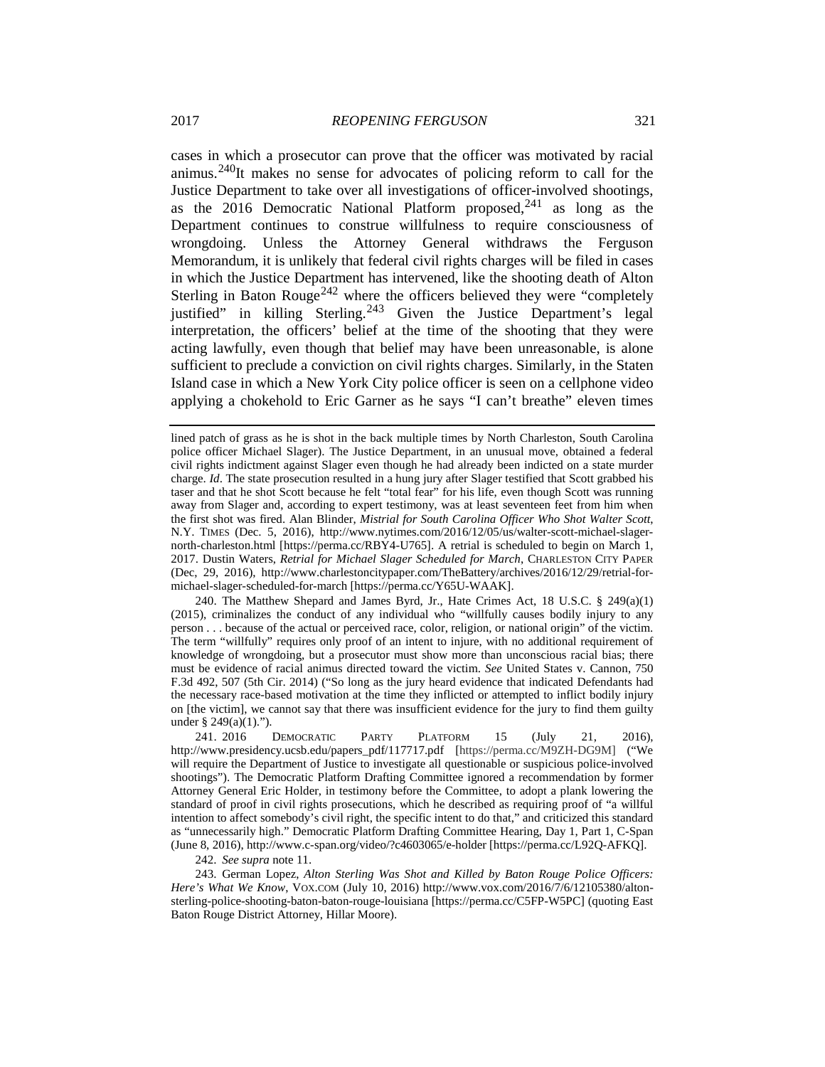cases in which a prosecutor can prove that the officer was motivated by racial animus.[240] It makes no sense for advocates of policing reform to call for the Justice Department to take over all investigations of officer-involved shootings, as the 2016 Democratic National Platform proposed,[241] as long as the Department continues to construe willfulness to require consciousness of wrongdoing. Unless the Attorney General withdraws the Ferguson Memorandum, it is unlikely that federal civil rights charges will be filed in cases in which the Justice Department has intervened, like the shooting death of Alton Sterling in Baton Rouge[242] where the officers believed they were "completely justified" in killing Sterling.[243] Given the Justice Department's legal interpretation, the officers' belief at the time of the shooting that they were acting lawfully, even though that belief may have been unreasonable, is alone sufficient to preclude a conviction on civil rights charges. Similarly, in the Staten Island case in which a New York City police officer is seen on a cellphone video applying a chokehold to Eric Garner as he says "I can't breathe" eleven times

---

lined patch of grass as he is shot in the back multiple times by North Charleston, South Carolina police officer Michael Slager). The Justice Department, in an unusual move, obtained a federal civil rights indictment against Slager even though he had already been indicted on a state murder charge. *Id*. The state prosecution resulted in a hung jury after Slager testified that Scott grabbed his taser and that he shot Scott because he felt "total fear" for his life, even though Scott was running away from Slager and, according to expert testimony, was at least seventeen feet from him when the first shot was fired. Alan Blinder, *Mistrial for South Carolina Officer Who Shot Walter Scott*, N.Y. TIMES (Dec. 5, 2016), http://www.nytimes.com/2016/12/05/us/walter-scott-michael-slager-north-charleston.html [https://perma.cc/RBY4-U765]. A retrial is scheduled to begin on March 1, 2017. Dustin Waters, *Retrial for Michael Slager Scheduled for March*, CHARLESTON CITY PAPER (Dec, 29, 2016), http://www.charlestoncitypaper.com/TheBattery/archives/2016/12/29/retrial-for-michael-slager-scheduled-for-march [https://perma.cc/Y65U-WAAK].

240. The Matthew Shepard and James Byrd, Jr., Hate Crimes Act, 18 U.S.C. § 249(a)(1) (2015), criminalizes the conduct of any individual who "willfully causes bodily injury to any person . . . because of the actual or perceived race, color, religion, or national origin" of the victim. The term "willfully" requires only proof of an intent to injure, with no additional requirement of knowledge of wrongdoing, but a prosecutor must show more than unconscious racial bias; there must be evidence of racial animus directed toward the victim. *See* United States v. Cannon, 750 F.3d 492, 507 (5th Cir. 2014) ("So long as the jury heard evidence that indicated Defendants had the necessary race-based motivation at the time they inflicted or attempted to inflict bodily injury on [the victim], we cannot say that there was insufficient evidence for the jury to find them guilty under § 249(a)(1).").

241. 2016 DEMOCRATIC PARTY PLATFORM 15 (July 21, 2016), http://www.presidency.ucsb.edu/papers_pdf/117717.pdf [https://perma.cc/M9ZH-DG9M] ("We will require the Department of Justice to investigate all questionable or suspicious police-involved shootings"). The Democratic Platform Drafting Committee ignored a recommendation by former Attorney General Eric Holder, in testimony before the Committee, to adopt a plank lowering the standard of proof in civil rights prosecutions, which he described as requiring proof of "a willful intention to affect somebody's civil right, the specific intent to do that," and criticized this standard as "unnecessarily high." Democratic Platform Drafting Committee Hearing, Day 1, Part 1, C-Span (June 8, 2016), http://www.c-span.org/video/?c4603065/e-holder [https://perma.cc/L92Q-AFKQ].

242. *See supra* note 11.

243. German Lopez, *Alton Sterling Was Shot and Killed by Baton Rouge Police Officers: Here's What We Know*, VOX.COM (July 10, 2016) http://www.vox.com/2016/7/6/12105380/alton-sterling-police-shooting-baton-baton-rouge-louisiana [https://perma.cc/C5FP-W5PC] (quoting East Baton Rouge District Attorney, Hillar Moore).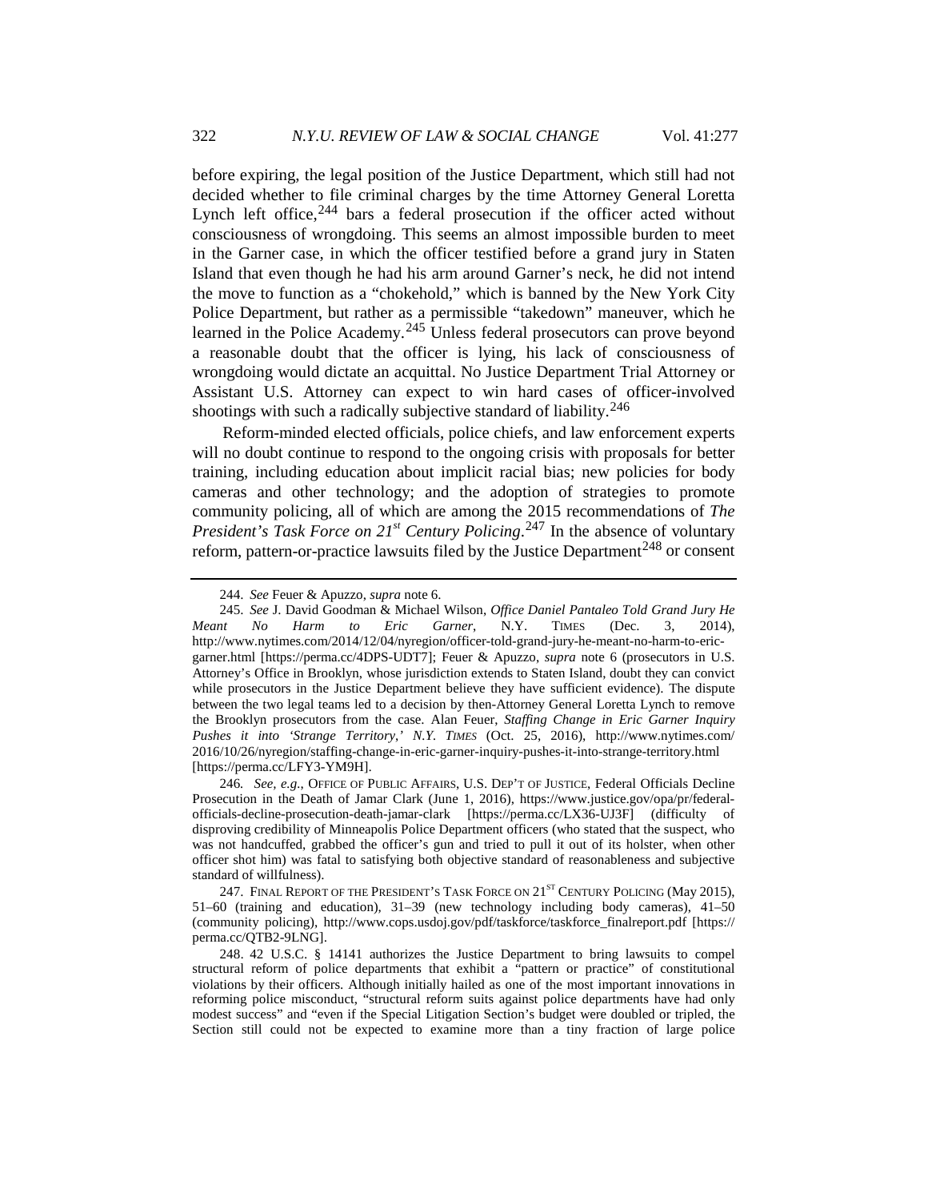before expiring, the legal position of the Justice Department, which still had not decided whether to file criminal charges by the time Attorney General Loretta Lynch left office,[244] bars a federal prosecution if the officer acted without consciousness of wrongdoing. This seems an almost impossible burden to meet in the Garner case, in which the officer testified before a grand jury in Staten Island that even though he had his arm around Garner's neck, he did not intend the move to function as a "chokehold," which is banned by the New York City Police Department, but rather as a permissible "takedown" maneuver, which he learned in the Police Academy.[245] Unless federal prosecutors can prove beyond a reasonable doubt that the officer is lying, his lack of consciousness of wrongdoing would dictate an acquittal. No Justice Department Trial Attorney or Assistant U.S. Attorney can expect to win hard cases of officer-involved shootings with such a radically subjective standard of liability.[246]

Reform-minded elected officials, police chiefs, and law enforcement experts will no doubt continue to respond to the ongoing crisis with proposals for better training, including education about implicit racial bias; new policies for body cameras and other technology; and the adoption of strategies to promote community policing, all of which are among the 2015 recommendations of *The President's Task Force on 21st Century Policing*.[247] In the absence of voluntary reform, pattern-or-practice lawsuits filed by the Justice Department[248] or consent

---

244. *See* Feuer & Apuzzo, *supra* note 6.

245. *See* J. David Goodman & Michael Wilson, *Office Daniel Pantaleo Told Grand Jury He Meant No Harm to Eric Garner*, N.Y. TIMES (Dec. 3, 2014), http://www.nytimes.com/2014/12/04/nyregion/officer-told-grand-jury-he-meant-no-harm-to-eric-garner.html [https://perma.cc/4DPS-UDT7]; Feuer & Apuzzo, *supra* note 6 (prosecutors in U.S. Attorney's Office in Brooklyn, whose jurisdiction extends to Staten Island, doubt they can convict while prosecutors in the Justice Department believe they have sufficient evidence). The dispute between the two legal teams led to a decision by then-Attorney General Loretta Lynch to remove the Brooklyn prosecutors from the case. Alan Feuer, *Staffing Change in Eric Garner Inquiry Pushes it into 'Strange Territory,' N.Y. TIMES* (Oct. 25, 2016), http://www.nytimes.com/2016/10/26/nyregion/staffing-change-in-eric-garner-inquiry-pushes-it-into-strange-territory.html [https://perma.cc/LFY3-YM9H].

246. *See, e.g.*, OFFICE OF PUBLIC AFFAIRS, U.S. DEP'T OF JUSTICE, Federal Officials Decline Prosecution in the Death of Jamar Clark (June 1, 2016), https://www.justice.gov/opa/pr/federal-officials-decline-prosecution-death-jamar-clark [https://perma.cc/LX36-UJ3F] (difficulty of disproving credibility of Minneapolis Police Department officers (who stated that the suspect, who was not handcuffed, grabbed the officer's gun and tried to pull it out of its holster, when other officer shot him) was fatal to satisfying both objective standard of reasonableness and subjective standard of willfulness).

247. FINAL REPORT OF THE PRESIDENT'S TASK FORCE ON 21ST CENTURY POLICING (May 2015), 51–60 (training and education), 31–39 (new technology including body cameras), 41–50 (community policing), http://www.cops.usdoj.gov/pdf/taskforce/taskforce_finalreport.pdf [https://perma.cc/QTB2-9LNG].

248. 42 U.S.C. § 14141 authorizes the Justice Department to bring lawsuits to compel structural reform of police departments that exhibit a "pattern or practice" of constitutional violations by their officers. Although initially hailed as one of the most important innovations in reforming police misconduct, "structural reform suits against police departments have had only modest success" and "even if the Special Litigation Section's budget were doubled or tripled, the Section still could not be expected to examine more than a tiny fraction of large police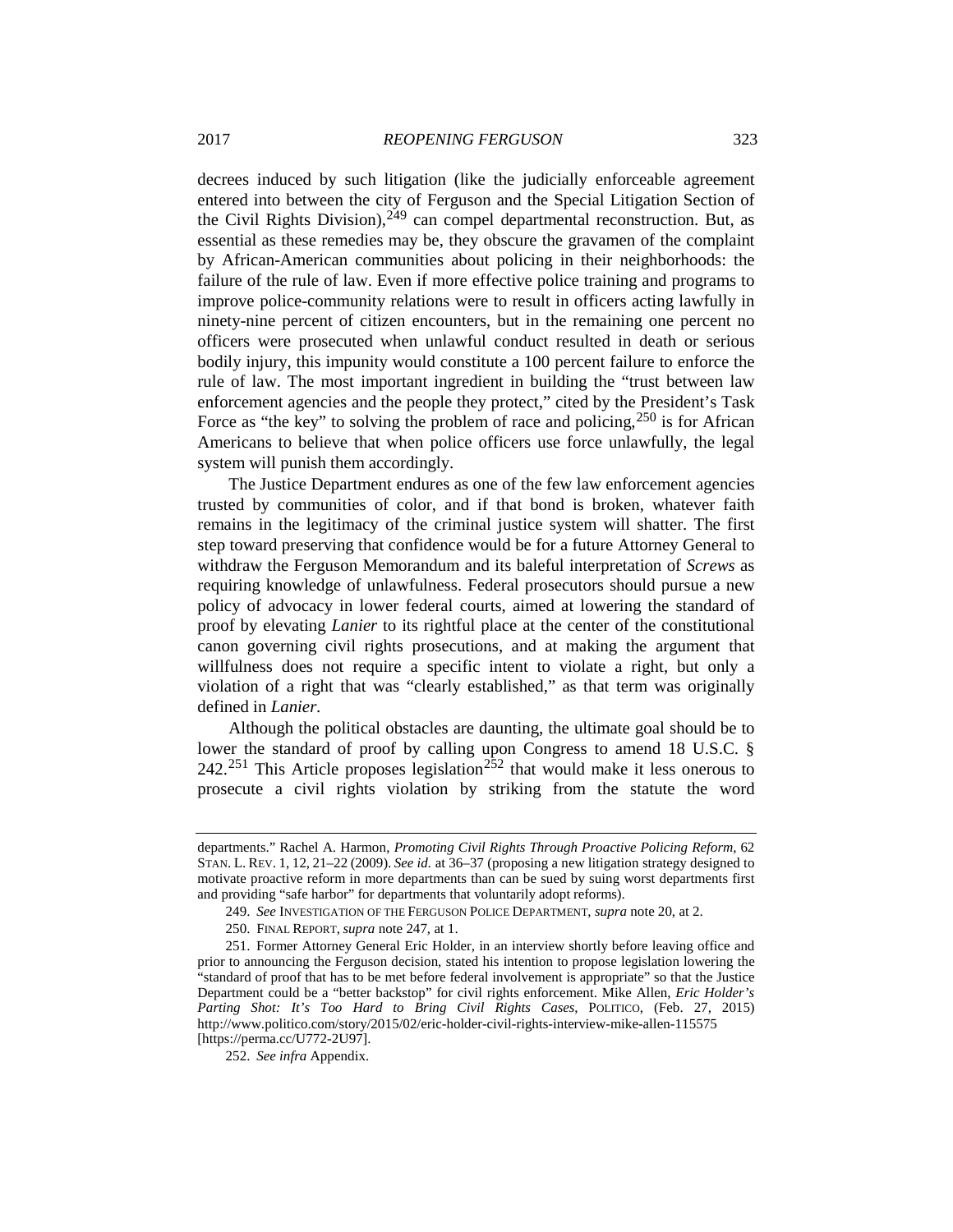decrees induced by such litigation (like the judicially enforceable agreement entered into between the city of Ferguson and the Special Litigation Section of the Civil Rights Division),[249] can compel departmental reconstruction. But, as essential as these remedies may be, they obscure the gravamen of the complaint by African-American communities about policing in their neighborhoods: the failure of the rule of law. Even if more effective police training and programs to improve police-community relations were to result in officers acting lawfully in ninety-nine percent of citizen encounters, but in the remaining one percent no officers were prosecuted when unlawful conduct resulted in death or serious bodily injury, this impunity would constitute a 100 percent failure to enforce the rule of law. The most important ingredient in building the "trust between law enforcement agencies and the people they protect," cited by the President's Task Force as "the key" to solving the problem of race and policing,[250] is for African Americans to believe that when police officers use force unlawfully, the legal system will punish them accordingly.

The Justice Department endures as one of the few law enforcement agencies trusted by communities of color, and if that bond is broken, whatever faith remains in the legitimacy of the criminal justice system will shatter. The first step toward preserving that confidence would be for a future Attorney General to withdraw the Ferguson Memorandum and its baleful interpretation of *Screws* as requiring knowledge of unlawfulness. Federal prosecutors should pursue a new policy of advocacy in lower federal courts, aimed at lowering the standard of proof by elevating *Lanier* to its rightful place at the center of the constitutional canon governing civil rights prosecutions, and at making the argument that willfulness does not require a specific intent to violate a right, but only a violation of a right that was "clearly established," as that term was originally defined in *Lanier*.

Although the political obstacles are daunting, the ultimate goal should be to lower the standard of proof by calling upon Congress to amend 18 U.S.C. § 242.[251] This Article proposes legislation[252] that would make it less onerous to prosecute a civil rights violation by striking from the statute the word

---

departments." Rachel A. Harmon, *Promoting Civil Rights Through Proactive Policing Reform*, 62 STAN. L. REV. 1, 12, 21–22 (2009). *See id.* at 36–37 (proposing a new litigation strategy designed to motivate proactive reform in more departments than can be sued by suing worst departments first and providing "safe harbor" for departments that voluntarily adopt reforms).

249. *See* INVESTIGATION OF THE FERGUSON POLICE DEPARTMENT, *supra* note 20, at 2.

250. FINAL REPORT, *supra* note 247, at 1.

251. Former Attorney General Eric Holder, in an interview shortly before leaving office and prior to announcing the Ferguson decision, stated his intention to propose legislation lowering the "standard of proof that has to be met before federal involvement is appropriate" so that the Justice Department could be a "better backstop" for civil rights enforcement. Mike Allen, *Eric Holder's Parting Shot: It's Too Hard to Bring Civil Rights Cases*, POLITICO, (Feb. 27, 2015) http://www.politico.com/story/2015/02/eric-holder-civil-rights-interview-mike-allen-115575 [https://perma.cc/U772-2U97].

252. *See infra* Appendix.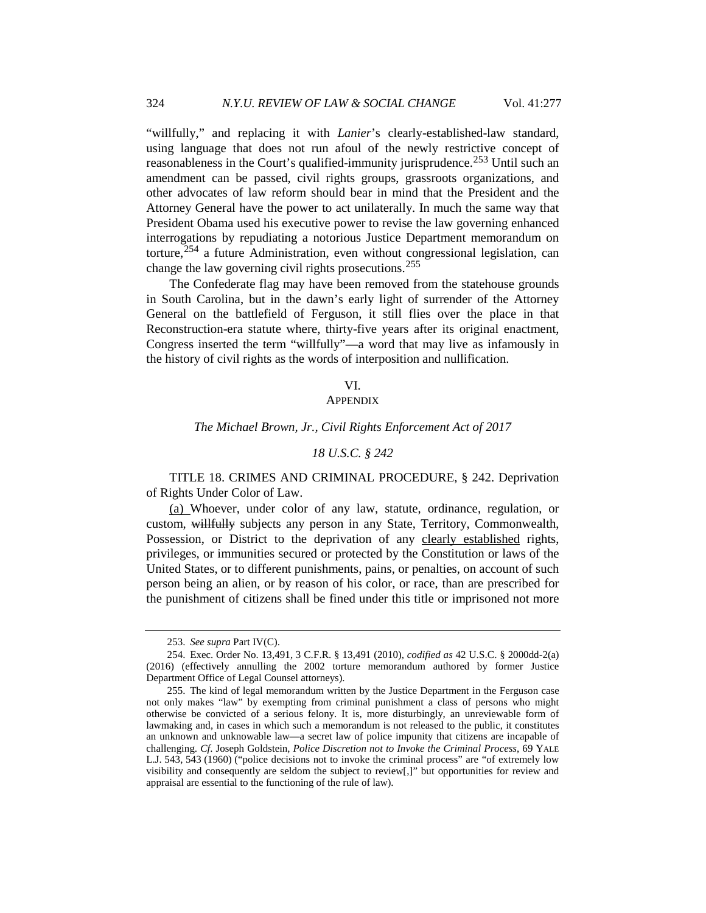"willfully," and replacing it with *Lanier*'s clearly-established-law standard, using language that does not run afoul of the newly restrictive concept of reasonableness in the Court's qualified-immunity jurisprudence.[253] Until such an amendment can be passed, civil rights groups, grassroots organizations, and other advocates of law reform should bear in mind that the President and the Attorney General have the power to act unilaterally. In much the same way that President Obama used his executive power to revise the law governing enhanced interrogations by repudiating a notorious Justice Department memorandum on torture,[254] a future Administration, even without congressional legislation, can change the law governing civil rights prosecutions.[255]

The Confederate flag may have been removed from the statehouse grounds in South Carolina, but in the dawn's early light of surrender of the Attorney General on the battlefield of Ferguson, it still flies over the place in that Reconstruction-era statute where, thirty-five years after its original enactment, Congress inserted the term "willfully"—a word that may live as infamously in the history of civil rights as the words of interposition and nullification.

## VI.
## APPENDIX

### *The Michael Brown, Jr., Civil Rights Enforcement Act of 2017*

### *18 U.S.C. § 242*

TITLE 18. CRIMES AND CRIMINAL PROCEDURE, § 242. Deprivation of Rights Under Color of Law.

<u>(a)</u> Whoever, under color of any law, statute, ordinance, regulation, or custom, ~~willfully~~ subjects any person in any State, Territory, Commonwealth, Possession, or District to the deprivation of any <u>clearly established</u> rights, privileges, or immunities secured or protected by the Constitution or laws of the United States, or to different punishments, pains, or penalties, on account of such person being an alien, or by reason of his color, or race, than are prescribed for the punishment of citizens shall be fined under this title or imprisoned not more

---

253. *See supra* Part IV(C).

254. Exec. Order No. 13,491, 3 C.F.R. § 13,491 (2010), *codified as* 42 U.S.C. § 2000dd-2(a) (2016) (effectively annulling the 2002 torture memorandum authored by former Justice Department Office of Legal Counsel attorneys).

255. The kind of legal memorandum written by the Justice Department in the Ferguson case not only makes "law" by exempting from criminal punishment a class of persons who might otherwise be convicted of a serious felony. It is, more disturbingly, an unreviewable form of lawmaking and, in cases in which such a memorandum is not released to the public, it constitutes an unknown and unknowable law—a secret law of police impunity that citizens are incapable of challenging. *Cf*. Joseph Goldstein, *Police Discretion not to Invoke the Criminal Process*, 69 YALE L.J. 543, 543 (1960) ("police decisions not to invoke the criminal process" are "of extremely low visibility and consequently are seldom the subject to review[,]" but opportunities for review and appraisal are essential to the functioning of the rule of law).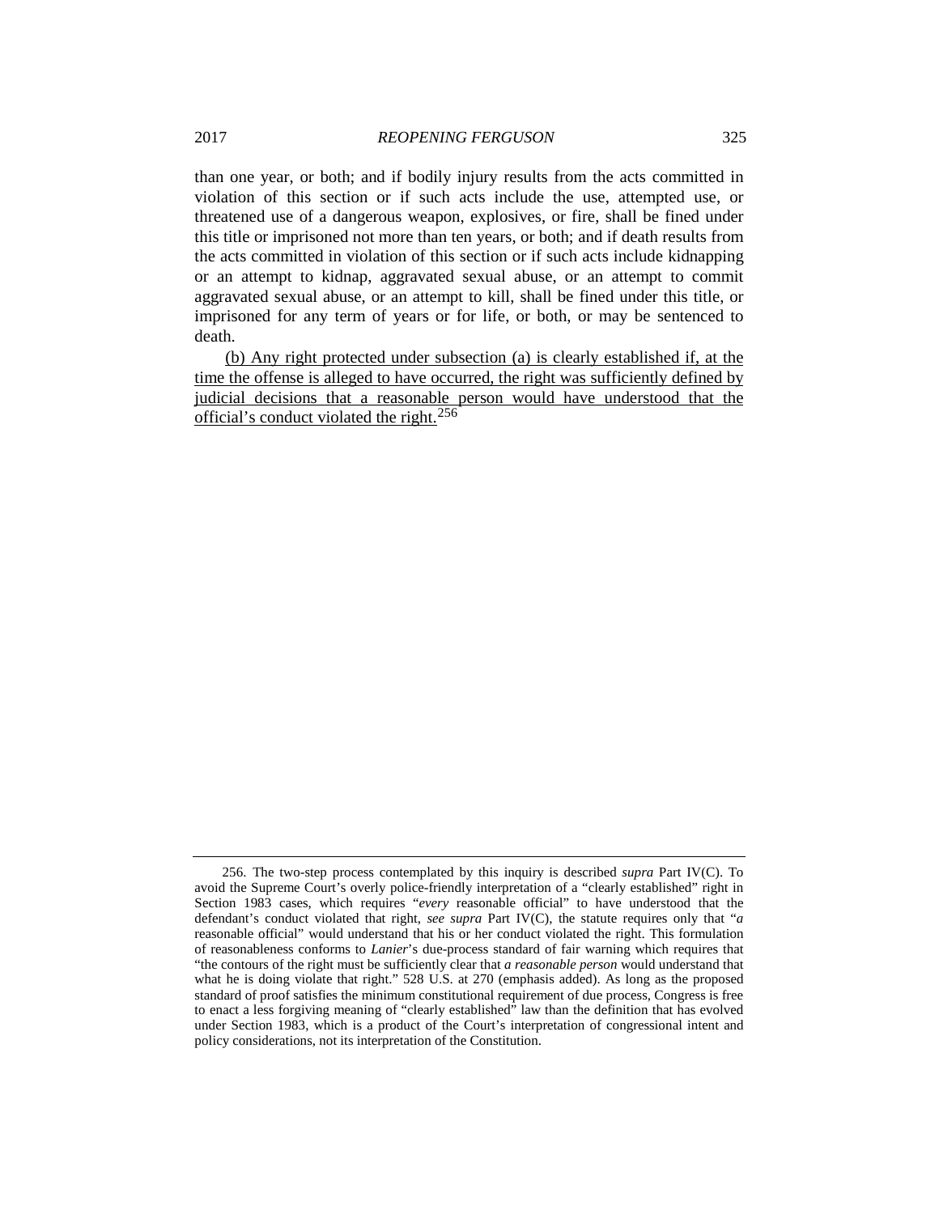than one year, or both; and if bodily injury results from the acts committed in violation of this section or if such acts include the use, attempted use, or threatened use of a dangerous weapon, explosives, or fire, shall be fined under this title or imprisoned not more than ten years, or both; and if death results from the acts committed in violation of this section or if such acts include kidnapping or an attempt to kidnap, aggravated sexual abuse, or an attempt to commit aggravated sexual abuse, or an attempt to kill, shall be fined under this title, or imprisoned for any term of years or for life, or both, or may be sentenced to death.

<u>(b) Any right protected under subsection (a) is clearly established if, at the time the offense is alleged to have occurred, the right was sufficiently defined by judicial decisions that a reasonable person would have understood that the official's conduct violated the right.</u>[256]

---

256. The two-step process contemplated by this inquiry is described *supra* Part IV(C). To avoid the Supreme Court's overly police-friendly interpretation of a "clearly established" right in Section 1983 cases, which requires "*every* reasonable official" to have understood that the defendant's conduct violated that right, *see supra* Part IV(C), the statute requires only that "*a* reasonable official" would understand that his or her conduct violated the right. This formulation of reasonableness conforms to *Lanier*'s due-process standard of fair warning which requires that "the contours of the right must be sufficiently clear that *a reasonable person* would understand that what he is doing violate that right." 528 U.S. at 270 (emphasis added). As long as the proposed standard of proof satisfies the minimum constitutional requirement of due process, Congress is free to enact a less forgiving meaning of "clearly established" law than the definition that has evolved under Section 1983, which is a product of the Court's interpretation of congressional intent and policy considerations, not its interpretation of the Constitution.